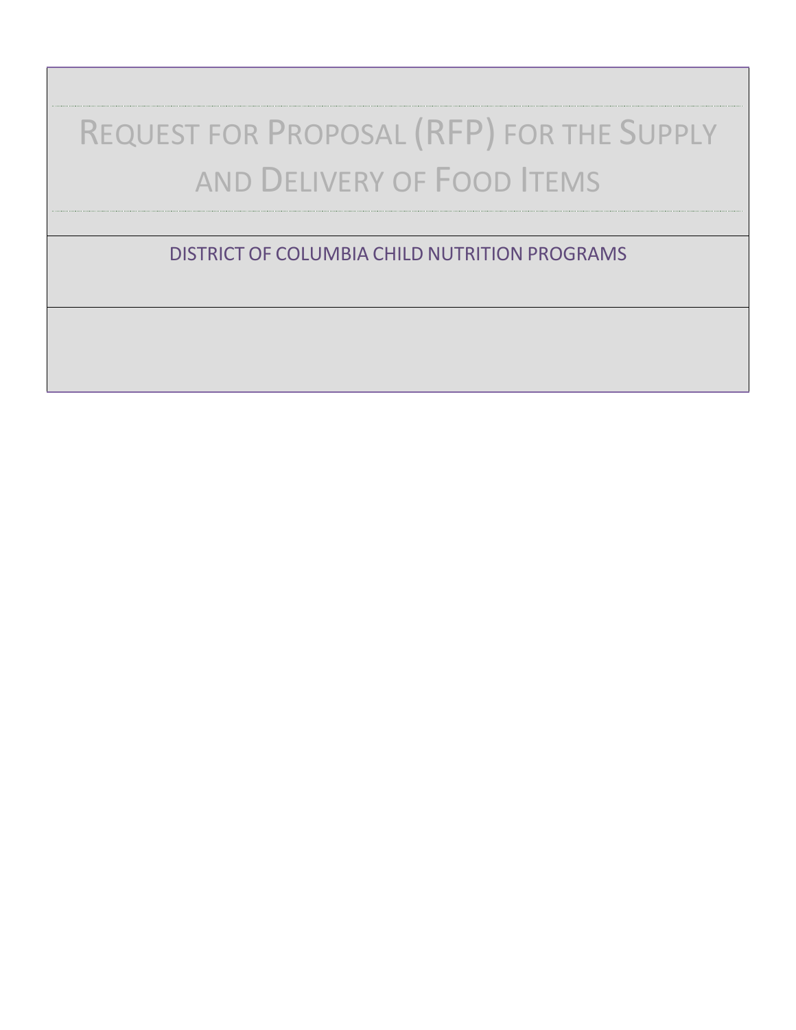# Request for Proposal (RFP) for the Supply and Delivery of Food Items

## DISTRICT OF COLUMBIA CHILD NUTRITION PROGRAMS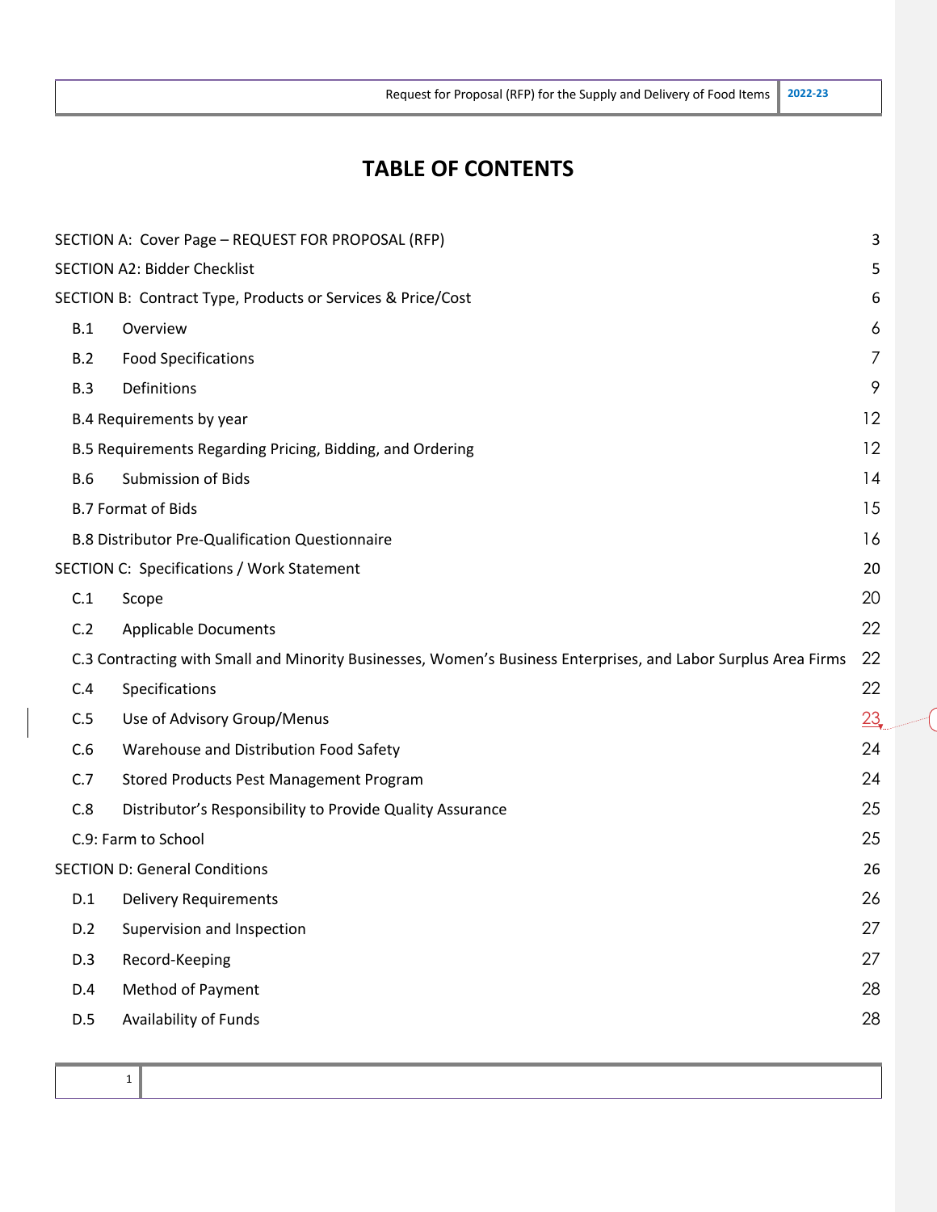# TABLE OF CONTENTS

| | |
|---|---|
| SECTION A: Cover Page – REQUEST FOR PROPOSAL (RFP) | 3 |
| SECTION A2: Bidder Checklist | 5 |
| SECTION B: Contract Type, Products or Services & Price/Cost | 6 |
| B.1 Overview | 6 |
| B.2 Food Specifications | 7 |
| B.3 Definitions | 9 |
| B.4 Requirements by year | 12 |
| B.5 Requirements Regarding Pricing, Bidding, and Ordering | 12 |
| B.6 Submission of Bids | 14 |
| B.7 Format of Bids | 15 |
| B.8 Distributor Pre-Qualification Questionnaire | 16 |
| SECTION C: Specifications / Work Statement | 20 |
| C.1 Scope | 20 |
| C.2 Applicable Documents | 22 |
| C.3 Contracting with Small and Minority Businesses, Women's Business Enterprises, and Labor Surplus Area Firms | 22 |
| C.4 Specifications | 22 |
| C.5 Use of Advisory Group/Menus | 23 |
| C.6 Warehouse and Distribution Food Safety | 24 |
| C.7 Stored Products Pest Management Program | 24 |
| C.8 Distributor's Responsibility to Provide Quality Assurance | 25 |
| C.9: Farm to School | 25 |
| SECTION D: General Conditions | 26 |
| D.1 Delivery Requirements | 26 |
| D.2 Supervision and Inspection | 27 |
| D.3 Record-Keeping | 27 |
| D.4 Method of Payment | 28 |
| D.5 Availability of Funds | 28 |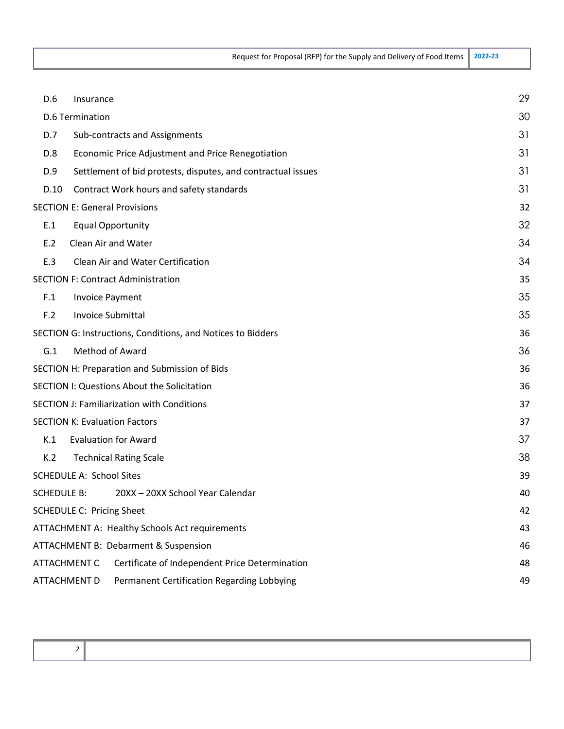| | |
|---|---|
| D.6 Insurance | 29 |
| D.6 Termination | 30 |
| D.7 Sub-contracts and Assignments | 31 |
| D.8 Economic Price Adjustment and Price Renegotiation | 31 |
| D.9 Settlement of bid protests, disputes, and contractual issues | 31 |
| D.10 Contract Work hours and safety standards | 31 |
| SECTION E: General Provisions | 32 |
| E.1 Equal Opportunity | 32 |
| E.2 Clean Air and Water | 34 |
| E.3 Clean Air and Water Certification | 34 |
| SECTION F: Contract Administration | 35 |
| F.1 Invoice Payment | 35 |
| F.2 Invoice Submittal | 35 |
| SECTION G: Instructions, Conditions, and Notices to Bidders | 36 |
| G.1 Method of Award | 36 |
| SECTION H: Preparation and Submission of Bids | 36 |
| SECTION I: Questions About the Solicitation | 36 |
| SECTION J: Familiarization with Conditions | 37 |
| SECTION K: Evaluation Factors | 37 |
| K.1 Evaluation for Award | 37 |
| K.2 Technical Rating Scale | 38 |
| SCHEDULE A: School Sites | 39 |
| SCHEDULE B: 20XX – 20XX School Year Calendar | 40 |
| SCHEDULE C: Pricing Sheet | 42 |
| ATTACHMENT A: Healthy Schools Act requirements | 43 |
| ATTACHMENT B: Debarment & Suspension | 46 |
| ATTACHMENT C Certificate of Independent Price Determination | 48 |
| ATTACHMENT D Permanent Certification Regarding Lobbying | 49 |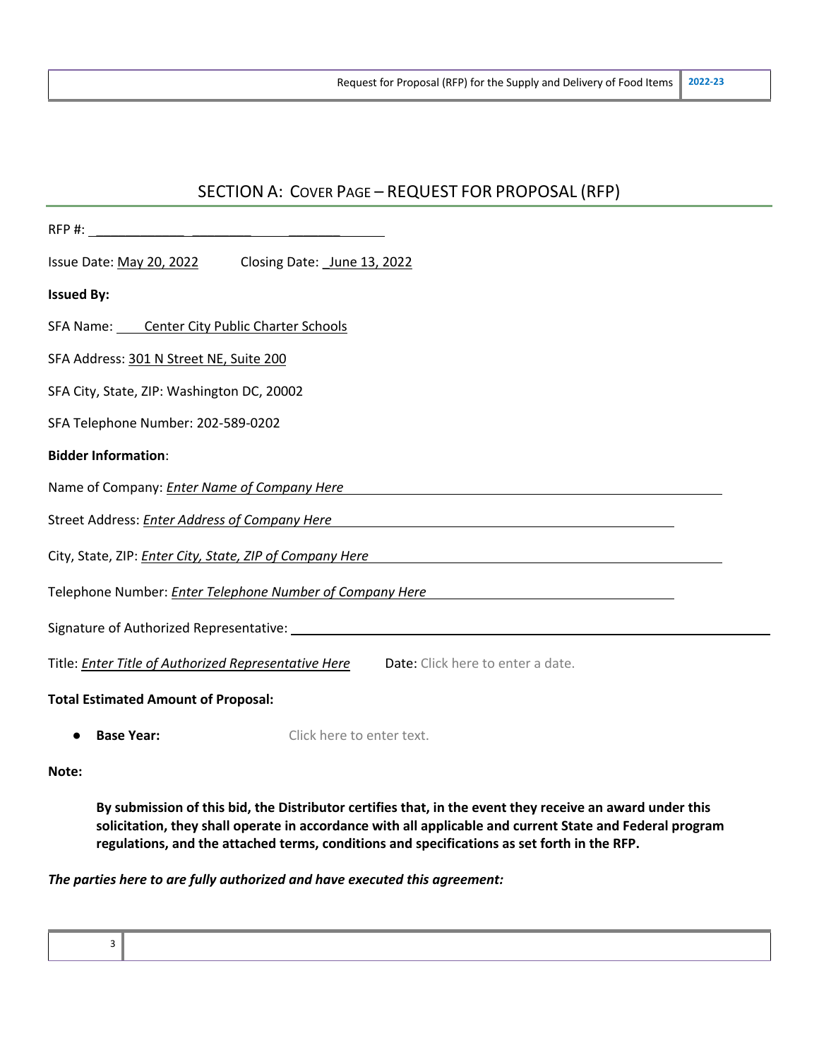## SECTION A: Cover Page – REQUEST FOR PROPOSAL (RFP)

RFP #: ______________________________

Issue Date: May 20, 2022     Closing Date: _June 13, 2022

**Issued By:**

SFA Name: Center City Public Charter Schools

SFA Address: 301 N Street NE, Suite 200

SFA City, State, ZIP: Washington DC, 20002

SFA Telephone Number: 202-589-0202

**Bidder Information**:

Name of Company: *Enter Name of Company Here*

Street Address: *Enter Address of Company Here*

City, State, ZIP: *Enter City, State, ZIP of Company Here*

Telephone Number: *Enter Telephone Number of Company Here*

Signature of Authorized Representative: ______________________________

Title: *Enter Title of Authorized Representative Here*     **Date:** Click here to enter a date.

**Total Estimated Amount of Proposal:**

- **Base Year:** Click here to enter text.

**Note:**

> **By submission of this bid, the Distributor certifies that, in the event they receive an award under this solicitation, they shall operate in accordance with all applicable and current State and Federal program regulations, and the attached terms, conditions and specifications as set forth in the RFP.**

***The parties here to are fully authorized and have executed this agreement:***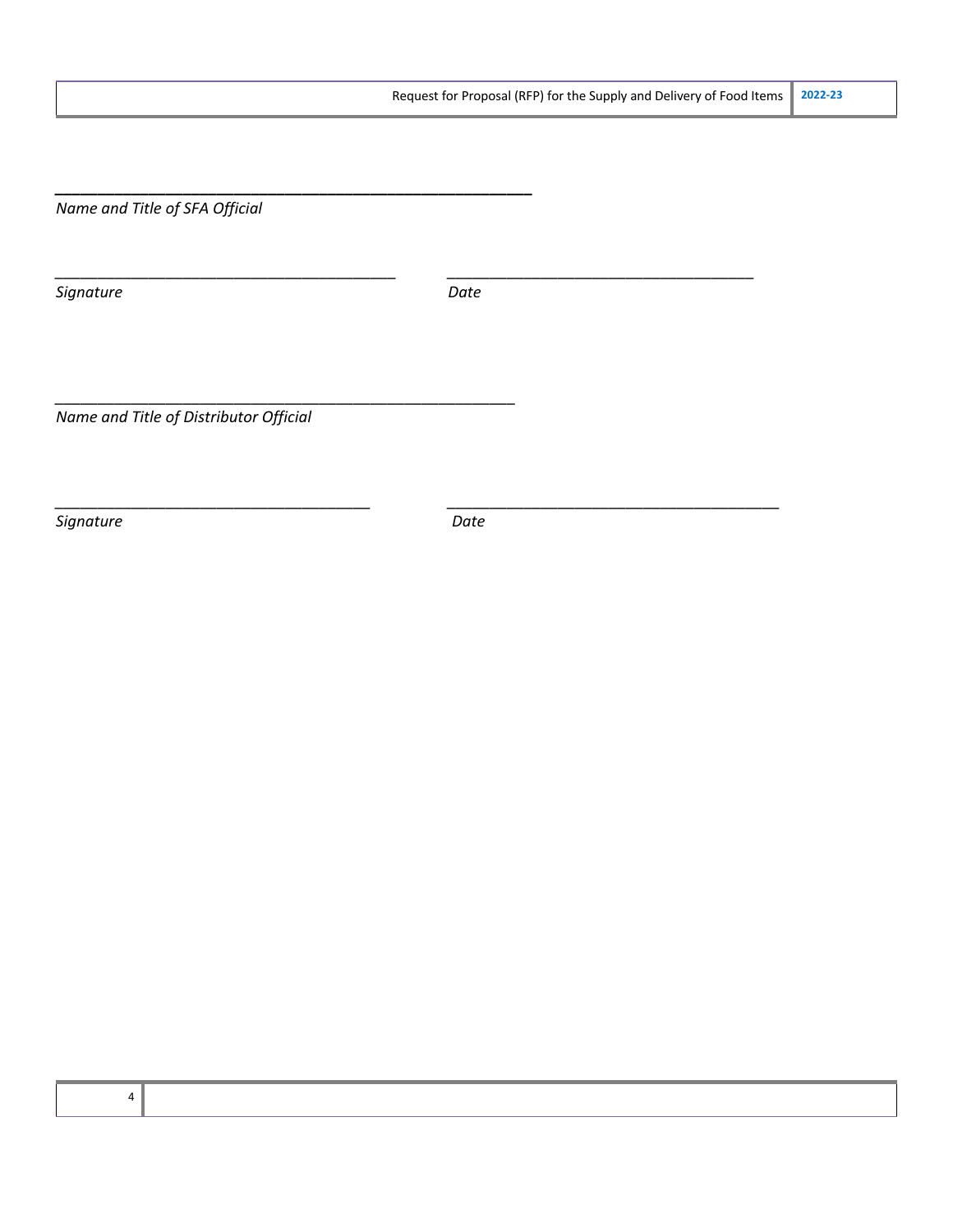\_\_\_\_\_\_\_\_\_\_\_\_\_\_\_\_\_\_\_\_\_\_\_\_\_\_\_\_\_\_\_\_\_\_\_\_\_\_\_\_\_\_\_\_\_\_\_\_\_\_\_\_

*Name and Title of SFA Official*

\_\_\_\_\_\_\_\_\_\_\_\_\_\_\_\_\_\_\_\_\_\_\_\_\_\_\_\_\_\_\_\_\_\_\_\_\_\_\_\_ \_\_\_\_\_\_\_\_\_\_\_\_\_\_\_\_\_\_\_\_\_\_\_\_\_\_\_\_\_\_\_\_\_\_\_\_\_\_

*Signature* *Date*

\_\_\_\_\_\_\_\_\_\_\_\_\_\_\_\_\_\_\_\_\_\_\_\_\_\_\_\_\_\_\_\_\_\_\_\_\_\_\_\_\_\_\_\_\_\_\_\_\_\_\_\_

*Name and Title of Distributor Official*

\_\_\_\_\_\_\_\_\_\_\_\_\_\_\_\_\_\_\_\_\_\_\_\_\_\_\_\_\_\_\_\_\_\_\_\_\_\_\_\_ \_\_\_\_\_\_\_\_\_\_\_\_\_\_\_\_\_\_\_\_\_\_\_\_\_\_\_\_\_\_\_\_\_\_\_\_\_\_

*Signature* *Date*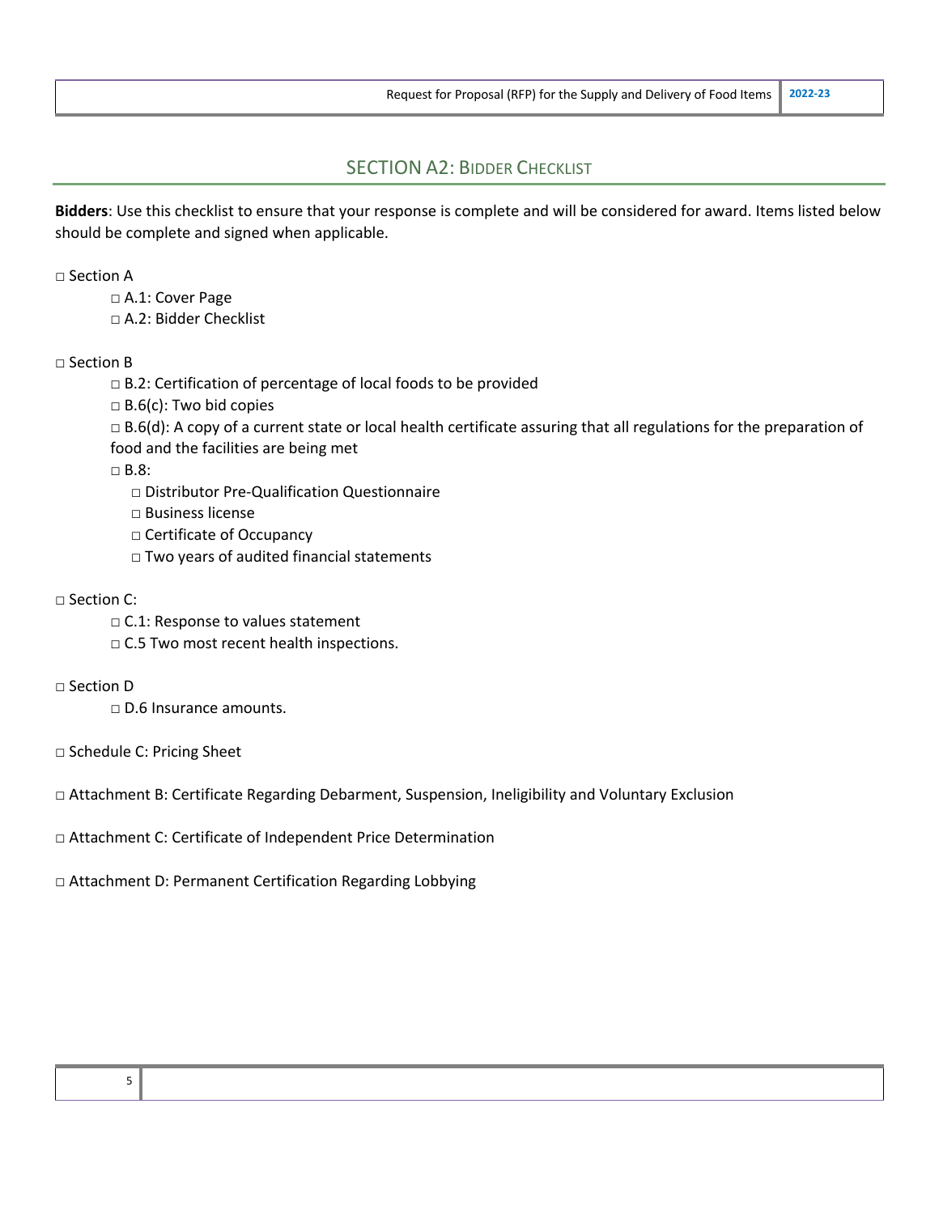## SECTION A2: BIDDER CHECKLIST

**Bidders**: Use this checklist to ensure that your response is complete and will be considered for award. Items listed below should be complete and signed when applicable.

□ Section A
- □ A.1: Cover Page
- □ A.2: Bidder Checklist

□ Section B
- □ B.2: Certification of percentage of local foods to be provided
- □ B.6(c): Two bid copies
- □ B.6(d): A copy of a current state or local health certificate assuring that all regulations for the preparation of food and the facilities are being met
- □ B.8:
  - □ Distributor Pre-Qualification Questionnaire
  - □ Business license
  - □ Certificate of Occupancy
  - □ Two years of audited financial statements

□ Section C:
- □ C.1: Response to values statement
- □ C.5 Two most recent health inspections.

□ Section D
- □ D.6 Insurance amounts.

□ Schedule C: Pricing Sheet

□ Attachment B: Certificate Regarding Debarment, Suspension, Ineligibility and Voluntary Exclusion

□ Attachment C: Certificate of Independent Price Determination

□ Attachment D: Permanent Certification Regarding Lobbying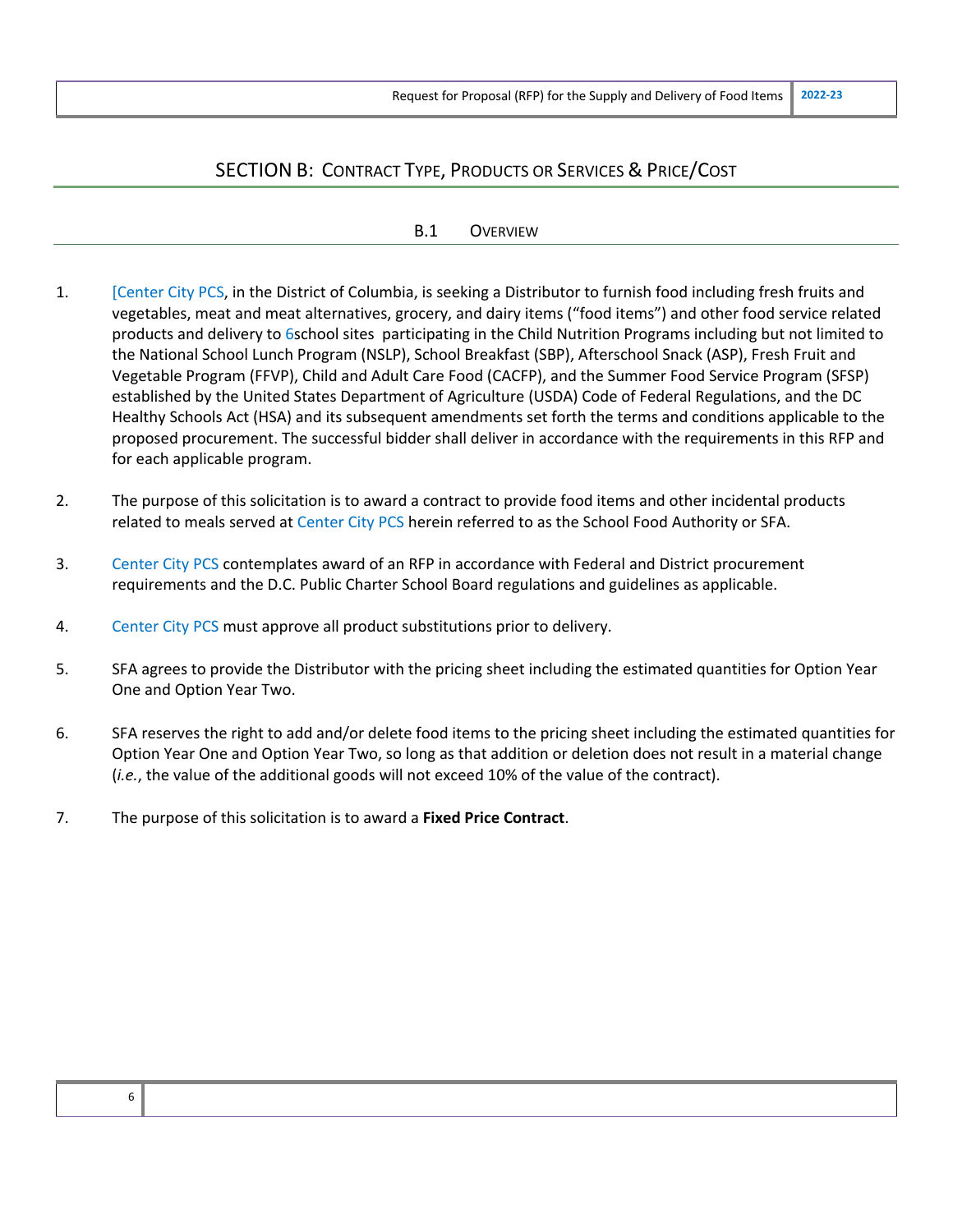# SECTION B: CONTRACT TYPE, PRODUCTS OR SERVICES & PRICE/COST

## B.1 OVERVIEW

1. [Center City PCS, in the District of Columbia, is seeking a Distributor to furnish food including fresh fruits and vegetables, meat and meat alternatives, grocery, and dairy items ("food items") and other food service related products and delivery to 6school sites participating in the Child Nutrition Programs including but not limited to the National School Lunch Program (NSLP), School Breakfast (SBP), Afterschool Snack (ASP), Fresh Fruit and Vegetable Program (FFVP), Child and Adult Care Food (CACFP), and the Summer Food Service Program (SFSP) established by the United States Department of Agriculture (USDA) Code of Federal Regulations, and the DC Healthy Schools Act (HSA) and its subsequent amendments set forth the terms and conditions applicable to the proposed procurement. The successful bidder shall deliver in accordance with the requirements in this RFP and for each applicable program.

2. The purpose of this solicitation is to award a contract to provide food items and other incidental products related to meals served at Center City PCS herein referred to as the School Food Authority or SFA.

3. Center City PCS contemplates award of an RFP in accordance with Federal and District procurement requirements and the D.C. Public Charter School Board regulations and guidelines as applicable.

4. Center City PCS must approve all product substitutions prior to delivery.

5. SFA agrees to provide the Distributor with the pricing sheet including the estimated quantities for Option Year One and Option Year Two.

6. SFA reserves the right to add and/or delete food items to the pricing sheet including the estimated quantities for Option Year One and Option Year Two, so long as that addition or deletion does not result in a material change (*i.e.*, the value of the additional goods will not exceed 10% of the value of the contract).

7. The purpose of this solicitation is to award a **Fixed Price Contract**.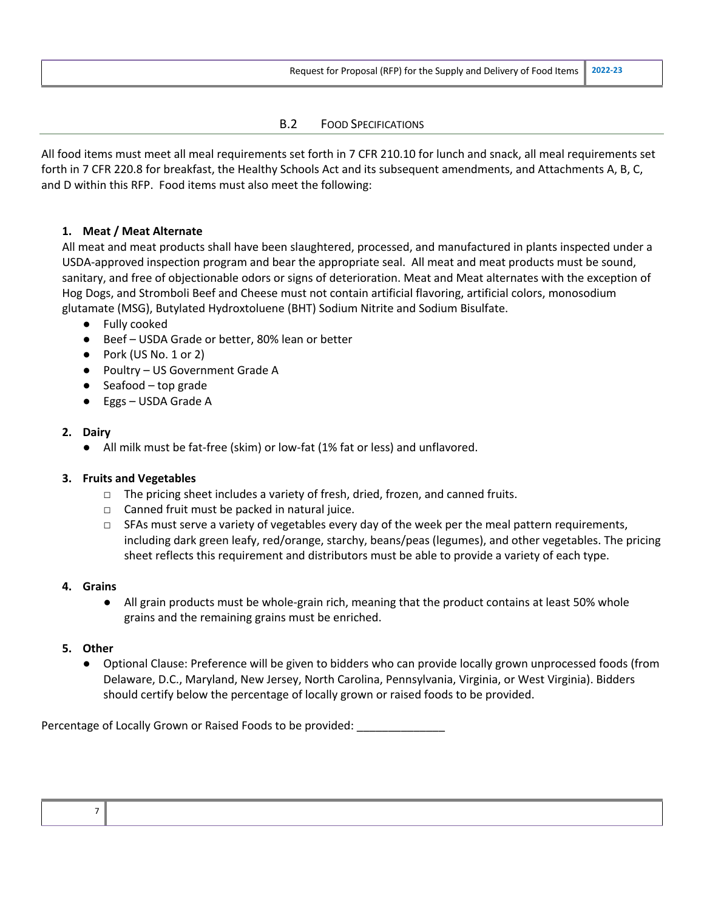## B.2 Food Specifications

All food items must meet all meal requirements set forth in 7 CFR 210.10 for lunch and snack, all meal requirements set forth in 7 CFR 220.8 for breakfast, the Healthy Schools Act and its subsequent amendments, and Attachments A, B, C, and D within this RFP. Food items must also meet the following:

1. **Meat / Meat Alternate**
   All meat and meat products shall have been slaughtered, processed, and manufactured in plants inspected under a USDA-approved inspection program and bear the appropriate seal. All meat and meat products must be sound, sanitary, and free of objectionable odors or signs of deterioration. Meat and Meat alternates with the exception of Hog Dogs, and Stromboli Beef and Cheese must not contain artificial flavoring, artificial colors, monosodium glutamate (MSG), Butylated Hydroxtoluene (BHT) Sodium Nitrite and Sodium Bisulfate.
   - Fully cooked
   - Beef – USDA Grade or better, 80% lean or better
   - Pork (US No. 1 or 2)
   - Poultry – US Government Grade A
   - Seafood – top grade
   - Eggs – USDA Grade A

2. **Dairy**
   - All milk must be fat-free (skim) or low-fat (1% fat or less) and unflavored.

3. **Fruits and Vegetables**
   - The pricing sheet includes a variety of fresh, dried, frozen, and canned fruits.
   - Canned fruit must be packed in natural juice.
   - SFAs must serve a variety of vegetables every day of the week per the meal pattern requirements, including dark green leafy, red/orange, starchy, beans/peas (legumes), and other vegetables. The pricing sheet reflects this requirement and distributors must be able to provide a variety of each type.

4. **Grains**
   - All grain products must be whole-grain rich, meaning that the product contains at least 50% whole grains and the remaining grains must be enriched.

5. **Other**
   - Optional Clause: Preference will be given to bidders who can provide locally grown unprocessed foods (from Delaware, D.C., Maryland, New Jersey, North Carolina, Pennsylvania, Virginia, or West Virginia). Bidders should certify below the percentage of locally grown or raised foods to be provided.

Percentage of Locally Grown or Raised Foods to be provided: ______________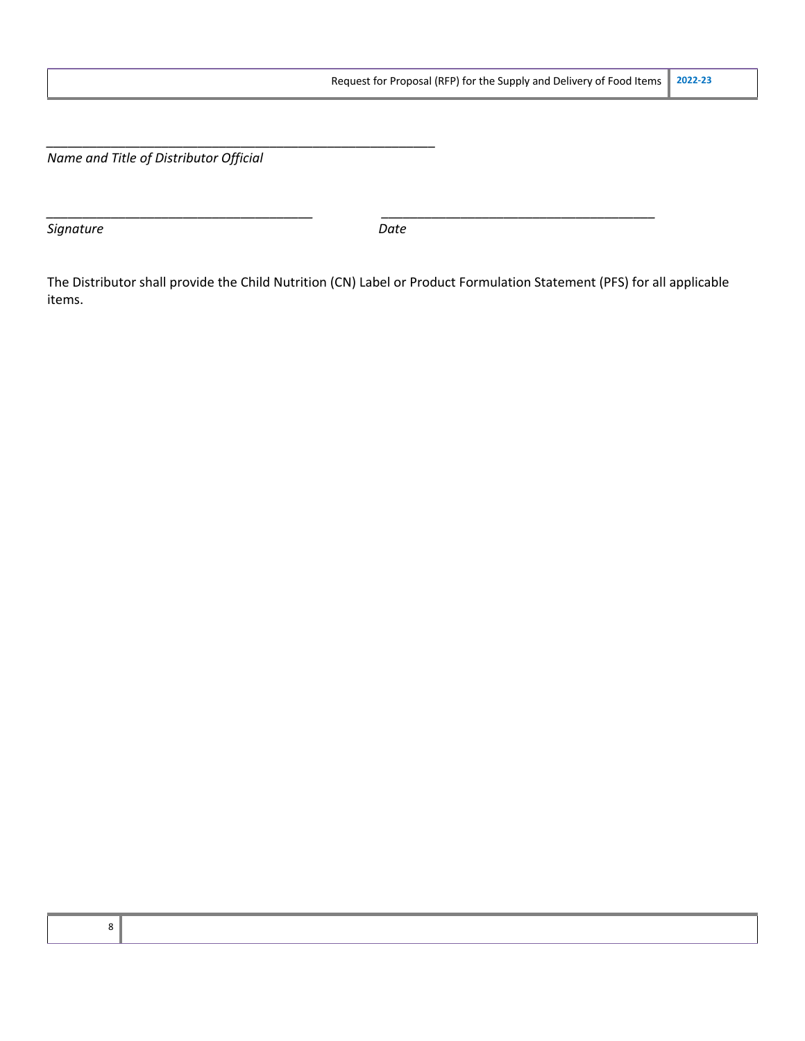\_\_\_\_\_\_\_\_\_\_\_\_\_\_\_\_\_\_\_\_\_\_\_\_\_\_\_\_\_\_\_\_\_\_\_\_\_\_\_\_\_\_\_\_\_\_\_\_\_\_\_\_\_\_\_\_

*Name and Title of Distributor Official*

\_\_\_\_\_\_\_\_\_\_\_\_\_\_\_\_\_\_\_\_\_\_\_\_\_\_\_\_\_\_\_\_\_\_\_\_\_\_ \_\_\_\_\_\_\_\_\_\_\_\_\_\_\_\_\_\_\_\_\_\_\_\_\_\_\_\_\_\_\_\_\_\_\_\_\_\_\_

*Signature* *Date*

The Distributor shall provide the Child Nutrition (CN) Label or Product Formulation Statement (PFS) for all applicable items.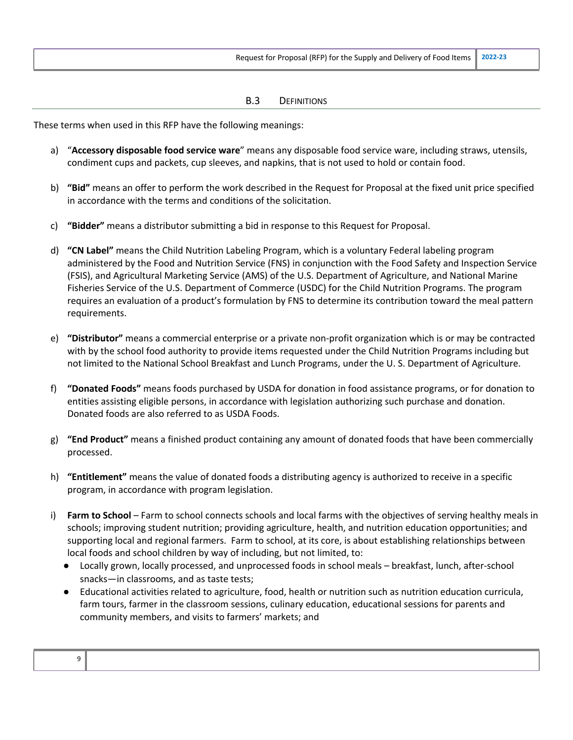## B.3 DEFINITIONS

These terms when used in this RFP have the following meanings:

a) "**Accessory disposable food service ware**" means any disposable food service ware, including straws, utensils, condiment cups and packets, cup sleeves, and napkins, that is not used to hold or contain food.

b) **"Bid"** means an offer to perform the work described in the Request for Proposal at the fixed unit price specified in accordance with the terms and conditions of the solicitation.

c) **"Bidder"** means a distributor submitting a bid in response to this Request for Proposal.

d) **"CN Label"** means the Child Nutrition Labeling Program, which is a voluntary Federal labeling program administered by the Food and Nutrition Service (FNS) in conjunction with the Food Safety and Inspection Service (FSIS), and Agricultural Marketing Service (AMS) of the U.S. Department of Agriculture, and National Marine Fisheries Service of the U.S. Department of Commerce (USDC) for the Child Nutrition Programs. The program requires an evaluation of a product's formulation by FNS to determine its contribution toward the meal pattern requirements.

e) **"Distributor"** means a commercial enterprise or a private non-profit organization which is or may be contracted with by the school food authority to provide items requested under the Child Nutrition Programs including but not limited to the National School Breakfast and Lunch Programs, under the U. S. Department of Agriculture.

f) **"Donated Foods"** means foods purchased by USDA for donation in food assistance programs, or for donation to entities assisting eligible persons, in accordance with legislation authorizing such purchase and donation. Donated foods are also referred to as USDA Foods.

g) **"End Product"** means a finished product containing any amount of donated foods that have been commercially processed.

h) **"Entitlement"** means the value of donated foods a distributing agency is authorized to receive in a specific program, in accordance with program legislation.

i) **Farm to School** – Farm to school connects schools and local farms with the objectives of serving healthy meals in schools; improving student nutrition; providing agriculture, health, and nutrition education opportunities; and supporting local and regional farmers. Farm to school, at its core, is about establishing relationships between local foods and school children by way of including, but not limited, to:
   - Locally grown, locally processed, and unprocessed foods in school meals – breakfast, lunch, after-school snacks—in classrooms, and as taste tests;
   - Educational activities related to agriculture, food, health or nutrition such as nutrition education curricula, farm tours, farmer in the classroom sessions, culinary education, educational sessions for parents and community members, and visits to farmers' markets; and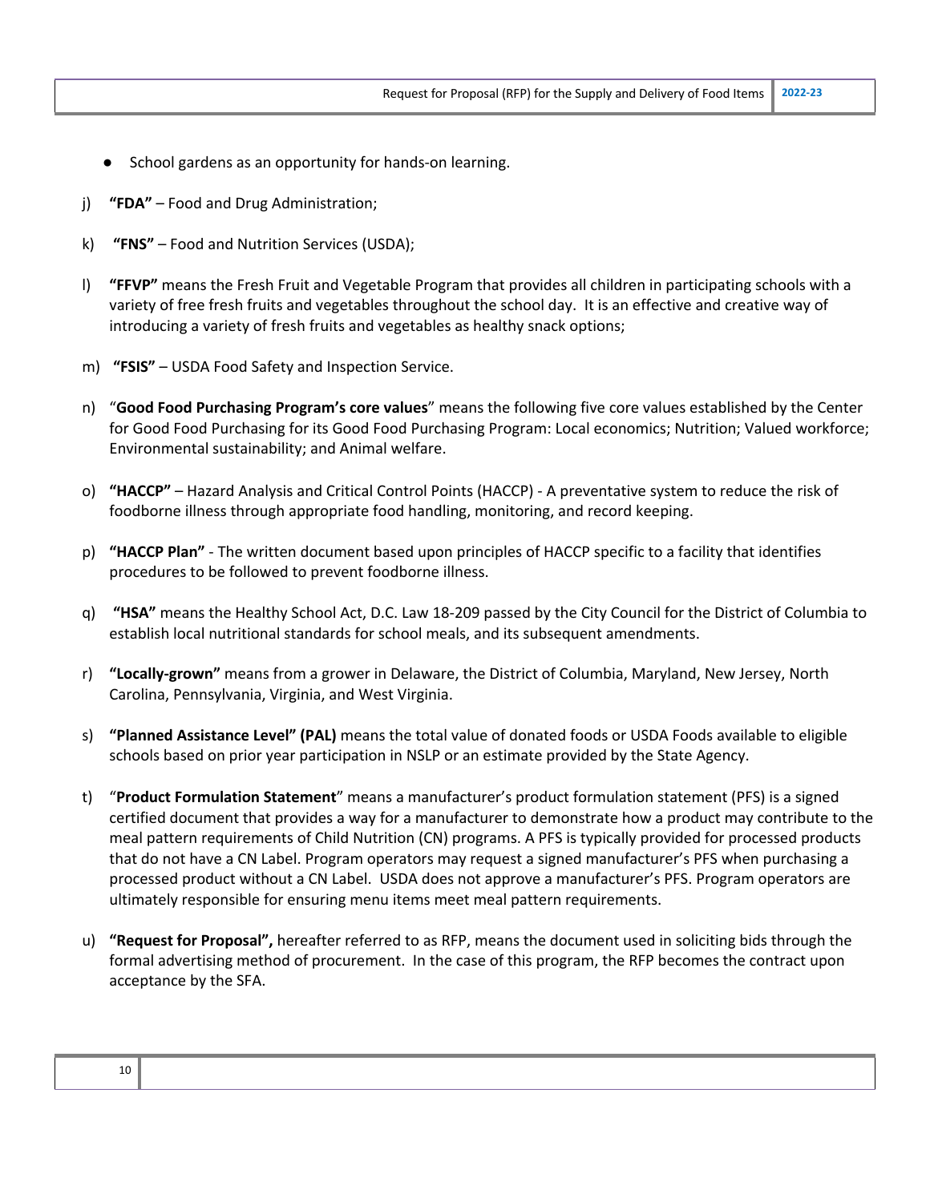- School gardens as an opportunity for hands-on learning.

j) **"FDA"** – Food and Drug Administration;

k) **"FNS"** – Food and Nutrition Services (USDA);

l) **"FFVP"** means the Fresh Fruit and Vegetable Program that provides all children in participating schools with a variety of free fresh fruits and vegetables throughout the school day. It is an effective and creative way of introducing a variety of fresh fruits and vegetables as healthy snack options;

m) **"FSIS"** – USDA Food Safety and Inspection Service.

n) "**Good Food Purchasing Program's core values**" means the following five core values established by the Center for Good Food Purchasing for its Good Food Purchasing Program: Local economics; Nutrition; Valued workforce; Environmental sustainability; and Animal welfare.

o) **"HACCP"** – Hazard Analysis and Critical Control Points (HACCP) - A preventative system to reduce the risk of foodborne illness through appropriate food handling, monitoring, and record keeping.

p) **"HACCP Plan"** - The written document based upon principles of HACCP specific to a facility that identifies procedures to be followed to prevent foodborne illness.

q) **"HSA"** means the Healthy School Act, D.C. Law 18-209 passed by the City Council for the District of Columbia to establish local nutritional standards for school meals, and its subsequent amendments.

r) **"Locally-grown"** means from a grower in Delaware, the District of Columbia, Maryland, New Jersey, North Carolina, Pennsylvania, Virginia, and West Virginia.

s) **"Planned Assistance Level" (PAL)** means the total value of donated foods or USDA Foods available to eligible schools based on prior year participation in NSLP or an estimate provided by the State Agency.

t) "**Product Formulation Statement**" means a manufacturer's product formulation statement (PFS) is a signed certified document that provides a way for a manufacturer to demonstrate how a product may contribute to the meal pattern requirements of Child Nutrition (CN) programs. A PFS is typically provided for processed products that do not have a CN Label. Program operators may request a signed manufacturer's PFS when purchasing a processed product without a CN Label. USDA does not approve a manufacturer's PFS. Program operators are ultimately responsible for ensuring menu items meet meal pattern requirements.

u) **"Request for Proposal",** hereafter referred to as RFP, means the document used in soliciting bids through the formal advertising method of procurement. In the case of this program, the RFP becomes the contract upon acceptance by the SFA.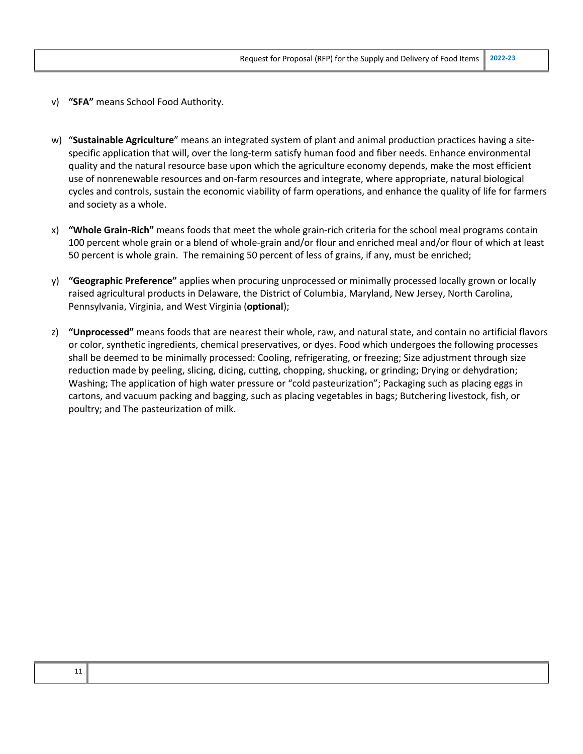v) **"SFA"** means School Food Authority.

w) "**Sustainable Agriculture**" means an integrated system of plant and animal production practices having a site-specific application that will, over the long-term satisfy human food and fiber needs. Enhance environmental quality and the natural resource base upon which the agriculture economy depends, make the most efficient use of nonrenewable resources and on-farm resources and integrate, where appropriate, natural biological cycles and controls, sustain the economic viability of farm operations, and enhance the quality of life for farmers and society as a whole.

x) **"Whole Grain-Rich"** means foods that meet the whole grain-rich criteria for the school meal programs contain 100 percent whole grain or a blend of whole-grain and/or flour and enriched meal and/or flour of which at least 50 percent is whole grain. The remaining 50 percent of less of grains, if any, must be enriched;

y) **"Geographic Preference"** applies when procuring unprocessed or minimally processed locally grown or locally raised agricultural products in Delaware, the District of Columbia, Maryland, New Jersey, North Carolina, Pennsylvania, Virginia, and West Virginia (**optional**);

z) **"Unprocessed"** means foods that are nearest their whole, raw, and natural state, and contain no artificial flavors or color, synthetic ingredients, chemical preservatives, or dyes. Food which undergoes the following processes shall be deemed to be minimally processed: Cooling, refrigerating, or freezing; Size adjustment through size reduction made by peeling, slicing, dicing, cutting, chopping, shucking, or grinding; Drying or dehydration; Washing; The application of high water pressure or "cold pasteurization"; Packaging such as placing eggs in cartons, and vacuum packing and bagging, such as placing vegetables in bags; Butchering livestock, fish, or poultry; and The pasteurization of milk.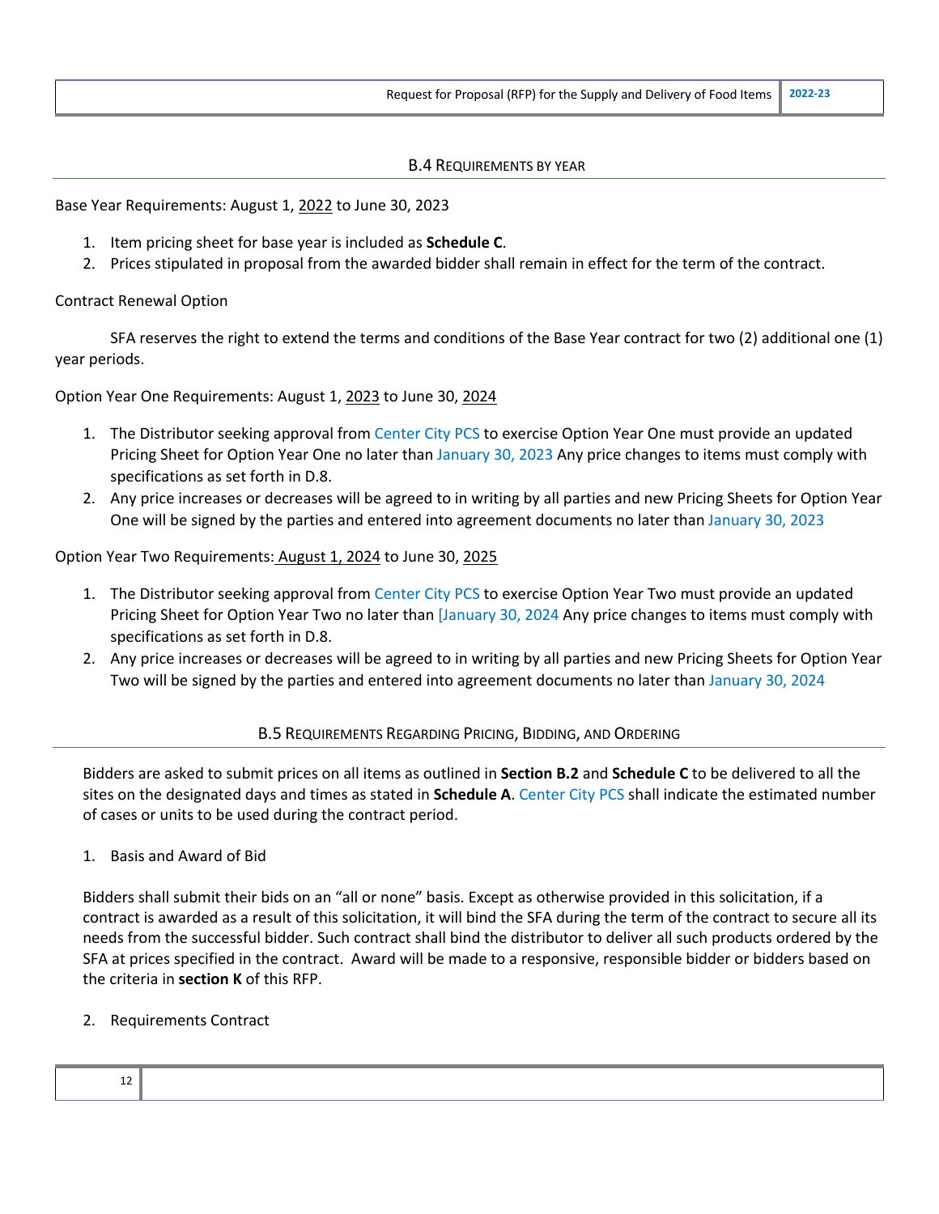## B.4 Requirements by Year

Base Year Requirements: August 1, 2022 to June 30, 2023

1. Item pricing sheet for base year is included as **Schedule C**.
2. Prices stipulated in proposal from the awarded bidder shall remain in effect for the term of the contract.

Contract Renewal Option

SFA reserves the right to extend the terms and conditions of the Base Year contract for two (2) additional one (1) year periods.

Option Year One Requirements: August 1, 2023 to June 30, 2024

1. The Distributor seeking approval from Center City PCS to exercise Option Year One must provide an updated Pricing Sheet for Option Year One no later than January 30, 2023 Any price changes to items must comply with specifications as set forth in D.8.
2. Any price increases or decreases will be agreed to in writing by all parties and new Pricing Sheets for Option Year One will be signed by the parties and entered into agreement documents no later than January 30, 2023

Option Year Two Requirements: August 1, 2024 to June 30, 2025

1. The Distributor seeking approval from Center City PCS to exercise Option Year Two must provide an updated Pricing Sheet for Option Year Two no later than [January 30, 2024 Any price changes to items must comply with specifications as set forth in D.8.
2. Any price increases or decreases will be agreed to in writing by all parties and new Pricing Sheets for Option Year Two will be signed by the parties and entered into agreement documents no later than January 30, 2024

## B.5 Requirements Regarding Pricing, Bidding, and Ordering

Bidders are asked to submit prices on all items as outlined in **Section B.2** and **Schedule C** to be delivered to all the sites on the designated days and times as stated in **Schedule A**. Center City PCS shall indicate the estimated number of cases or units to be used during the contract period.

1. Basis and Award of Bid

Bidders shall submit their bids on an "all or none" basis. Except as otherwise provided in this solicitation, if a contract is awarded as a result of this solicitation, it will bind the SFA during the term of the contract to secure all its needs from the successful bidder. Such contract shall bind the distributor to deliver all such products ordered by the SFA at prices specified in the contract. Award will be made to a responsive, responsible bidder or bidders based on the criteria in **section K** of this RFP.

2. Requirements Contract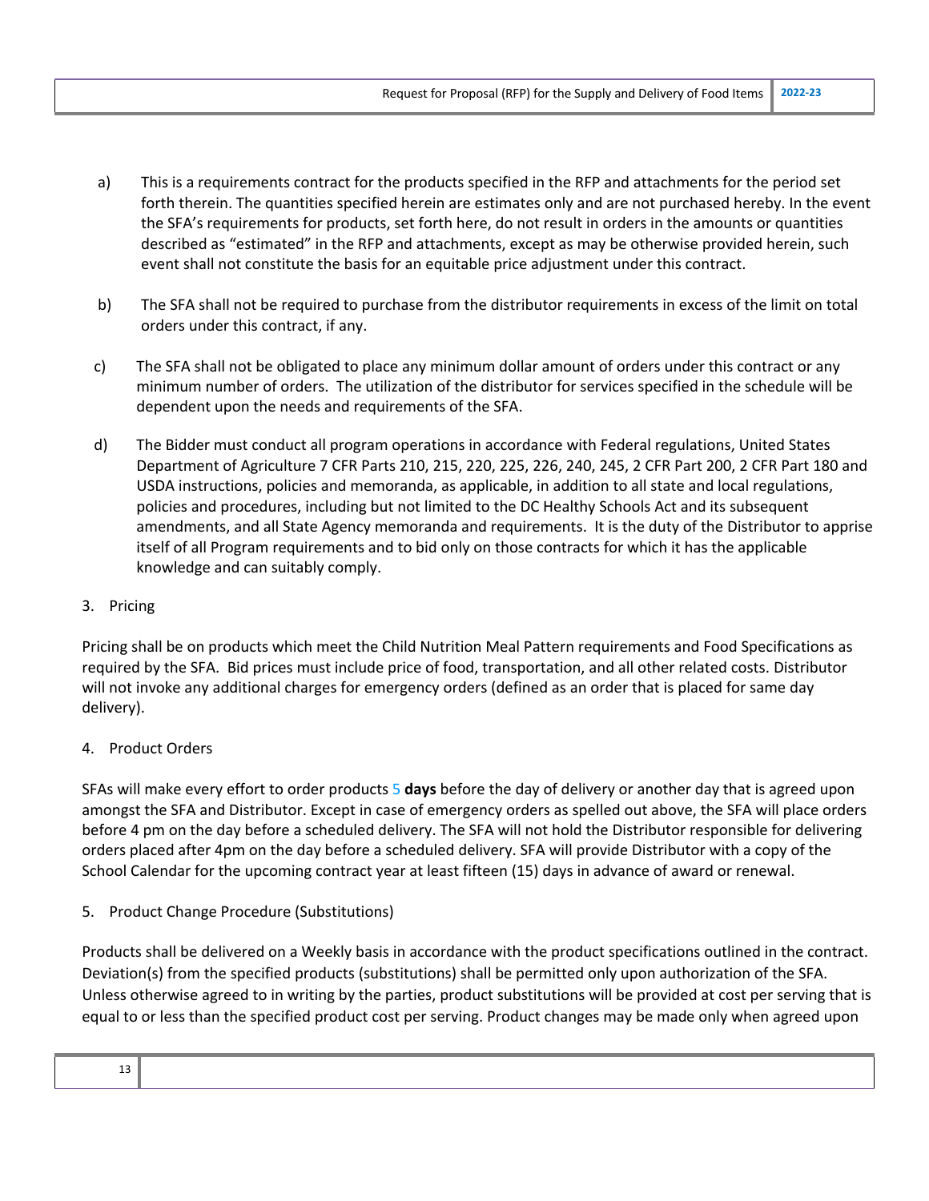a) This is a requirements contract for the products specified in the RFP and attachments for the period set forth therein. The quantities specified herein are estimates only and are not purchased hereby. In the event the SFA's requirements for products, set forth here, do not result in orders in the amounts or quantities described as "estimated" in the RFP and attachments, except as may be otherwise provided herein, such event shall not constitute the basis for an equitable price adjustment under this contract.

b) The SFA shall not be required to purchase from the distributor requirements in excess of the limit on total orders under this contract, if any.

c) The SFA shall not be obligated to place any minimum dollar amount of orders under this contract or any minimum number of orders. The utilization of the distributor for services specified in the schedule will be dependent upon the needs and requirements of the SFA.

d) The Bidder must conduct all program operations in accordance with Federal regulations, United States Department of Agriculture 7 CFR Parts 210, 215, 220, 225, 226, 240, 245, 2 CFR Part 200, 2 CFR Part 180 and USDA instructions, policies and memoranda, as applicable, in addition to all state and local regulations, policies and procedures, including but not limited to the DC Healthy Schools Act and its subsequent amendments, and all State Agency memoranda and requirements. It is the duty of the Distributor to apprise itself of all Program requirements and to bid only on those contracts for which it has the applicable knowledge and can suitably comply.

3. Pricing

Pricing shall be on products which meet the Child Nutrition Meal Pattern requirements and Food Specifications as required by the SFA. Bid prices must include price of food, transportation, and all other related costs. Distributor will not invoke any additional charges for emergency orders (defined as an order that is placed for same day delivery).

4. Product Orders

SFAs will make every effort to order products 5 **days** before the day of delivery or another day that is agreed upon amongst the SFA and Distributor. Except in case of emergency orders as spelled out above, the SFA will place orders before 4 pm on the day before a scheduled delivery. The SFA will not hold the Distributor responsible for delivering orders placed after 4pm on the day before a scheduled delivery. SFA will provide Distributor with a copy of the School Calendar for the upcoming contract year at least fifteen (15) days in advance of award or renewal.

5. Product Change Procedure (Substitutions)

Products shall be delivered on a Weekly basis in accordance with the product specifications outlined in the contract. Deviation(s) from the specified products (substitutions) shall be permitted only upon authorization of the SFA. Unless otherwise agreed to in writing by the parties, product substitutions will be provided at cost per serving that is equal to or less than the specified product cost per serving. Product changes may be made only when agreed upon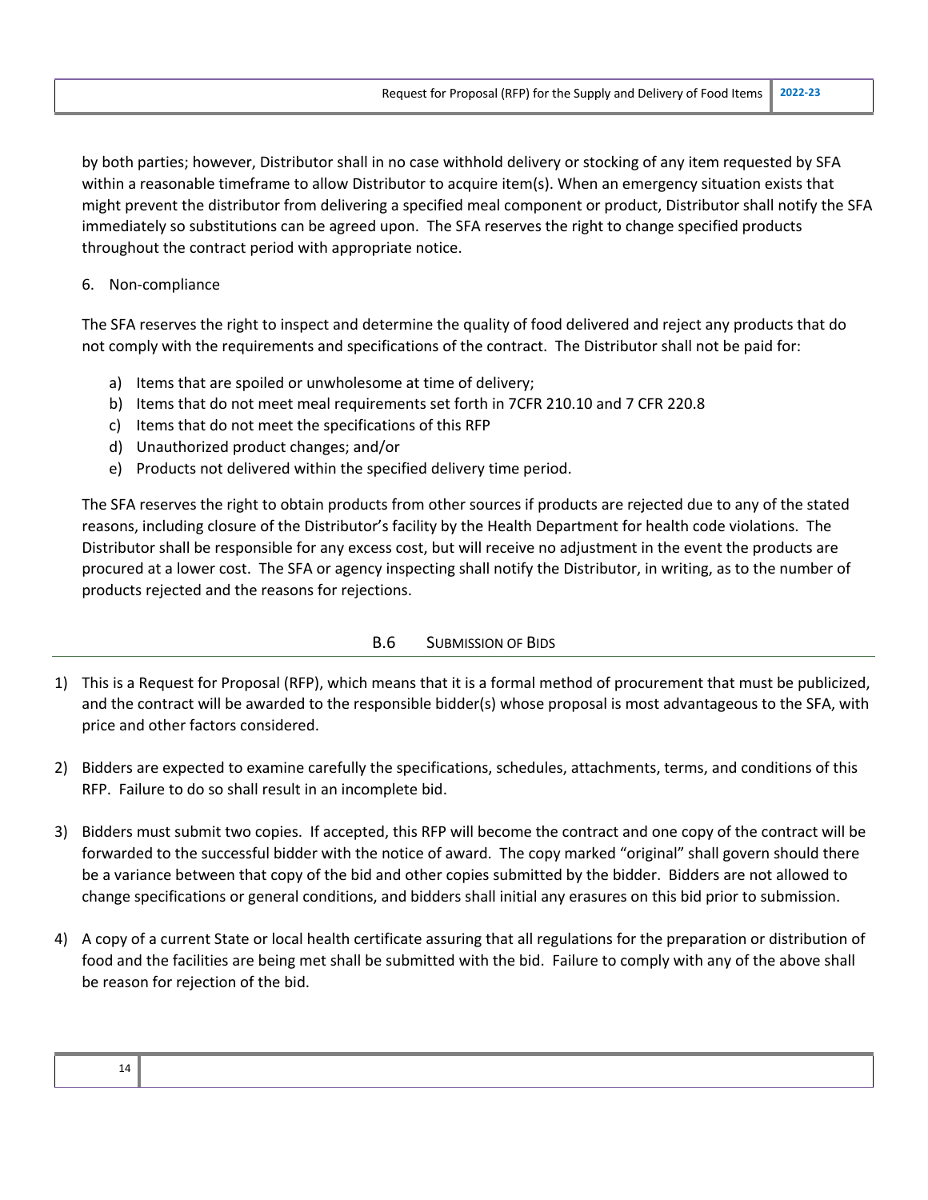by both parties; however, Distributor shall in no case withhold delivery or stocking of any item requested by SFA within a reasonable timeframe to allow Distributor to acquire item(s). When an emergency situation exists that might prevent the distributor from delivering a specified meal component or product, Distributor shall notify the SFA immediately so substitutions can be agreed upon. The SFA reserves the right to change specified products throughout the contract period with appropriate notice.

6. Non-compliance

The SFA reserves the right to inspect and determine the quality of food delivered and reject any products that do not comply with the requirements and specifications of the contract. The Distributor shall not be paid for:

a) Items that are spoiled or unwholesome at time of delivery;
b) Items that do not meet meal requirements set forth in 7CFR 210.10 and 7 CFR 220.8
c) Items that do not meet the specifications of this RFP
d) Unauthorized product changes; and/or
e) Products not delivered within the specified delivery time period.

The SFA reserves the right to obtain products from other sources if products are rejected due to any of the stated reasons, including closure of the Distributor's facility by the Health Department for health code violations. The Distributor shall be responsible for any excess cost, but will receive no adjustment in the event the products are procured at a lower cost. The SFA or agency inspecting shall notify the Distributor, in writing, as to the number of products rejected and the reasons for rejections.

## B.6 Submission of Bids

1) This is a Request for Proposal (RFP), which means that it is a formal method of procurement that must be publicized, and the contract will be awarded to the responsible bidder(s) whose proposal is most advantageous to the SFA, with price and other factors considered.

2) Bidders are expected to examine carefully the specifications, schedules, attachments, terms, and conditions of this RFP. Failure to do so shall result in an incomplete bid.

3) Bidders must submit two copies. If accepted, this RFP will become the contract and one copy of the contract will be forwarded to the successful bidder with the notice of award. The copy marked "original" shall govern should there be a variance between that copy of the bid and other copies submitted by the bidder. Bidders are not allowed to change specifications or general conditions, and bidders shall initial any erasures on this bid prior to submission.

4) A copy of a current State or local health certificate assuring that all regulations for the preparation or distribution of food and the facilities are being met shall be submitted with the bid. Failure to comply with any of the above shall be reason for rejection of the bid.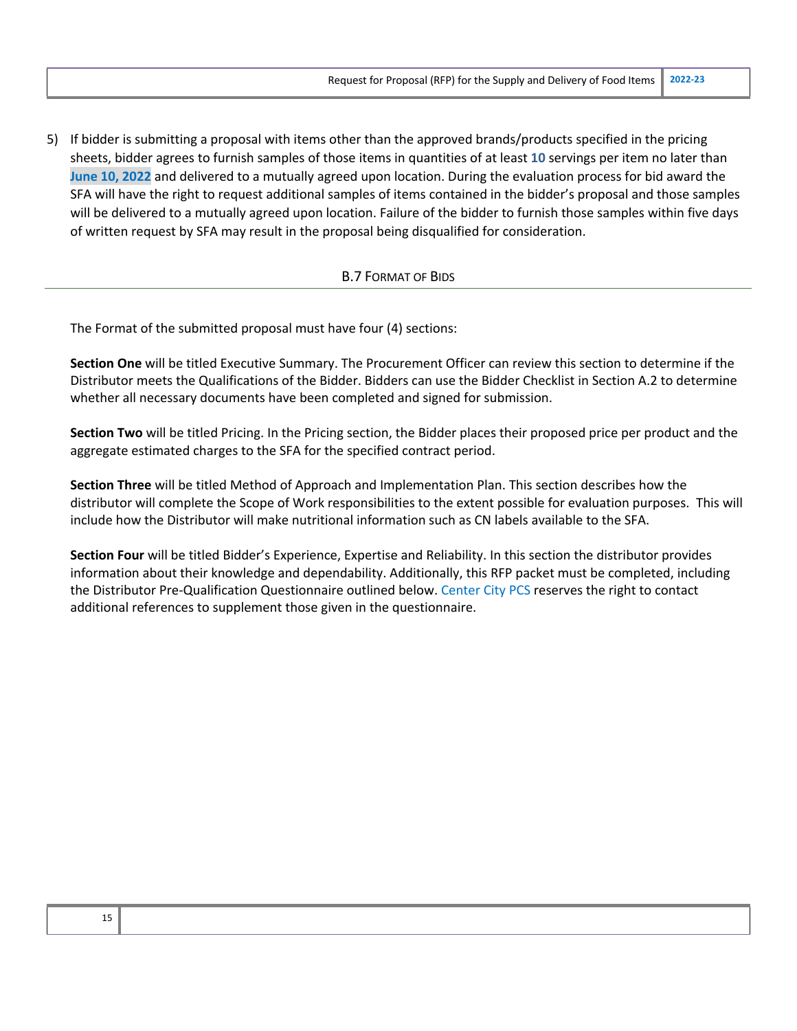5) If bidder is submitting a proposal with items other than the approved brands/products specified in the pricing sheets, bidder agrees to furnish samples of those items in quantities of at least **10** servings per item no later than **June 10, 2022** and delivered to a mutually agreed upon location. During the evaluation process for bid award the SFA will have the right to request additional samples of items contained in the bidder's proposal and those samples will be delivered to a mutually agreed upon location. Failure of the bidder to furnish those samples within five days of written request by SFA may result in the proposal being disqualified for consideration.

## B.7 Format of Bids

The Format of the submitted proposal must have four (4) sections:

**Section One** will be titled Executive Summary. The Procurement Officer can review this section to determine if the Distributor meets the Qualifications of the Bidder. Bidders can use the Bidder Checklist in Section A.2 to determine whether all necessary documents have been completed and signed for submission.

**Section Two** will be titled Pricing. In the Pricing section, the Bidder places their proposed price per product and the aggregate estimated charges to the SFA for the specified contract period.

**Section Three** will be titled Method of Approach and Implementation Plan. This section describes how the distributor will complete the Scope of Work responsibilities to the extent possible for evaluation purposes. This will include how the Distributor will make nutritional information such as CN labels available to the SFA.

**Section Four** will be titled Bidder's Experience, Expertise and Reliability. In this section the distributor provides information about their knowledge and dependability. Additionally, this RFP packet must be completed, including the Distributor Pre-Qualification Questionnaire outlined below. Center City PCS reserves the right to contact additional references to supplement those given in the questionnaire.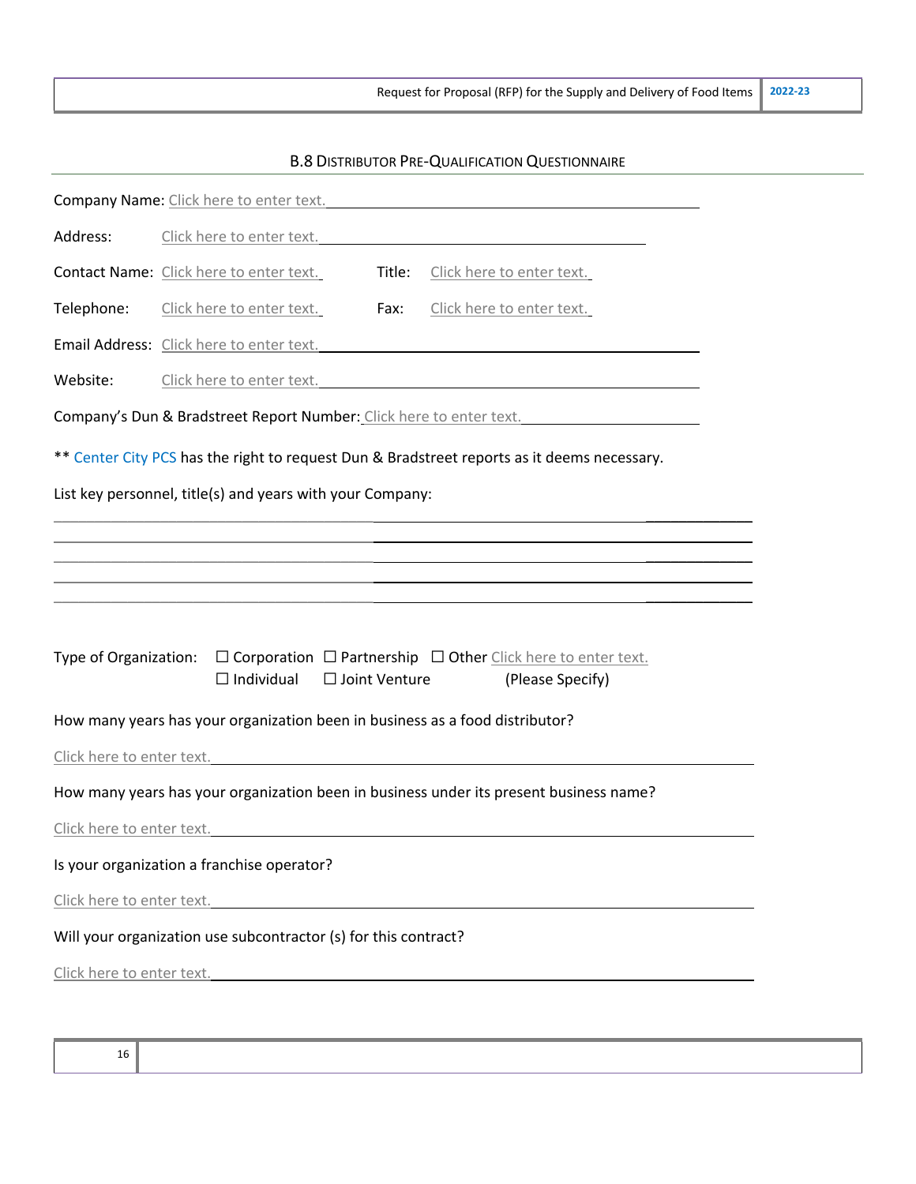## B.8 Distributor Pre-Qualification Questionnaire

Company Name: Click here to enter text.

Address: Click here to enter text.

Contact Name: Click here to enter text. Title: Click here to enter text.

Telephone: Click here to enter text. Fax: Click here to enter text.

Email Address: Click here to enter text.

Website: Click here to enter text.

Company's Dun & Bradstreet Report Number: Click here to enter text.

** Center City PCS has the right to request Dun & Bradstreet reports as it deems necessary.

List key personnel, title(s) and years with your Company:

______________________________________________________________________

______________________________________________________________________

______________________________________________________________________

______________________________________________________________________

______________________________________________________________________

Type of Organization: ☐ Corporation ☐ Partnership ☐ Other Click here to enter text. (Please Specify)
☐ Individual ☐ Joint Venture

How many years has your organization been in business as a food distributor?

Click here to enter text.

How many years has your organization been in business under its present business name?

Click here to enter text.

Is your organization a franchise operator?

Click here to enter text.

Will your organization use subcontractor (s) for this contract?

Click here to enter text.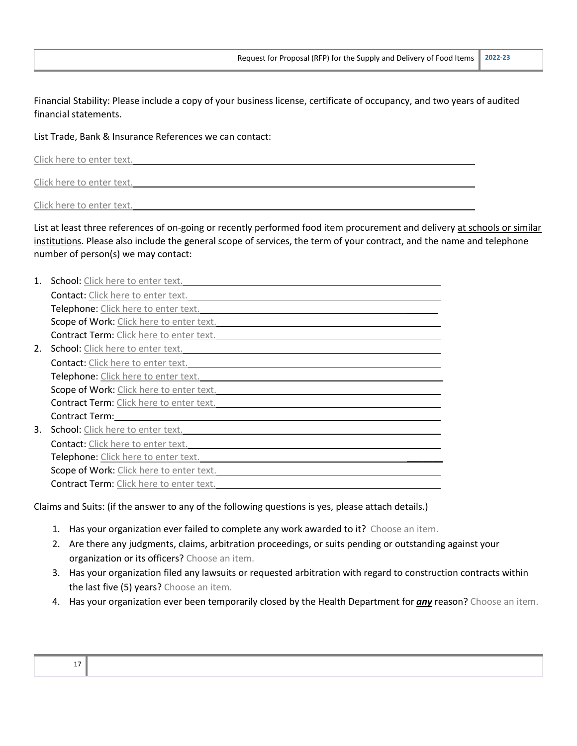Financial Stability: Please include a copy of your business license, certificate of occupancy, and two years of audited financial statements.

List Trade, Bank & Insurance References we can contact:

Click here to enter text.

Click here to enter text.

Click here to enter text.

List at least three references of on-going or recently performed food item procurement and delivery at schools or similar institutions. Please also include the general scope of services, the term of your contract, and the name and telephone number of person(s) we may contact:

1. School: Click here to enter text.
   Contact: Click here to enter text.
   Telephone: Click here to enter text.
   Scope of Work: Click here to enter text.
   Contract Term: Click here to enter text.
2. School: Click here to enter text.
   Contact: Click here to enter text.
   Telephone: Click here to enter text.
   Scope of Work: Click here to enter text.
   Contract Term: Click here to enter text.
   Contract Term:
3. School: Click here to enter text.
   Contact: Click here to enter text.
   Telephone: Click here to enter text.
   Scope of Work: Click here to enter text.
   Contract Term: Click here to enter text.

Claims and Suits: (if the answer to any of the following questions is yes, please attach details.)

1. Has your organization ever failed to complete any work awarded to it? Choose an item.
2. Are there any judgments, claims, arbitration proceedings, or suits pending or outstanding against your organization or its officers? Choose an item.
3. Has your organization filed any lawsuits or requested arbitration with regard to construction contracts within the last five (5) years? Choose an item.
4. Has your organization ever been temporarily closed by the Health Department for ***any*** reason? Choose an item.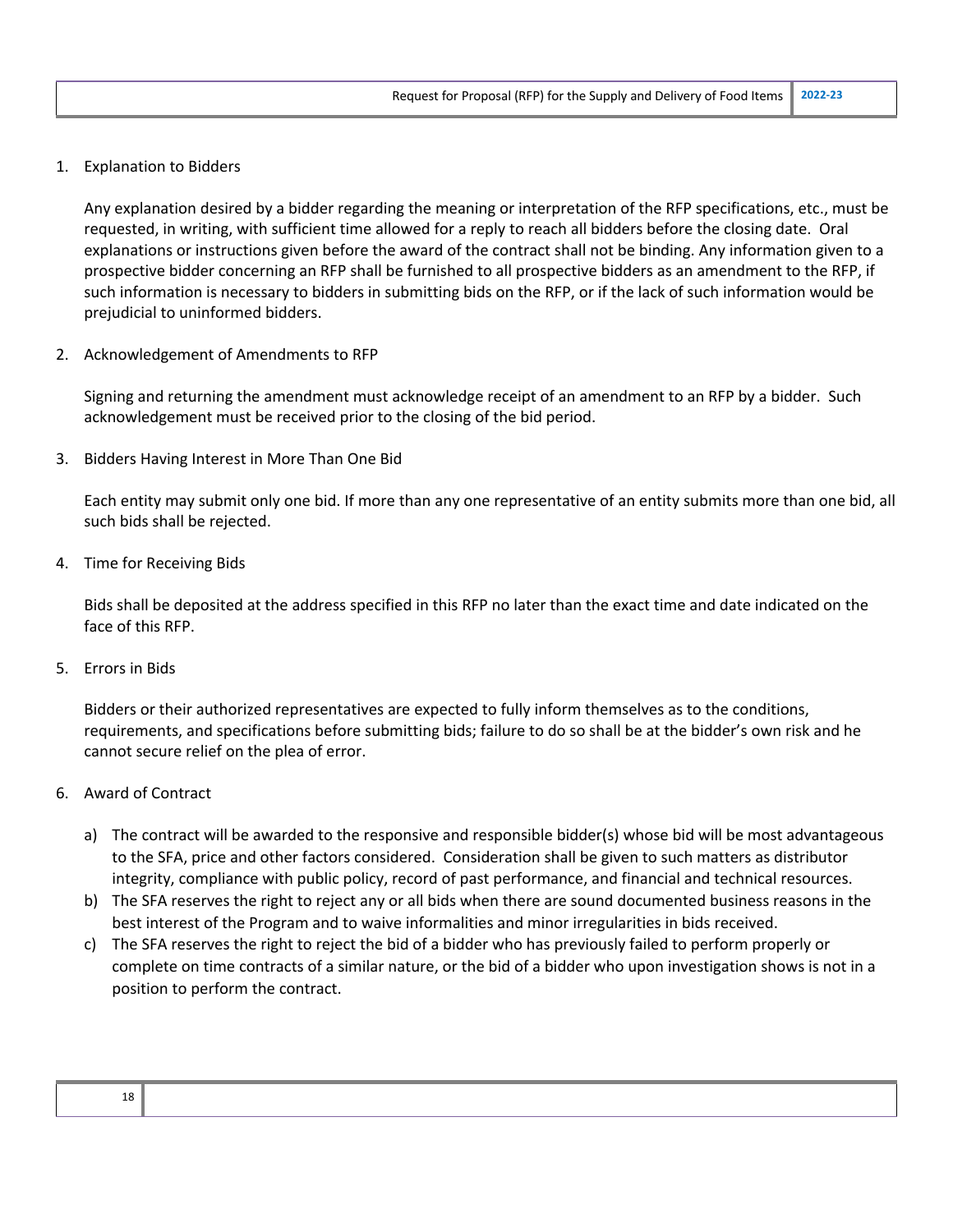1. Explanation to Bidders

   Any explanation desired by a bidder regarding the meaning or interpretation of the RFP specifications, etc., must be requested, in writing, with sufficient time allowed for a reply to reach all bidders before the closing date. Oral explanations or instructions given before the award of the contract shall not be binding. Any information given to a prospective bidder concerning an RFP shall be furnished to all prospective bidders as an amendment to the RFP, if such information is necessary to bidders in submitting bids on the RFP, or if the lack of such information would be prejudicial to uninformed bidders.

2. Acknowledgement of Amendments to RFP

   Signing and returning the amendment must acknowledge receipt of an amendment to an RFP by a bidder. Such acknowledgement must be received prior to the closing of the bid period.

3. Bidders Having Interest in More Than One Bid

   Each entity may submit only one bid. If more than any one representative of an entity submits more than one bid, all such bids shall be rejected.

4. Time for Receiving Bids

   Bids shall be deposited at the address specified in this RFP no later than the exact time and date indicated on the face of this RFP.

5. Errors in Bids

   Bidders or their authorized representatives are expected to fully inform themselves as to the conditions, requirements, and specifications before submitting bids; failure to do so shall be at the bidder's own risk and he cannot secure relief on the plea of error.

6. Award of Contract

   a) The contract will be awarded to the responsive and responsible bidder(s) whose bid will be most advantageous to the SFA, price and other factors considered. Consideration shall be given to such matters as distributor integrity, compliance with public policy, record of past performance, and financial and technical resources.
   b) The SFA reserves the right to reject any or all bids when there are sound documented business reasons in the best interest of the Program and to waive informalities and minor irregularities in bids received.
   c) The SFA reserves the right to reject the bid of a bidder who has previously failed to perform properly or complete on time contracts of a similar nature, or the bid of a bidder who upon investigation shows is not in a position to perform the contract.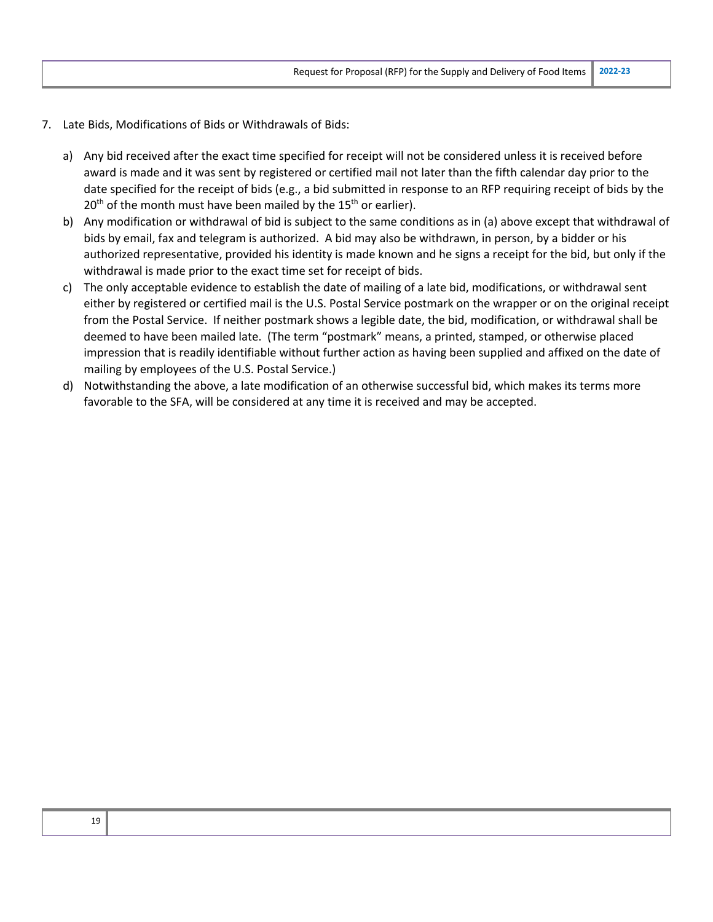7. Late Bids, Modifications of Bids or Withdrawals of Bids:

    a) Any bid received after the exact time specified for receipt will not be considered unless it is received before award is made and it was sent by registered or certified mail not later than the fifth calendar day prior to the date specified for the receipt of bids (e.g., a bid submitted in response to an RFP requiring receipt of bids by the 20th of the month must have been mailed by the 15th or earlier).
    b) Any modification or withdrawal of bid is subject to the same conditions as in (a) above except that withdrawal of bids by email, fax and telegram is authorized. A bid may also be withdrawn, in person, by a bidder or his authorized representative, provided his identity is made known and he signs a receipt for the bid, but only if the withdrawal is made prior to the exact time set for receipt of bids.
    c) The only acceptable evidence to establish the date of mailing of a late bid, modifications, or withdrawal sent either by registered or certified mail is the U.S. Postal Service postmark on the wrapper or on the original receipt from the Postal Service. If neither postmark shows a legible date, the bid, modification, or withdrawal shall be deemed to have been mailed late. (The term "postmark" means, a printed, stamped, or otherwise placed impression that is readily identifiable without further action as having been supplied and affixed on the date of mailing by employees of the U.S. Postal Service.)
    d) Notwithstanding the above, a late modification of an otherwise successful bid, which makes its terms more favorable to the SFA, will be considered at any time it is received and may be accepted.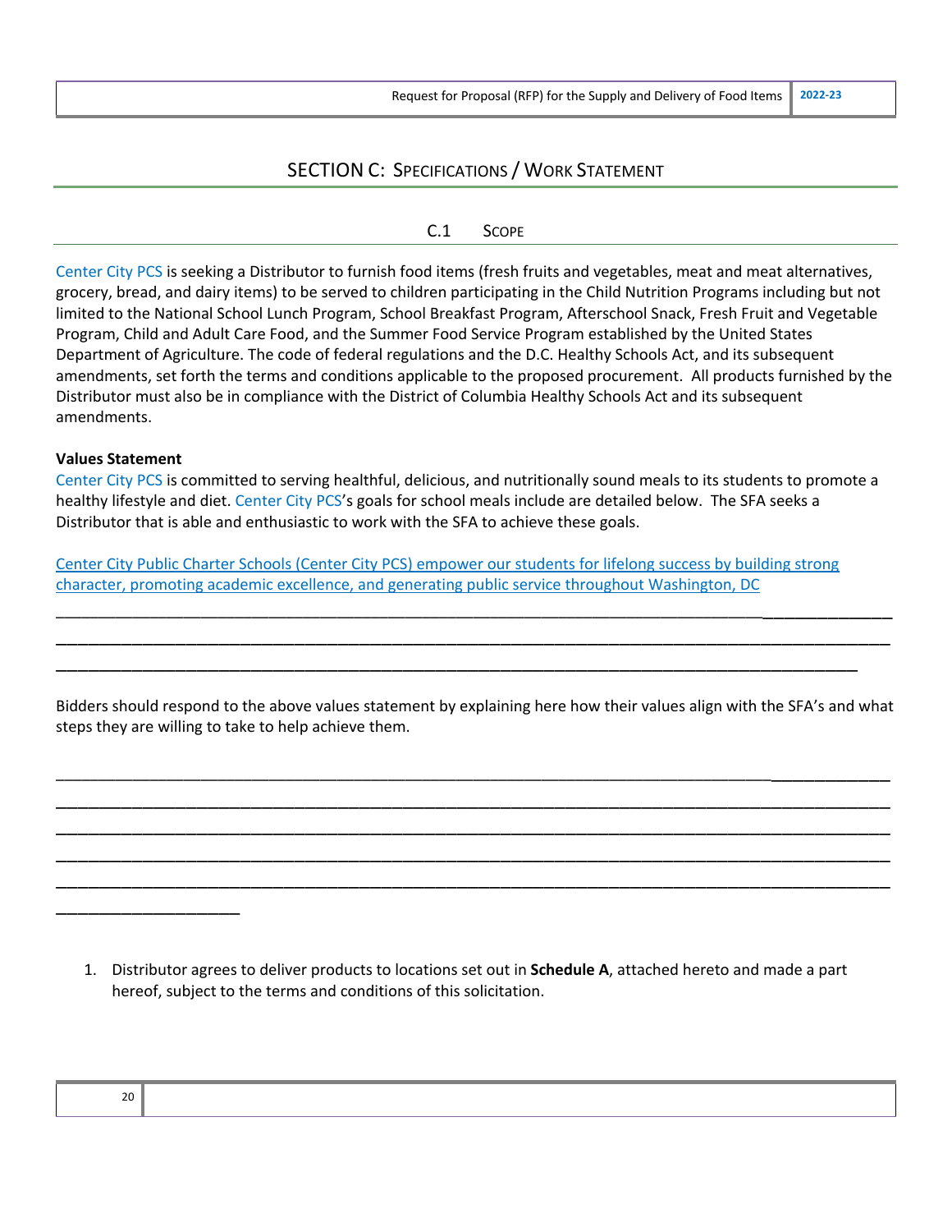## SECTION C: SPECIFICATIONS / WORK STATEMENT

### C.1 SCOPE

Center City PCS is seeking a Distributor to furnish food items (fresh fruits and vegetables, meat and meat alternatives, grocery, bread, and dairy items) to be served to children participating in the Child Nutrition Programs including but not limited to the National School Lunch Program, School Breakfast Program, Afterschool Snack, Fresh Fruit and Vegetable Program, Child and Adult Care Food, and the Summer Food Service Program established by the United States Department of Agriculture. The code of federal regulations and the D.C. Healthy Schools Act, and its subsequent amendments, set forth the terms and conditions applicable to the proposed procurement. All products furnished by the Distributor must also be in compliance with the District of Columbia Healthy Schools Act and its subsequent amendments.

**Values Statement**

Center City PCS is committed to serving healthful, delicious, and nutritionally sound meals to its students to promote a healthy lifestyle and diet. Center City PCS's goals for school meals include are detailed below. The SFA seeks a Distributor that is able and enthusiastic to work with the SFA to achieve these goals.

Center City Public Charter Schools (Center City PCS) empower our students for lifelong success by building strong character, promoting academic excellence, and generating public service throughout Washington, DC

______________________________________________________________________________________________
______________________________________________________________________________________________
______________________________________________________________________________________________

Bidders should respond to the above values statement by explaining here how their values align with the SFA's and what steps they are willing to take to help achieve them.

______________________________________________________________________________________________
______________________________________________________________________________________________
______________________________________________________________________________________________
______________________________________________________________________________________________
______________________________________________________________________________________________
____________________

1. Distributor agrees to deliver products to locations set out in **Schedule A**, attached hereto and made a part hereof, subject to the terms and conditions of this solicitation.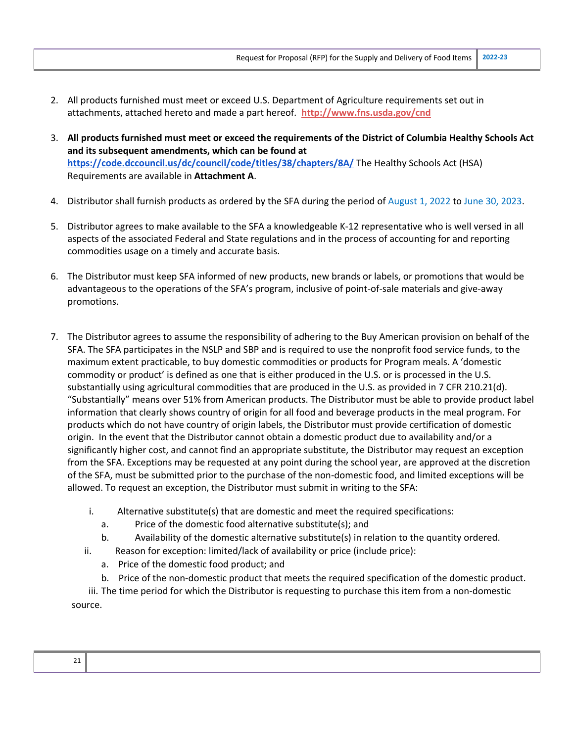2. All products furnished must meet or exceed U.S. Department of Agriculture requirements set out in attachments, attached hereto and made a part hereof. **http://www.fns.usda.gov/cnd**

3. **All products furnished must meet or exceed the requirements of the District of Columbia Healthy Schools Act and its subsequent amendments, which can be found at https://code.dccouncil.us/dc/council/code/titles/38/chapters/8A/** The Healthy Schools Act (HSA) Requirements are available in **Attachment A**.

4. Distributor shall furnish products as ordered by the SFA during the period of August 1, 2022 to June 30, 2023.

5. Distributor agrees to make available to the SFA a knowledgeable K-12 representative who is well versed in all aspects of the associated Federal and State regulations and in the process of accounting for and reporting commodities usage on a timely and accurate basis.

6. The Distributor must keep SFA informed of new products, new brands or labels, or promotions that would be advantageous to the operations of the SFA's program, inclusive of point-of-sale materials and give-away promotions.

7. The Distributor agrees to assume the responsibility of adhering to the Buy American provision on behalf of the SFA. The SFA participates in the NSLP and SBP and is required to use the nonprofit food service funds, to the maximum extent practicable, to buy domestic commodities or products for Program meals. A 'domestic commodity or product' is defined as one that is either produced in the U.S. or is processed in the U.S. substantially using agricultural commodities that are produced in the U.S. as provided in 7 CFR 210.21(d). "Substantially" means over 51% from American products. The Distributor must be able to provide product label information that clearly shows country of origin for all food and beverage products in the meal program. For products which do not have country of origin labels, the Distributor must provide certification of domestic origin. In the event that the Distributor cannot obtain a domestic product due to availability and/or a significantly higher cost, and cannot find an appropriate substitute, the Distributor may request an exception from the SFA. Exceptions may be requested at any point during the school year, are approved at the discretion of the SFA, must be submitted prior to the purchase of the non-domestic food, and limited exceptions will be allowed. To request an exception, the Distributor must submit in writing to the SFA:

   i. Alternative substitute(s) that are domestic and meet the required specifications:
      a. Price of the domestic food alternative substitute(s); and
      b. Availability of the domestic alternative substitute(s) in relation to the quantity ordered.

   ii. Reason for exception: limited/lack of availability or price (include price):
      a. Price of the domestic food product; and
      b. Price of the non-domestic product that meets the required specification of the domestic product.

   iii. The time period for which the Distributor is requesting to purchase this item from a non-domestic source.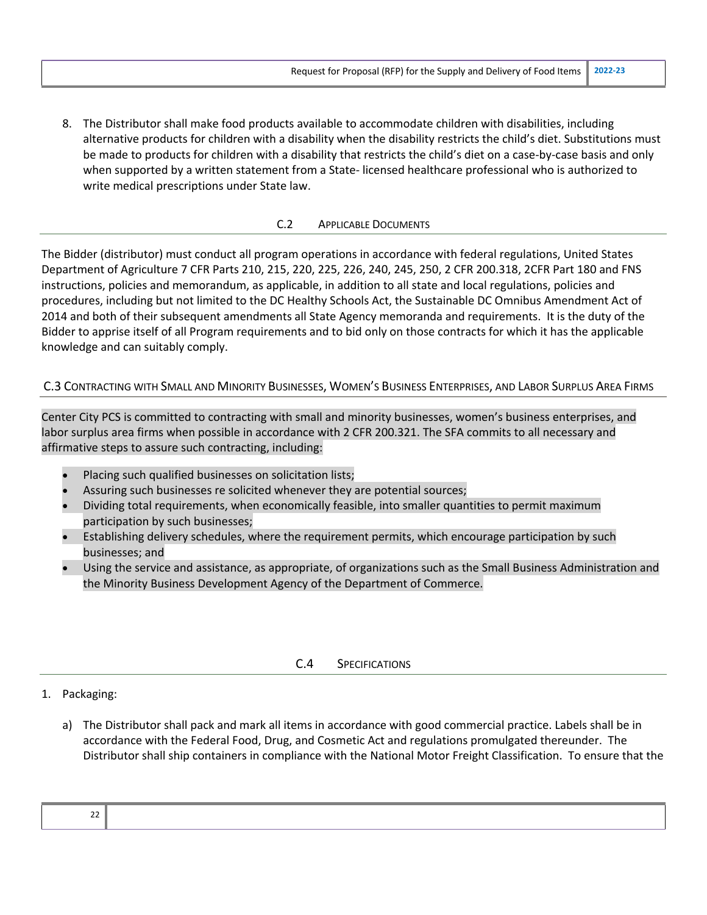8. The Distributor shall make food products available to accommodate children with disabilities, including alternative products for children with a disability when the disability restricts the child's diet. Substitutions must be made to products for children with a disability that restricts the child's diet on a case-by-case basis and only when supported by a written statement from a State- licensed healthcare professional who is authorized to write medical prescriptions under State law.

## C.2 APPLICABLE DOCUMENTS

The Bidder (distributor) must conduct all program operations in accordance with federal regulations, United States Department of Agriculture 7 CFR Parts 210, 215, 220, 225, 226, 240, 245, 250, 2 CFR 200.318, 2CFR Part 180 and FNS instructions, policies and memorandum, as applicable, in addition to all state and local regulations, policies and procedures, including but not limited to the DC Healthy Schools Act, the Sustainable DC Omnibus Amendment Act of 2014 and both of their subsequent amendments all State Agency memoranda and requirements. It is the duty of the Bidder to apprise itself of all Program requirements and to bid only on those contracts for which it has the applicable knowledge and can suitably comply.

## C.3 CONTRACTING WITH SMALL AND MINORITY BUSINESSES, WOMEN'S BUSINESS ENTERPRISES, AND LABOR SURPLUS AREA FIRMS

Center City PCS is committed to contracting with small and minority businesses, women's business enterprises, and labor surplus area firms when possible in accordance with 2 CFR 200.321. The SFA commits to all necessary and affirmative steps to assure such contracting, including:

- Placing such qualified businesses on solicitation lists;
- Assuring such businesses re solicited whenever they are potential sources;
- Dividing total requirements, when economically feasible, into smaller quantities to permit maximum participation by such businesses;
- Establishing delivery schedules, where the requirement permits, which encourage participation by such businesses; and
- Using the service and assistance, as appropriate, of organizations such as the Small Business Administration and the Minority Business Development Agency of the Department of Commerce.

## C.4 SPECIFICATIONS

1. Packaging:

   a) The Distributor shall pack and mark all items in accordance with good commercial practice. Labels shall be in accordance with the Federal Food, Drug, and Cosmetic Act and regulations promulgated thereunder. The Distributor shall ship containers in compliance with the National Motor Freight Classification. To ensure that the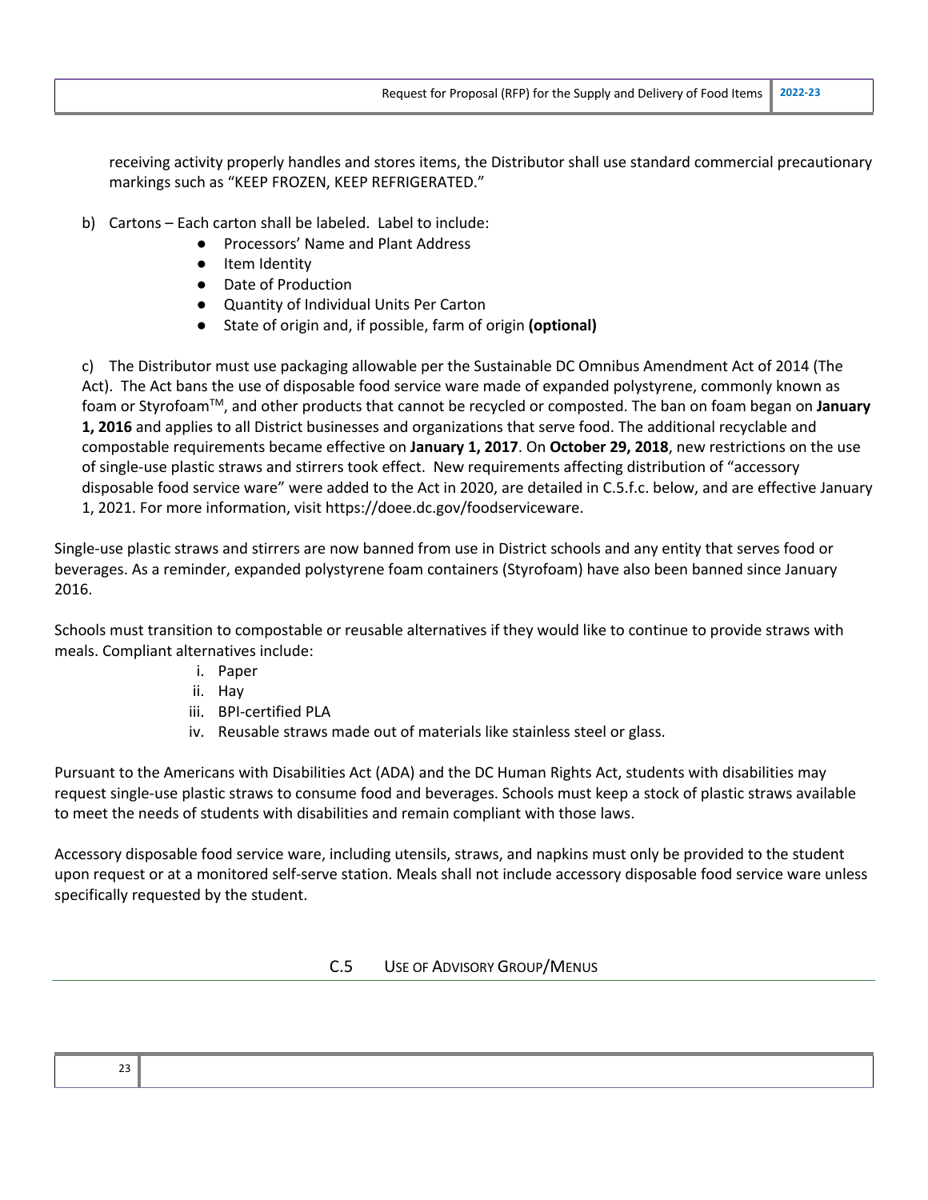receiving activity properly handles and stores items, the Distributor shall use standard commercial precautionary markings such as "KEEP FROZEN, KEEP REFRIGERATED."

b) Cartons – Each carton shall be labeled. Label to include:

- Processors' Name and Plant Address
- Item Identity
- Date of Production
- Quantity of Individual Units Per Carton
- State of origin and, if possible, farm of origin **(optional)**

c) The Distributor must use packaging allowable per the Sustainable DC Omnibus Amendment Act of 2014 (The Act). The Act bans the use of disposable food service ware made of expanded polystyrene, commonly known as foam or Styrofoam™, and other products that cannot be recycled or composted. The ban on foam began on **January 1, 2016** and applies to all District businesses and organizations that serve food. The additional recyclable and compostable requirements became effective on **January 1, 2017**. On **October 29, 2018**, new restrictions on the use of single-use plastic straws and stirrers took effect. New requirements affecting distribution of "accessory disposable food service ware" were added to the Act in 2020, are detailed in C.5.f.c. below, and are effective January 1, 2021. For more information, visit https://doee.dc.gov/foodserviceware.

Single-use plastic straws and stirrers are now banned from use in District schools and any entity that serves food or beverages. As a reminder, expanded polystyrene foam containers (Styrofoam) have also been banned since January 2016.

Schools must transition to compostable or reusable alternatives if they would like to continue to provide straws with meals. Compliant alternatives include:

i. Paper
ii. Hay
iii. BPI-certified PLA
iv. Reusable straws made out of materials like stainless steel or glass.

Pursuant to the Americans with Disabilities Act (ADA) and the DC Human Rights Act, students with disabilities may request single-use plastic straws to consume food and beverages. Schools must keep a stock of plastic straws available to meet the needs of students with disabilities and remain compliant with those laws.

Accessory disposable food service ware, including utensils, straws, and napkins must only be provided to the student upon request or at a monitored self-serve station. Meals shall not include accessory disposable food service ware unless specifically requested by the student.

## C.5 USE OF ADVISORY GROUP/MENUS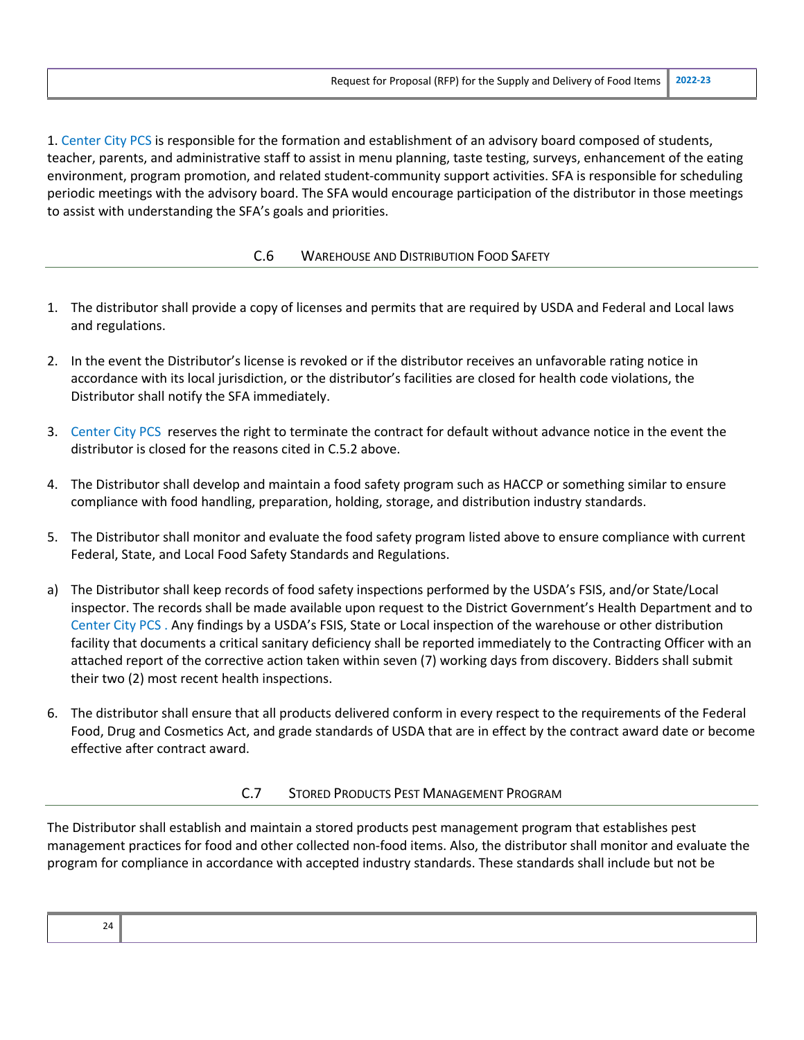1. Center City PCS is responsible for the formation and establishment of an advisory board composed of students, teacher, parents, and administrative staff to assist in menu planning, taste testing, surveys, enhancement of the eating environment, program promotion, and related student-community support activities. SFA is responsible for scheduling periodic meetings with the advisory board. The SFA would encourage participation of the distributor in those meetings to assist with understanding the SFA's goals and priorities.

## C.6 Warehouse and Distribution Food Safety

1. The distributor shall provide a copy of licenses and permits that are required by USDA and Federal and Local laws and regulations.

2. In the event the Distributor's license is revoked or if the distributor receives an unfavorable rating notice in accordance with its local jurisdiction, or the distributor's facilities are closed for health code violations, the Distributor shall notify the SFA immediately.

3. Center City PCS reserves the right to terminate the contract for default without advance notice in the event the distributor is closed for the reasons cited in C.5.2 above.

4. The Distributor shall develop and maintain a food safety program such as HACCP or something similar to ensure compliance with food handling, preparation, holding, storage, and distribution industry standards.

5. The Distributor shall monitor and evaluate the food safety program listed above to ensure compliance with current Federal, State, and Local Food Safety Standards and Regulations.

a) The Distributor shall keep records of food safety inspections performed by the USDA's FSIS, and/or State/Local inspector. The records shall be made available upon request to the District Government's Health Department and to Center City PCS . Any findings by a USDA's FSIS, State or Local inspection of the warehouse or other distribution facility that documents a critical sanitary deficiency shall be reported immediately to the Contracting Officer with an attached report of the corrective action taken within seven (7) working days from discovery. Bidders shall submit their two (2) most recent health inspections.

6. The distributor shall ensure that all products delivered conform in every respect to the requirements of the Federal Food, Drug and Cosmetics Act, and grade standards of USDA that are in effect by the contract award date or become effective after contract award.

## C.7 Stored Products Pest Management Program

The Distributor shall establish and maintain a stored products pest management program that establishes pest management practices for food and other collected non-food items. Also, the distributor shall monitor and evaluate the program for compliance in accordance with accepted industry standards. These standards shall include but not be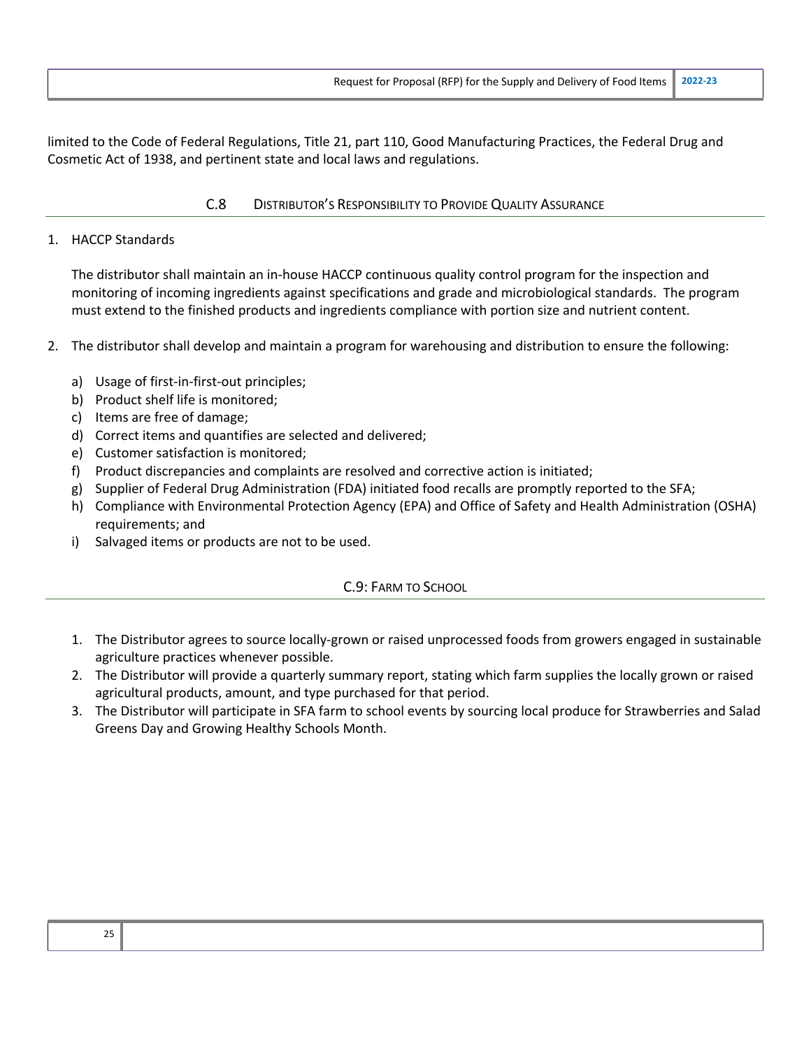limited to the Code of Federal Regulations, Title 21, part 110, Good Manufacturing Practices, the Federal Drug and Cosmetic Act of 1938, and pertinent state and local laws and regulations.

## C.8 Distributor's Responsibility to Provide Quality Assurance

1. HACCP Standards

   The distributor shall maintain an in-house HACCP continuous quality control program for the inspection and monitoring of incoming ingredients against specifications and grade and microbiological standards. The program must extend to the finished products and ingredients compliance with portion size and nutrient content.

2. The distributor shall develop and maintain a program for warehousing and distribution to ensure the following:

   a) Usage of first-in-first-out principles;
   b) Product shelf life is monitored;
   c) Items are free of damage;
   d) Correct items and quantifies are selected and delivered;
   e) Customer satisfaction is monitored;
   f) Product discrepancies and complaints are resolved and corrective action is initiated;
   g) Supplier of Federal Drug Administration (FDA) initiated food recalls are promptly reported to the SFA;
   h) Compliance with Environmental Protection Agency (EPA) and Office of Safety and Health Administration (OSHA) requirements; and
   i) Salvaged items or products are not to be used.

## C.9: Farm to School

1. The Distributor agrees to source locally-grown or raised unprocessed foods from growers engaged in sustainable agriculture practices whenever possible.
2. The Distributor will provide a quarterly summary report, stating which farm supplies the locally grown or raised agricultural products, amount, and type purchased for that period.
3. The Distributor will participate in SFA farm to school events by sourcing local produce for Strawberries and Salad Greens Day and Growing Healthy Schools Month.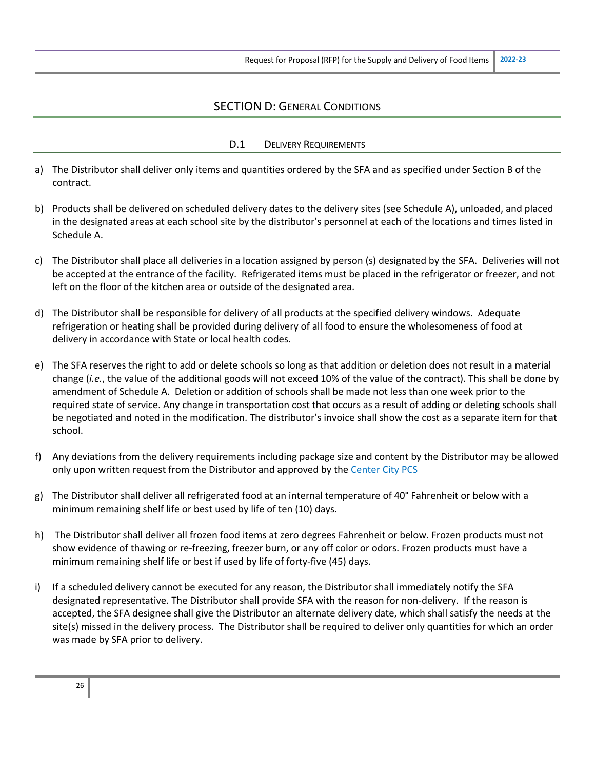# SECTION D: General Conditions

## D.1 Delivery Requirements

a) The Distributor shall deliver only items and quantities ordered by the SFA and as specified under Section B of the contract.

b) Products shall be delivered on scheduled delivery dates to the delivery sites (see Schedule A), unloaded, and placed in the designated areas at each school site by the distributor's personnel at each of the locations and times listed in Schedule A.

c) The Distributor shall place all deliveries in a location assigned by person (s) designated by the SFA. Deliveries will not be accepted at the entrance of the facility. Refrigerated items must be placed in the refrigerator or freezer, and not left on the floor of the kitchen area or outside of the designated area.

d) The Distributor shall be responsible for delivery of all products at the specified delivery windows. Adequate refrigeration or heating shall be provided during delivery of all food to ensure the wholesomeness of food at delivery in accordance with State or local health codes.

e) The SFA reserves the right to add or delete schools so long as that addition or deletion does not result in a material change (*i.e.*, the value of the additional goods will not exceed 10% of the value of the contract). This shall be done by amendment of Schedule A. Deletion or addition of schools shall be made not less than one week prior to the required state of service. Any change in transportation cost that occurs as a result of adding or deleting schools shall be negotiated and noted in the modification. The distributor's invoice shall show the cost as a separate item for that school.

f) Any deviations from the delivery requirements including package size and content by the Distributor may be allowed only upon written request from the Distributor and approved by the Center City PCS

g) The Distributor shall deliver all refrigerated food at an internal temperature of 40° Fahrenheit or below with a minimum remaining shelf life or best used by life of ten (10) days.

h) The Distributor shall deliver all frozen food items at zero degrees Fahrenheit or below. Frozen products must not show evidence of thawing or re-freezing, freezer burn, or any off color or odors. Frozen products must have a minimum remaining shelf life or best if used by life of forty-five (45) days.

i) If a scheduled delivery cannot be executed for any reason, the Distributor shall immediately notify the SFA designated representative. The Distributor shall provide SFA with the reason for non-delivery. If the reason is accepted, the SFA designee shall give the Distributor an alternate delivery date, which shall satisfy the needs at the site(s) missed in the delivery process. The Distributor shall be required to deliver only quantities for which an order was made by SFA prior to delivery.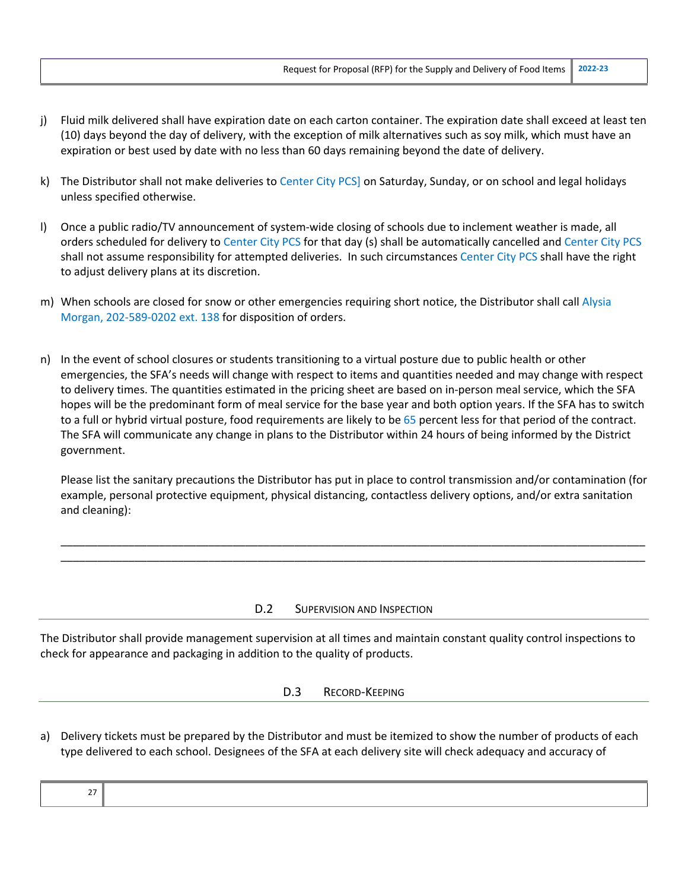j) Fluid milk delivered shall have expiration date on each carton container. The expiration date shall exceed at least ten (10) days beyond the day of delivery, with the exception of milk alternatives such as soy milk, which must have an expiration or best used by date with no less than 60 days remaining beyond the date of delivery.

k) The Distributor shall not make deliveries to Center City PCS] on Saturday, Sunday, or on school and legal holidays unless specified otherwise.

l) Once a public radio/TV announcement of system-wide closing of schools due to inclement weather is made, all orders scheduled for delivery to Center City PCS for that day (s) shall be automatically cancelled and Center City PCS shall not assume responsibility for attempted deliveries. In such circumstances Center City PCS shall have the right to adjust delivery plans at its discretion.

m) When schools are closed for snow or other emergencies requiring short notice, the Distributor shall call Alysia Morgan, 202-589-0202 ext. 138 for disposition of orders.

n) In the event of school closures or students transitioning to a virtual posture due to public health or other emergencies, the SFA's needs will change with respect to items and quantities needed and may change with respect to delivery times. The quantities estimated in the pricing sheet are based on in-person meal service, which the SFA hopes will be the predominant form of meal service for the base year and both option years. If the SFA has to switch to a full or hybrid virtual posture, food requirements are likely to be 65 percent less for that period of the contract. The SFA will communicate any change in plans to the Distributor within 24 hours of being informed by the District government.

   Please list the sanitary precautions the Distributor has put in place to control transmission and/or contamination (for example, personal protective equipment, physical distancing, contactless delivery options, and/or extra sanitation and cleaning):

   ______________________________________________________________________________________
   ______________________________________________________________________________________

## D.2 Supervision and Inspection

The Distributor shall provide management supervision at all times and maintain constant quality control inspections to check for appearance and packaging in addition to the quality of products.

## D.3 Record-Keeping

a) Delivery tickets must be prepared by the Distributor and must be itemized to show the number of products of each type delivered to each school. Designees of the SFA at each delivery site will check adequacy and accuracy of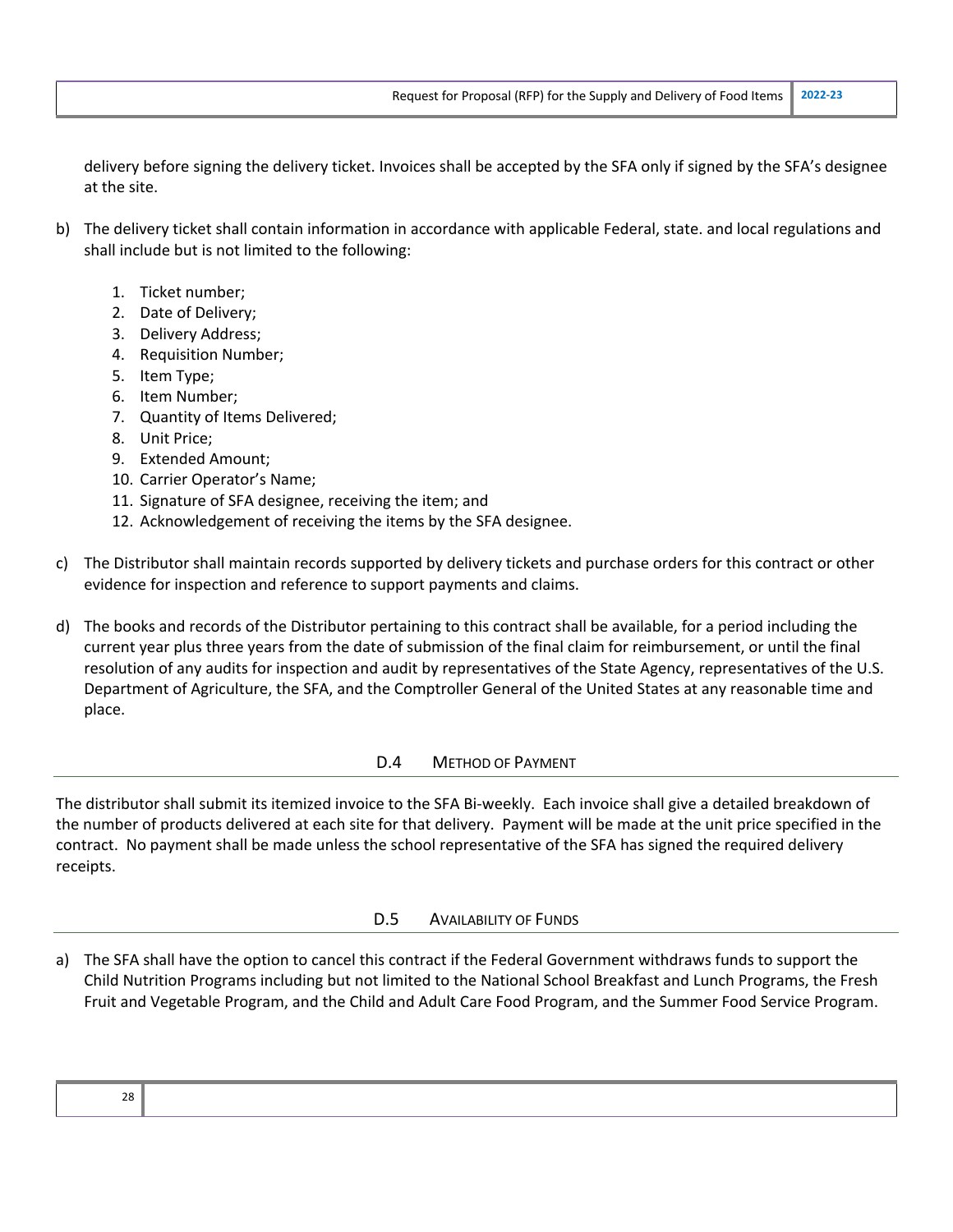delivery before signing the delivery ticket. Invoices shall be accepted by the SFA only if signed by the SFA's designee at the site.

b) The delivery ticket shall contain information in accordance with applicable Federal, state. and local regulations and shall include but is not limited to the following:

   1. Ticket number;
   2. Date of Delivery;
   3. Delivery Address;
   4. Requisition Number;
   5. Item Type;
   6. Item Number;
   7. Quantity of Items Delivered;
   8. Unit Price;
   9. Extended Amount;
   10. Carrier Operator's Name;
   11. Signature of SFA designee, receiving the item; and
   12. Acknowledgement of receiving the items by the SFA designee.

c) The Distributor shall maintain records supported by delivery tickets and purchase orders for this contract or other evidence for inspection and reference to support payments and claims.

d) The books and records of the Distributor pertaining to this contract shall be available, for a period including the current year plus three years from the date of submission of the final claim for reimbursement, or until the final resolution of any audits for inspection and audit by representatives of the State Agency, representatives of the U.S. Department of Agriculture, the SFA, and the Comptroller General of the United States at any reasonable time and place.

## D.4 Method of Payment

The distributor shall submit its itemized invoice to the SFA Bi-weekly. Each invoice shall give a detailed breakdown of the number of products delivered at each site for that delivery. Payment will be made at the unit price specified in the contract. No payment shall be made unless the school representative of the SFA has signed the required delivery receipts.

## D.5 Availability of Funds

a) The SFA shall have the option to cancel this contract if the Federal Government withdraws funds to support the Child Nutrition Programs including but not limited to the National School Breakfast and Lunch Programs, the Fresh Fruit and Vegetable Program, and the Child and Adult Care Food Program, and the Summer Food Service Program.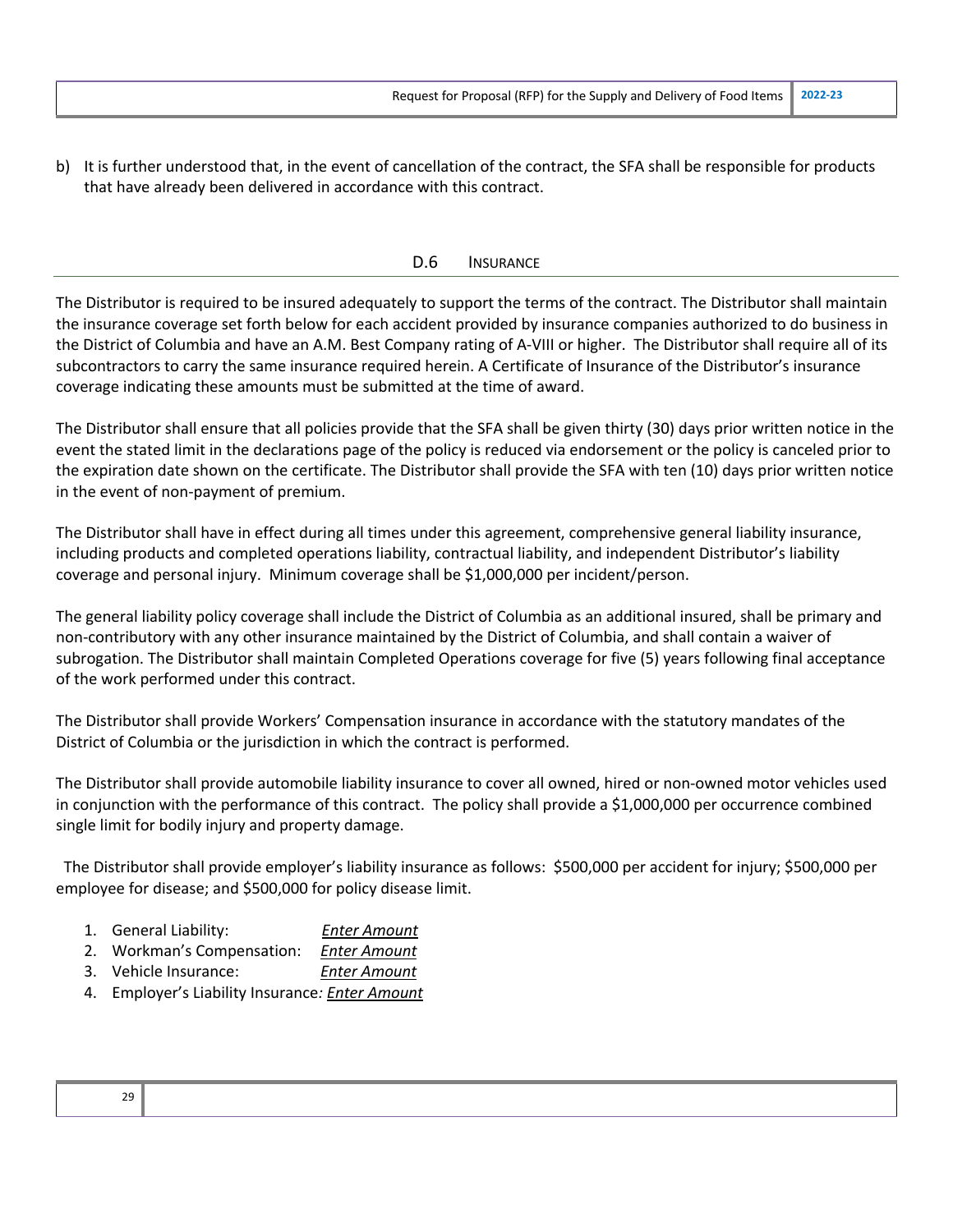b) It is further understood that, in the event of cancellation of the contract, the SFA shall be responsible for products that have already been delivered in accordance with this contract.

## D.6 Insurance

The Distributor is required to be insured adequately to support the terms of the contract. The Distributor shall maintain the insurance coverage set forth below for each accident provided by insurance companies authorized to do business in the District of Columbia and have an A.M. Best Company rating of A-VIII or higher. The Distributor shall require all of its subcontractors to carry the same insurance required herein. A Certificate of Insurance of the Distributor's insurance coverage indicating these amounts must be submitted at the time of award.

The Distributor shall ensure that all policies provide that the SFA shall be given thirty (30) days prior written notice in the event the stated limit in the declarations page of the policy is reduced via endorsement or the policy is canceled prior to the expiration date shown on the certificate. The Distributor shall provide the SFA with ten (10) days prior written notice in the event of non-payment of premium.

The Distributor shall have in effect during all times under this agreement, comprehensive general liability insurance, including products and completed operations liability, contractual liability, and independent Distributor's liability coverage and personal injury. Minimum coverage shall be $1,000,000 per incident/person.

The general liability policy coverage shall include the District of Columbia as an additional insured, shall be primary and non-contributory with any other insurance maintained by the District of Columbia, and shall contain a waiver of subrogation. The Distributor shall maintain Completed Operations coverage for five (5) years following final acceptance of the work performed under this contract.

The Distributor shall provide Workers' Compensation insurance in accordance with the statutory mandates of the District of Columbia or the jurisdiction in which the contract is performed.

The Distributor shall provide automobile liability insurance to cover all owned, hired or non-owned motor vehicles used in conjunction with the performance of this contract. The policy shall provide a $1,000,000 per occurrence combined single limit for bodily injury and property damage.

The Distributor shall provide employer's liability insurance as follows: $500,000 per accident for injury; $500,000 per employee for disease; and $500,000 for policy disease limit.

1. General Liability: *Enter Amount*
2. Workman's Compensation: *Enter Amount*
3. Vehicle Insurance: *Enter Amount*
4. Employer's Liability Insurance*: Enter Amount*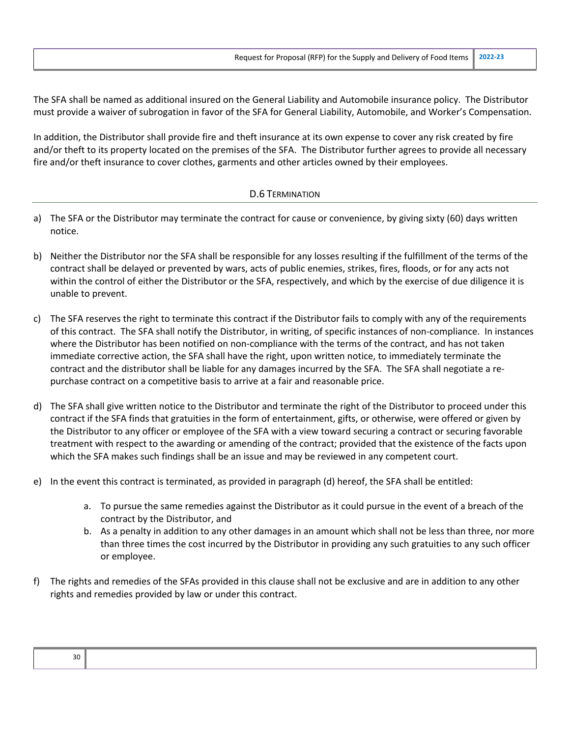The SFA shall be named as additional insured on the General Liability and Automobile insurance policy. The Distributor must provide a waiver of subrogation in favor of the SFA for General Liability, Automobile, and Worker's Compensation.

In addition, the Distributor shall provide fire and theft insurance at its own expense to cover any risk created by fire and/or theft to its property located on the premises of the SFA. The Distributor further agrees to provide all necessary fire and/or theft insurance to cover clothes, garments and other articles owned by their employees.

## D.6 Termination

a) The SFA or the Distributor may terminate the contract for cause or convenience, by giving sixty (60) days written notice.

b) Neither the Distributor nor the SFA shall be responsible for any losses resulting if the fulfillment of the terms of the contract shall be delayed or prevented by wars, acts of public enemies, strikes, fires, floods, or for any acts not within the control of either the Distributor or the SFA, respectively, and which by the exercise of due diligence it is unable to prevent.

c) The SFA reserves the right to terminate this contract if the Distributor fails to comply with any of the requirements of this contract. The SFA shall notify the Distributor, in writing, of specific instances of non-compliance. In instances where the Distributor has been notified on non-compliance with the terms of the contract, and has not taken immediate corrective action, the SFA shall have the right, upon written notice, to immediately terminate the contract and the distributor shall be liable for any damages incurred by the SFA. The SFA shall negotiate a re-purchase contract on a competitive basis to arrive at a fair and reasonable price.

d) The SFA shall give written notice to the Distributor and terminate the right of the Distributor to proceed under this contract if the SFA finds that gratuities in the form of entertainment, gifts, or otherwise, were offered or given by the Distributor to any officer or employee of the SFA with a view toward securing a contract or securing favorable treatment with respect to the awarding or amending of the contract; provided that the existence of the facts upon which the SFA makes such findings shall be an issue and may be reviewed in any competent court.

e) In the event this contract is terminated, as provided in paragraph (d) hereof, the SFA shall be entitled:

    a. To pursue the same remedies against the Distributor as it could pursue in the event of a breach of the contract by the Distributor, and
    b. As a penalty in addition to any other damages in an amount which shall not be less than three, nor more than three times the cost incurred by the Distributor in providing any such gratuities to any such officer or employee.

f) The rights and remedies of the SFAs provided in this clause shall not be exclusive and are in addition to any other rights and remedies provided by law or under this contract.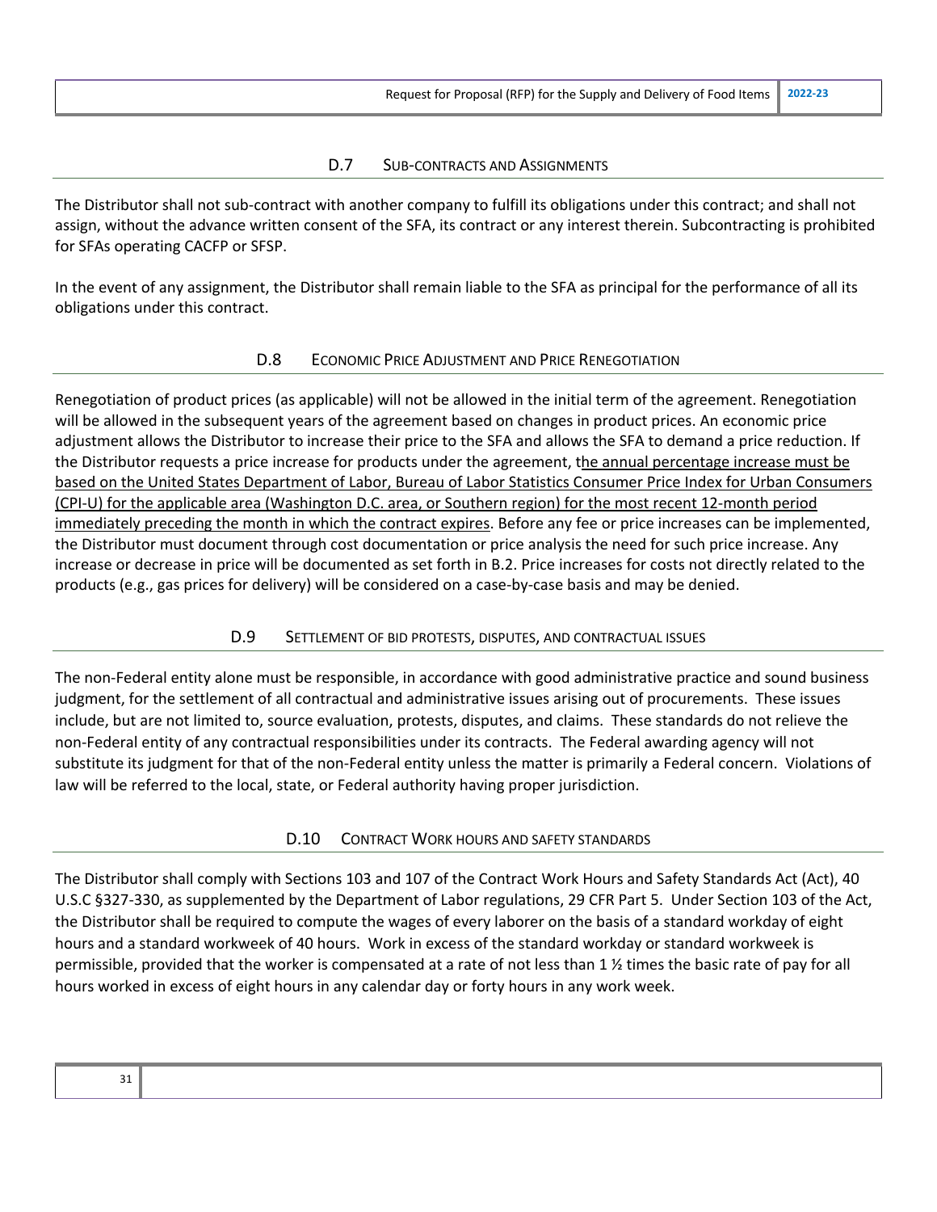### D.7 Sub-contracts and Assignments

The Distributor shall not sub-contract with another company to fulfill its obligations under this contract; and shall not assign, without the advance written consent of the SFA, its contract or any interest therein. Subcontracting is prohibited for SFAs operating CACFP or SFSP.

In the event of any assignment, the Distributor shall remain liable to the SFA as principal for the performance of all its obligations under this contract.

### D.8 Economic Price Adjustment and Price Renegotiation

Renegotiation of product prices (as applicable) will not be allowed in the initial term of the agreement. Renegotiation will be allowed in the subsequent years of the agreement based on changes in product prices. An economic price adjustment allows the Distributor to increase their price to the SFA and allows the SFA to demand a price reduction. If the Distributor requests a price increase for products under the agreement, the annual percentage increase must be based on the United States Department of Labor, Bureau of Labor Statistics Consumer Price Index for Urban Consumers (CPI-U) for the applicable area (Washington D.C. area, or Southern region) for the most recent 12-month period immediately preceding the month in which the contract expires. Before any fee or price increases can be implemented, the Distributor must document through cost documentation or price analysis the need for such price increase. Any increase or decrease in price will be documented as set forth in B.2. Price increases for costs not directly related to the products (e.g., gas prices for delivery) will be considered on a case-by-case basis and may be denied.

### D.9 Settlement of bid protests, disputes, and contractual issues

The non-Federal entity alone must be responsible, in accordance with good administrative practice and sound business judgment, for the settlement of all contractual and administrative issues arising out of procurements. These issues include, but are not limited to, source evaluation, protests, disputes, and claims. These standards do not relieve the non-Federal entity of any contractual responsibilities under its contracts. The Federal awarding agency will not substitute its judgment for that of the non-Federal entity unless the matter is primarily a Federal concern. Violations of law will be referred to the local, state, or Federal authority having proper jurisdiction.

### D.10 Contract Work hours and safety standards

The Distributor shall comply with Sections 103 and 107 of the Contract Work Hours and Safety Standards Act (Act), 40 U.S.C §327-330, as supplemented by the Department of Labor regulations, 29 CFR Part 5. Under Section 103 of the Act, the Distributor shall be required to compute the wages of every laborer on the basis of a standard workday of eight hours and a standard workweek of 40 hours. Work in excess of the standard workday or standard workweek is permissible, provided that the worker is compensated at a rate of not less than 1 ½ times the basic rate of pay for all hours worked in excess of eight hours in any calendar day or forty hours in any work week.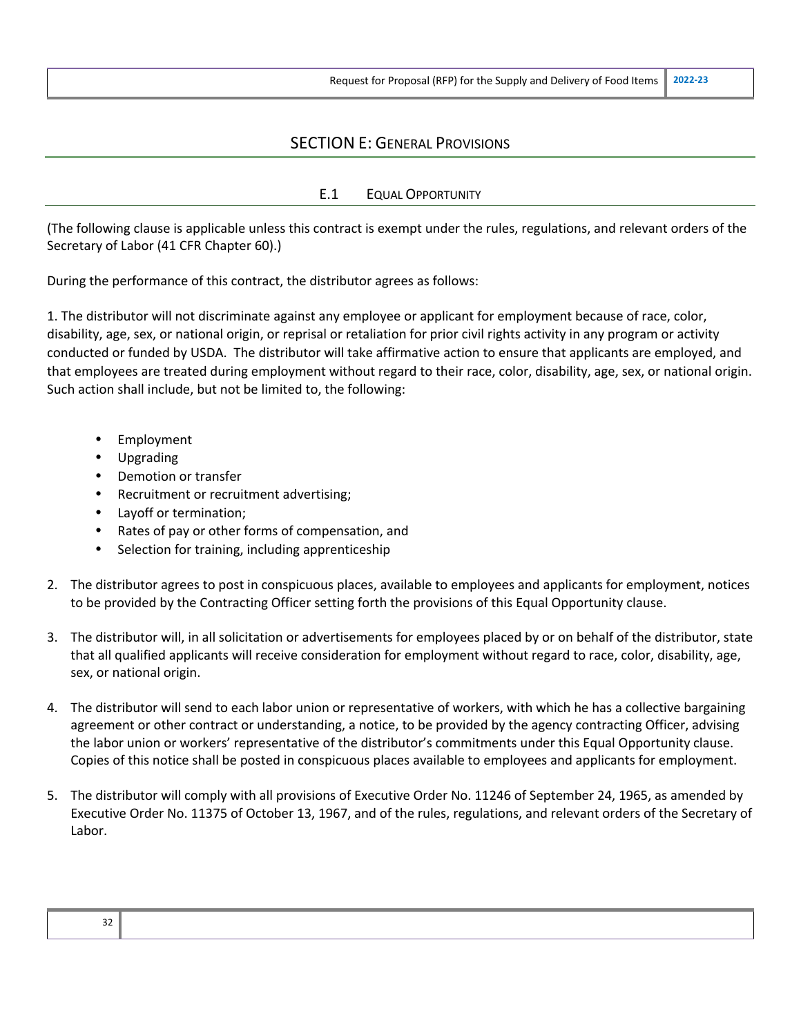# SECTION E: General Provisions

## E.1 Equal Opportunity

(The following clause is applicable unless this contract is exempt under the rules, regulations, and relevant orders of the Secretary of Labor (41 CFR Chapter 60).)

During the performance of this contract, the distributor agrees as follows:

1. The distributor will not discriminate against any employee or applicant for employment because of race, color, disability, age, sex, or national origin, or reprisal or retaliation for prior civil rights activity in any program or activity conducted or funded by USDA. The distributor will take affirmative action to ensure that applicants are employed, and that employees are treated during employment without regard to their race, color, disability, age, sex, or national origin. Such action shall include, but not be limited to, the following:

   - Employment
   - Upgrading
   - Demotion or transfer
   - Recruitment or recruitment advertising;
   - Layoff or termination;
   - Rates of pay or other forms of compensation, and
   - Selection for training, including apprenticeship

2. The distributor agrees to post in conspicuous places, available to employees and applicants for employment, notices to be provided by the Contracting Officer setting forth the provisions of this Equal Opportunity clause.

3. The distributor will, in all solicitation or advertisements for employees placed by or on behalf of the distributor, state that all qualified applicants will receive consideration for employment without regard to race, color, disability, age, sex, or national origin.

4. The distributor will send to each labor union or representative of workers, with which he has a collective bargaining agreement or other contract or understanding, a notice, to be provided by the agency contracting Officer, advising the labor union or workers' representative of the distributor's commitments under this Equal Opportunity clause. Copies of this notice shall be posted in conspicuous places available to employees and applicants for employment.

5. The distributor will comply with all provisions of Executive Order No. 11246 of September 24, 1965, as amended by Executive Order No. 11375 of October 13, 1967, and of the rules, regulations, and relevant orders of the Secretary of Labor.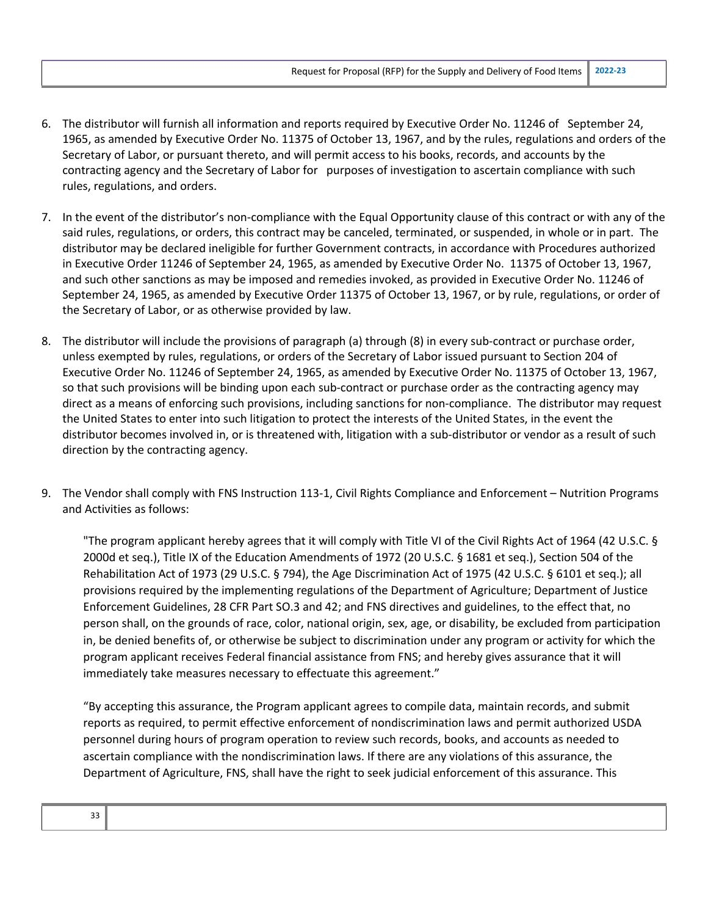6. The distributor will furnish all information and reports required by Executive Order No. 11246 of September 24, 1965, as amended by Executive Order No. 11375 of October 13, 1967, and by the rules, regulations and orders of the Secretary of Labor, or pursuant thereto, and will permit access to his books, records, and accounts by the contracting agency and the Secretary of Labor for purposes of investigation to ascertain compliance with such rules, regulations, and orders.

7. In the event of the distributor's non-compliance with the Equal Opportunity clause of this contract or with any of the said rules, regulations, or orders, this contract may be canceled, terminated, or suspended, in whole or in part. The distributor may be declared ineligible for further Government contracts, in accordance with Procedures authorized in Executive Order 11246 of September 24, 1965, as amended by Executive Order No. 11375 of October 13, 1967, and such other sanctions as may be imposed and remedies invoked, as provided in Executive Order No. 11246 of September 24, 1965, as amended by Executive Order 11375 of October 13, 1967, or by rule, regulations, or order of the Secretary of Labor, or as otherwise provided by law.

8. The distributor will include the provisions of paragraph (a) through (8) in every sub-contract or purchase order, unless exempted by rules, regulations, or orders of the Secretary of Labor issued pursuant to Section 204 of Executive Order No. 11246 of September 24, 1965, as amended by Executive Order No. 11375 of October 13, 1967, so that such provisions will be binding upon each sub-contract or purchase order as the contracting agency may direct as a means of enforcing such provisions, including sanctions for non-compliance. The distributor may request the United States to enter into such litigation to protect the interests of the United States, in the event the distributor becomes involved in, or is threatened with, litigation with a sub-distributor or vendor as a result of such direction by the contracting agency.

9. The Vendor shall comply with FNS Instruction 113-1, Civil Rights Compliance and Enforcement – Nutrition Programs and Activities as follows:

   "The program applicant hereby agrees that it will comply with Title VI of the Civil Rights Act of 1964 (42 U.S.C. § 2000d et seq.), Title IX of the Education Amendments of 1972 (20 U.S.C. § 1681 et seq.), Section 504 of the Rehabilitation Act of 1973 (29 U.S.C. § 794), the Age Discrimination Act of 1975 (42 U.S.C. § 6101 et seq.); all provisions required by the implementing regulations of the Department of Agriculture; Department of Justice Enforcement Guidelines, 28 CFR Part SO.3 and 42; and FNS directives and guidelines, to the effect that, no person shall, on the grounds of race, color, national origin, sex, age, or disability, be excluded from participation in, be denied benefits of, or otherwise be subject to discrimination under any program or activity for which the program applicant receives Federal financial assistance from FNS; and hereby gives assurance that it will immediately take measures necessary to effectuate this agreement."

   "By accepting this assurance, the Program applicant agrees to compile data, maintain records, and submit reports as required, to permit effective enforcement of nondiscrimination laws and permit authorized USDA personnel during hours of program operation to review such records, books, and accounts as needed to ascertain compliance with the nondiscrimination laws. If there are any violations of this assurance, the Department of Agriculture, FNS, shall have the right to seek judicial enforcement of this assurance. This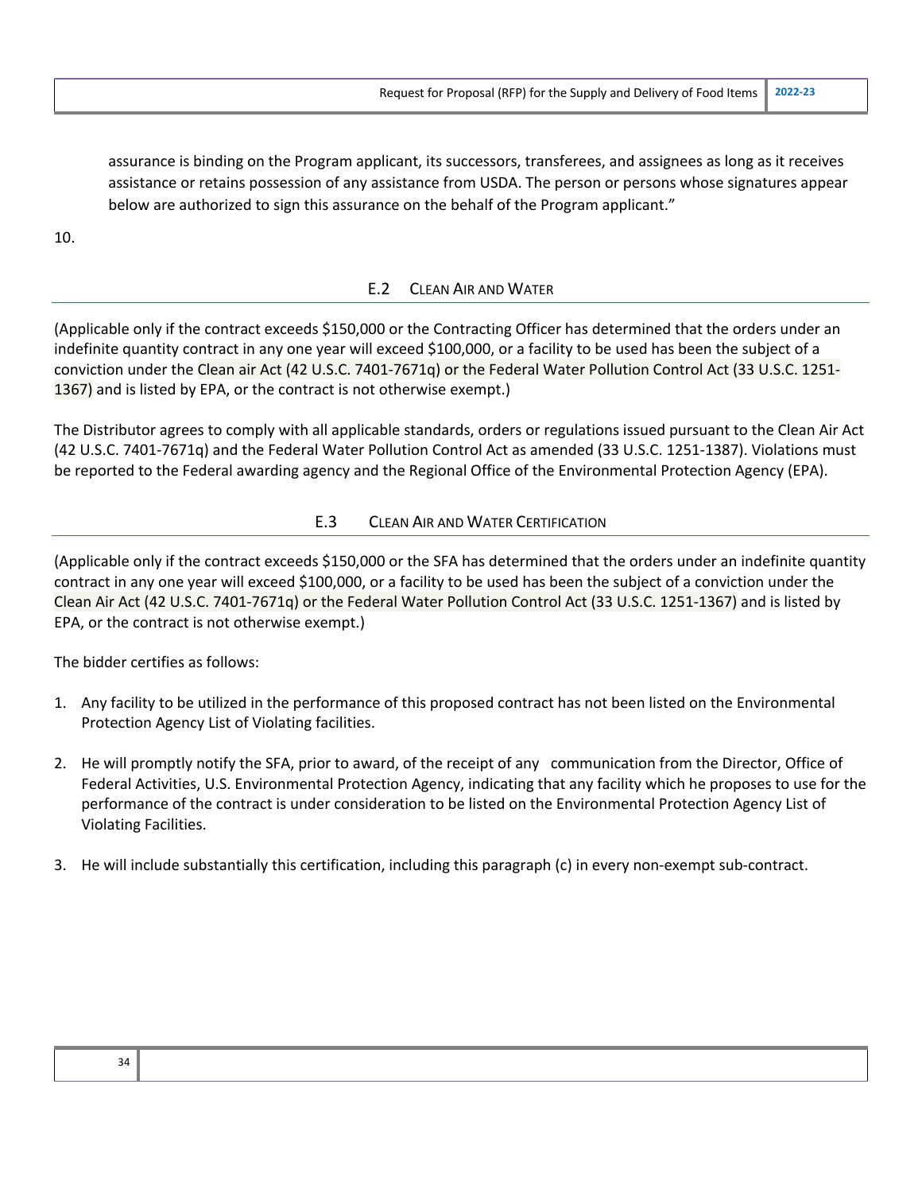assurance is binding on the Program applicant, its successors, transferees, and assignees as long as it receives assistance or retains possession of any assistance from USDA. The person or persons whose signatures appear below are authorized to sign this assurance on the behalf of the Program applicant."

10.

## E.2 Clean Air and Water

(Applicable only if the contract exceeds $150,000 or the Contracting Officer has determined that the orders under an indefinite quantity contract in any one year will exceed $100,000, or a facility to be used has been the subject of a conviction under the Clean air Act (42 U.S.C. 7401-7671q) or the Federal Water Pollution Control Act (33 U.S.C. 1251-1367) and is listed by EPA, or the contract is not otherwise exempt.)

The Distributor agrees to comply with all applicable standards, orders or regulations issued pursuant to the Clean Air Act (42 U.S.C. 7401-7671q) and the Federal Water Pollution Control Act as amended (33 U.S.C. 1251-1387). Violations must be reported to the Federal awarding agency and the Regional Office of the Environmental Protection Agency (EPA).

## E.3 Clean Air and Water Certification

(Applicable only if the contract exceeds $150,000 or the SFA has determined that the orders under an indefinite quantity contract in any one year will exceed $100,000, or a facility to be used has been the subject of a conviction under the Clean Air Act (42 U.S.C. 7401-7671q) or the Federal Water Pollution Control Act (33 U.S.C. 1251-1367) and is listed by EPA, or the contract is not otherwise exempt.)

The bidder certifies as follows:

1. Any facility to be utilized in the performance of this proposed contract has not been listed on the Environmental Protection Agency List of Violating facilities.
2. He will promptly notify the SFA, prior to award, of the receipt of any communication from the Director, Office of Federal Activities, U.S. Environmental Protection Agency, indicating that any facility which he proposes to use for the performance of the contract is under consideration to be listed on the Environmental Protection Agency List of Violating Facilities.
3. He will include substantially this certification, including this paragraph (c) in every non-exempt sub-contract.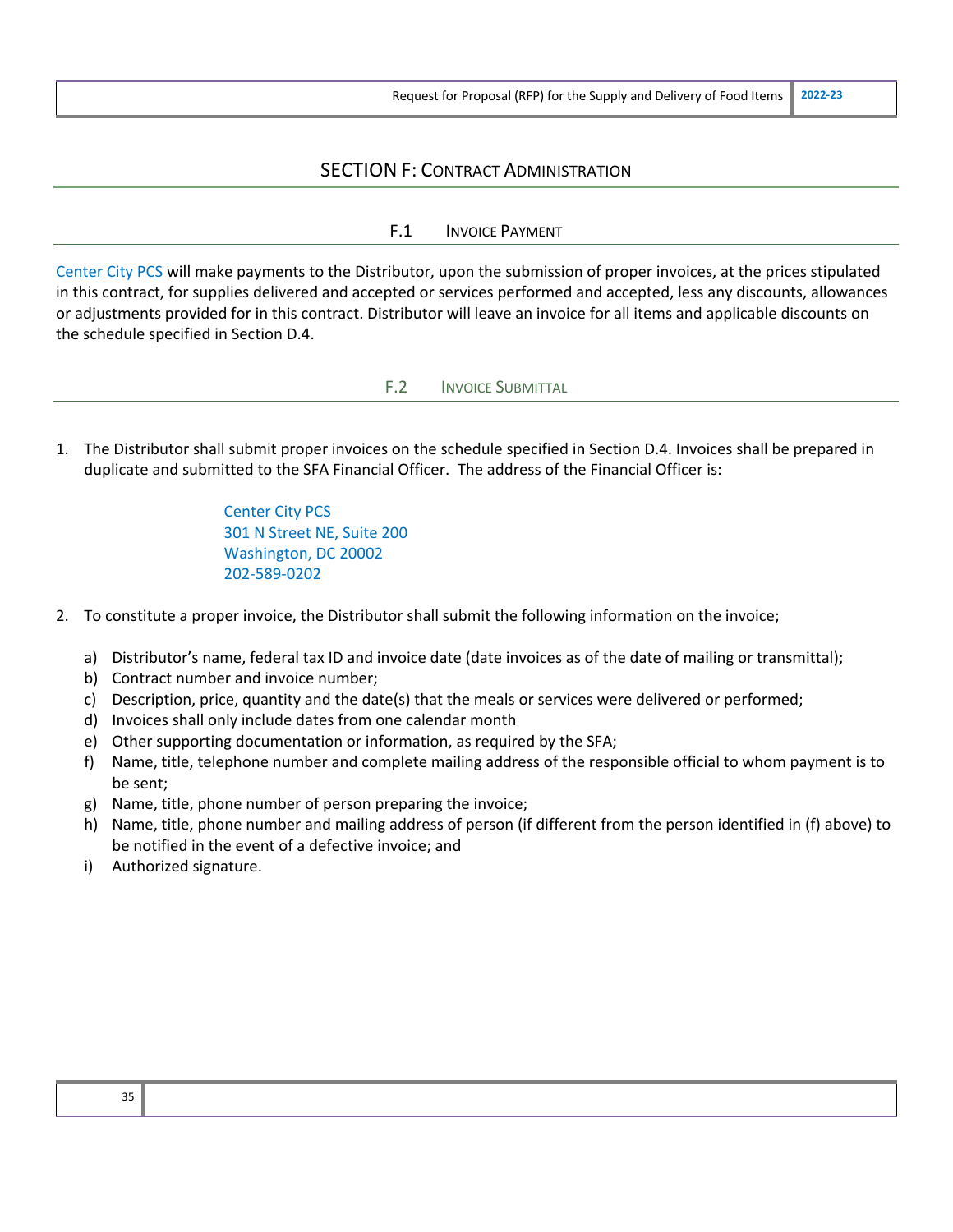# SECTION F: CONTRACT ADMINISTRATION

## F.1 INVOICE PAYMENT

Center City PCS will make payments to the Distributor, upon the submission of proper invoices, at the prices stipulated in this contract, for supplies delivered and accepted or services performed and accepted, less any discounts, allowances or adjustments provided for in this contract. Distributor will leave an invoice for all items and applicable discounts on the schedule specified in Section D.4.

## F.2 INVOICE SUBMITTAL

1. The Distributor shall submit proper invoices on the schedule specified in Section D.4. Invoices shall be prepared in duplicate and submitted to the SFA Financial Officer. The address of the Financial Officer is:

   Center City PCS
   301 N Street NE, Suite 200
   Washington, DC 20002
   202-589-0202

2. To constitute a proper invoice, the Distributor shall submit the following information on the invoice;

   a) Distributor's name, federal tax ID and invoice date (date invoices as of the date of mailing or transmittal);
   b) Contract number and invoice number;
   c) Description, price, quantity and the date(s) that the meals or services were delivered or performed;
   d) Invoices shall only include dates from one calendar month
   e) Other supporting documentation or information, as required by the SFA;
   f) Name, title, telephone number and complete mailing address of the responsible official to whom payment is to be sent;
   g) Name, title, phone number of person preparing the invoice;
   h) Name, title, phone number and mailing address of person (if different from the person identified in (f) above) to be notified in the event of a defective invoice; and
   i) Authorized signature.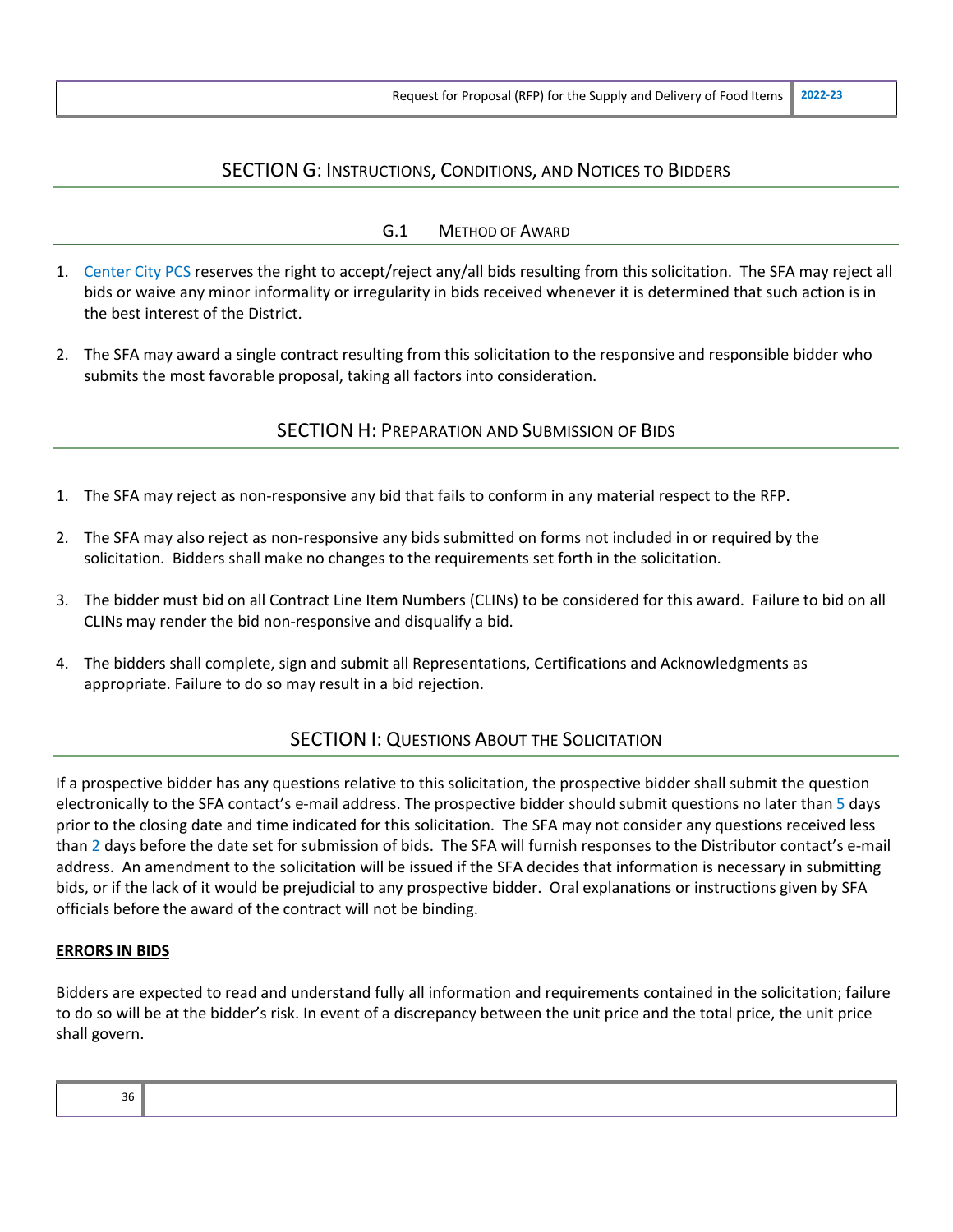## SECTION G: Instructions, Conditions, and Notices to Bidders

### G.1 Method of Award

1. Center City PCS reserves the right to accept/reject any/all bids resulting from this solicitation. The SFA may reject all bids or waive any minor informality or irregularity in bids received whenever it is determined that such action is in the best interest of the District.

2. The SFA may award a single contract resulting from this solicitation to the responsive and responsible bidder who submits the most favorable proposal, taking all factors into consideration.

## SECTION H: Preparation and Submission of Bids

1. The SFA may reject as non-responsive any bid that fails to conform in any material respect to the RFP.

2. The SFA may also reject as non-responsive any bids submitted on forms not included in or required by the solicitation. Bidders shall make no changes to the requirements set forth in the solicitation.

3. The bidder must bid on all Contract Line Item Numbers (CLINs) to be considered for this award. Failure to bid on all CLINs may render the bid non-responsive and disqualify a bid.

4. The bidders shall complete, sign and submit all Representations, Certifications and Acknowledgments as appropriate. Failure to do so may result in a bid rejection.

## SECTION I: Questions About the Solicitation

If a prospective bidder has any questions relative to this solicitation, the prospective bidder shall submit the question electronically to the SFA contact's e-mail address. The prospective bidder should submit questions no later than 5 days prior to the closing date and time indicated for this solicitation. The SFA may not consider any questions received less than 2 days before the date set for submission of bids. The SFA will furnish responses to the Distributor contact's e-mail address. An amendment to the solicitation will be issued if the SFA decides that information is necessary in submitting bids, or if the lack of it would be prejudicial to any prospective bidder. Oral explanations or instructions given by SFA officials before the award of the contract will not be binding.

**ERRORS IN BIDS**

Bidders are expected to read and understand fully all information and requirements contained in the solicitation; failure to do so will be at the bidder's risk. In event of a discrepancy between the unit price and the total price, the unit price shall govern.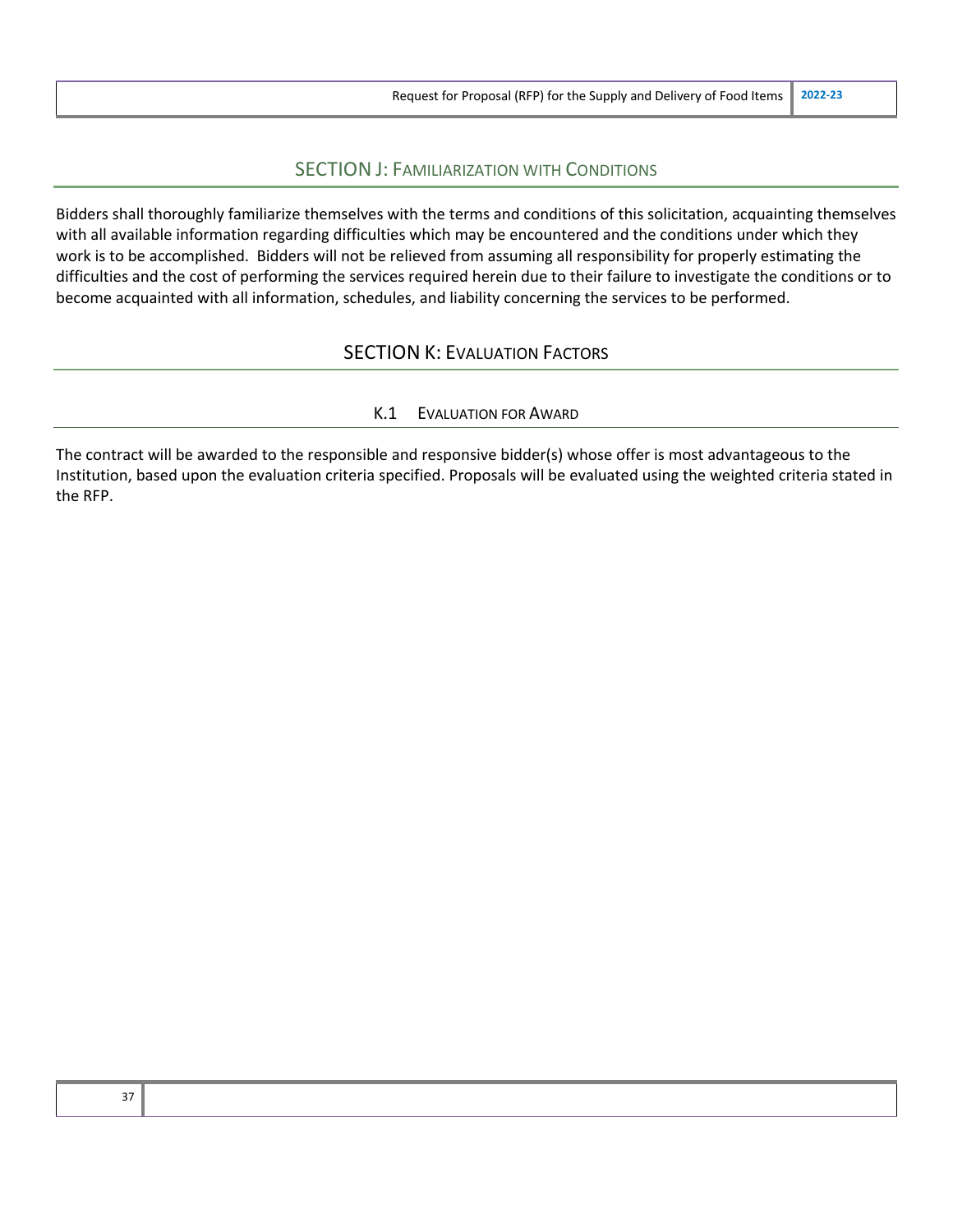## SECTION J: FAMILIARIZATION WITH CONDITIONS

Bidders shall thoroughly familiarize themselves with the terms and conditions of this solicitation, acquainting themselves with all available information regarding difficulties which may be encountered and the conditions under which they work is to be accomplished. Bidders will not be relieved from assuming all responsibility for properly estimating the difficulties and the cost of performing the services required herein due to their failure to investigate the conditions or to become acquainted with all information, schedules, and liability concerning the services to be performed.

## SECTION K: EVALUATION FACTORS

### K.1 EVALUATION FOR AWARD

The contract will be awarded to the responsible and responsive bidder(s) whose offer is most advantageous to the Institution, based upon the evaluation criteria specified. Proposals will be evaluated using the weighted criteria stated in the RFP.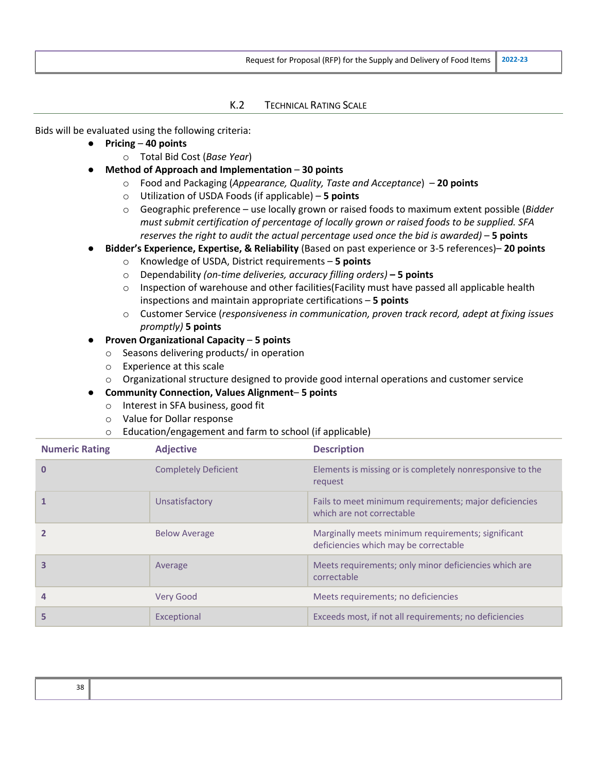## K.2 Technical Rating Scale

Bids will be evaluated using the following criteria:

- **Pricing** – **40 points**
  - Total Bid Cost (*Base Year*)
- **Method of Approach and Implementation** – **30 points**
  - Food and Packaging (*Appearance, Quality, Taste and Acceptance*) – **20 points**
  - Utilization of USDA Foods (if applicable) – **5 points**
  - Geographic preference – use locally grown or raised foods to maximum extent possible (*Bidder must submit certification of percentage of locally grown or raised foods to be supplied. SFA reserves the right to audit the actual percentage used once the bid is awarded)* – **5 points**
- **Bidder's Experience, Expertise, & Reliability** (Based on past experience or 3-5 references)– **20 points**
  - Knowledge of USDA, District requirements – **5 points**
  - Dependability *(on-time deliveries, accuracy filling orders)* **– 5 points**
  - Inspection of warehouse and other facilities(Facility must have passed all applicable health inspections and maintain appropriate certifications – **5 points**
  - Customer Service (*responsiveness in communication, proven track record, adept at fixing issues promptly)* **5 points**
- **Proven Organizational Capacity** – **5 points**
  - Seasons delivering products/ in operation
  - Experience at this scale
  - Organizational structure designed to provide good internal operations and customer service
- **Community Connection, Values Alignment**– **5 points**
  - Interest in SFA business, good fit
  - Value for Dollar response
  - Education/engagement and farm to school (if applicable)

| Numeric Rating | Adjective | Description |
|---|---|---|
| 0 | Completely Deficient | Elements is missing or is completely nonresponsive to the request |
| 1 | Unsatisfactory | Fails to meet minimum requirements; major deficiencies which are not correctable |
| 2 | Below Average | Marginally meets minimum requirements; significant deficiencies which may be correctable |
| 3 | Average | Meets requirements; only minor deficiencies which are correctable |
| 4 | Very Good | Meets requirements; no deficiencies |
| 5 | Exceptional | Exceeds most, if not all requirements; no deficiencies |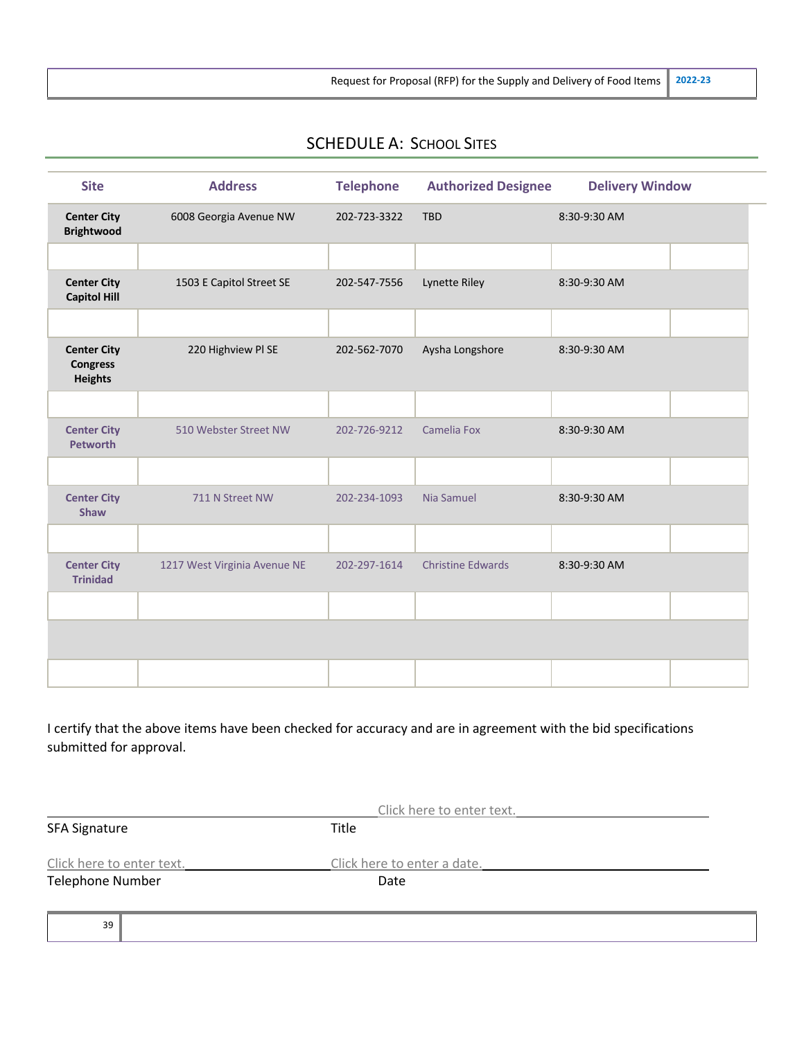## SCHEDULE A: School Sites

| Site | Address | Telephone | Authorized Designee | Delivery Window |
|---|---|---|---|---|
| **Center City Brightwood** | 6008 Georgia Avenue NW | 202-723-3322 | TBD | 8:30-9:30 AM |
| | | | | |
| **Center City Capitol Hill** | 1503 E Capitol Street SE | 202-547-7556 | Lynette Riley | 8:30-9:30 AM |
| | | | | |
| **Center City Congress Heights** | 220 Highview Pl SE | 202-562-7070 | Aysha Longshore | 8:30-9:30 AM |
| | | | | |
| **Center City Petworth** | 510 Webster Street NW | 202-726-9212 | Camelia Fox | 8:30-9:30 AM |
| | | | | |
| **Center City Shaw** | 711 N Street NW | 202-234-1093 | Nia Samuel | 8:30-9:30 AM |
| | | | | |
| **Center City Trinidad** | 1217 West Virginia Avenue NE | 202-297-1614 | Christine Edwards | 8:30-9:30 AM |
| | | | | |
| | | | | |
| | | | | |

I certify that the above items have been checked for accuracy and are in agreement with the bid specifications submitted for approval.

\_\_\_\_\_\_\_\_\_\_\_\_\_\_\_\_\_\_\_\_\_\_\_\_\_\_\_\_ Click here to enter text.\_\_\_\_\_\_\_\_\_\_\_\_\_\_\_\_\_\_\_\_
SFA Signature Title

Click here to enter text.\_\_\_\_\_\_\_\_\_\_\_\_\_\_\_\_\_\_ Click here to enter a date.\_\_\_\_\_\_\_\_\_\_\_\_\_\_\_\_\_\_\_\_
Telephone Number Date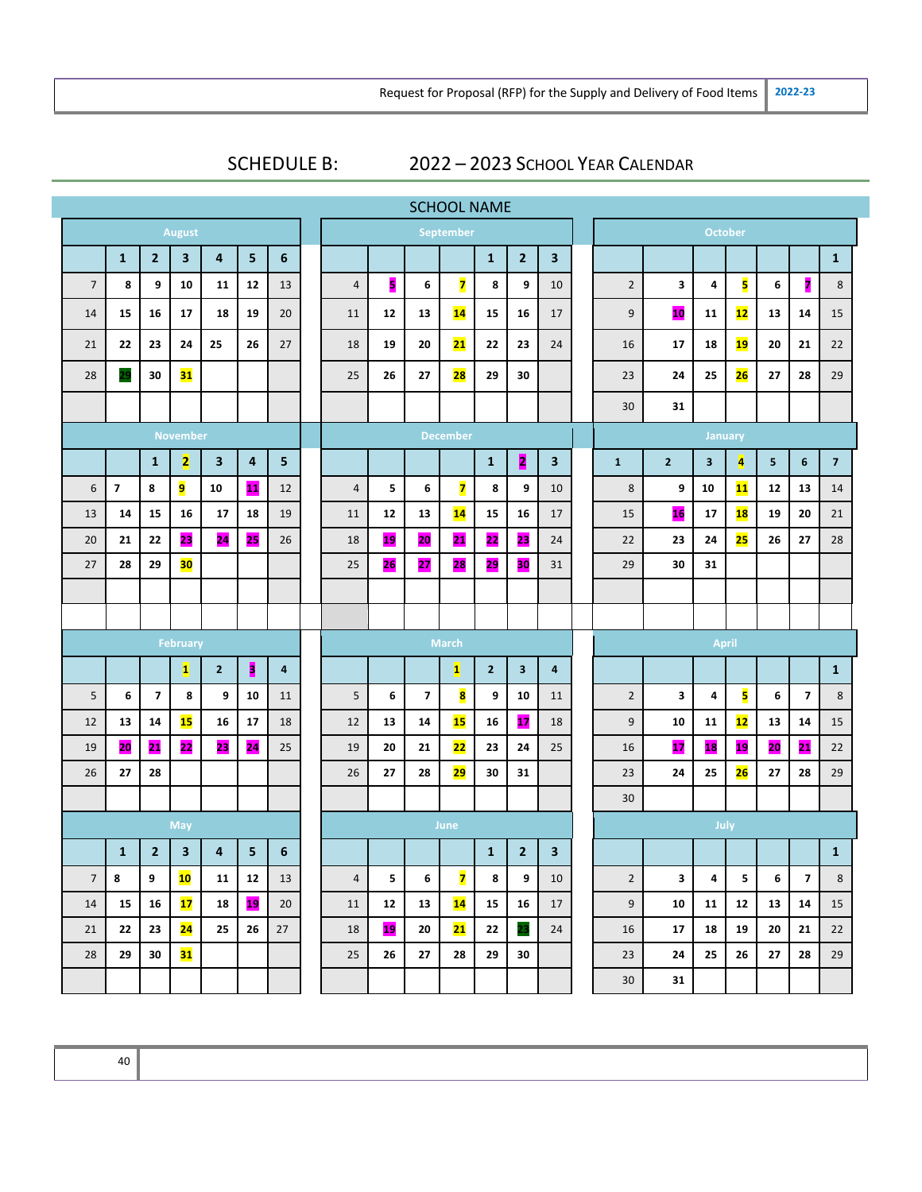# SCHEDULE B: 2022 – 2023 School Year Calendar

## SCHOOL NAME

**August**

| | | | | | | |
|---|---|---|---|---|---|---|
| | 1 | 2 | 3 | 4 | 5 | 6 |
| 7 | 8 | 9 | 10 | 11 | 12 | 13 |
| 14 | 15 | 16 | 17 | 18 | 19 | 20 |
| 21 | 22 | 23 | 24 | 25 | 26 | 27 |
| 28 | 29 | 30 | 31 | | | |

**September**

| | | | | | | |
|---|---|---|---|---|---|---|
| | | | | 1 | 2 | 3 |
| 4 | 5 | 6 | 7 | 8 | 9 | 10 |
| 11 | 12 | 13 | 14 | 15 | 16 | 17 |
| 18 | 19 | 20 | 21 | 22 | 23 | 24 |
| 25 | 26 | 27 | 28 | 29 | 30 | |

**October**

| | | | | | | |
|---|---|---|---|---|---|---|
| | | | | | | 1 |
| 2 | 3 | 4 | 5 | 6 | 7 | 8 |
| 9 | 10 | 11 | 12 | 13 | 14 | 15 |
| 16 | 17 | 18 | 19 | 20 | 21 | 22 |
| 23 | 24 | 25 | 26 | 27 | 28 | 29 |
| 30 | 31 | | | | | |

**November**

| | | | | | | |
|---|---|---|---|---|---|---|
| | | 1 | 2 | 3 | 4 | 5 |
| 6 | 7 | 8 | 9 | 10 | 11 | 12 |
| 13 | 14 | 15 | 16 | 17 | 18 | 19 |
| 20 | 21 | 22 | 23 | 24 | 25 | 26 |
| 27 | 28 | 29 | 30 | | | |

**December**

| | | | | | | |
|---|---|---|---|---|---|---|
| | | | | 1 | 2 | 3 |
| 4 | 5 | 6 | 7 | 8 | 9 | 10 |
| 11 | 12 | 13 | 14 | 15 | 16 | 17 |
| 18 | 19 | 20 | 21 | 22 | 23 | 24 |
| 25 | 26 | 27 | 28 | 29 | 30 | 31 |

**January**

| | | | | | | |
|---|---|---|---|---|---|---|
| 1 | 2 | 3 | 4 | 5 | 6 | 7 |
| 8 | 9 | 10 | 11 | 12 | 13 | 14 |
| 15 | 16 | 17 | 18 | 19 | 20 | 21 |
| 22 | 23 | 24 | 25 | 26 | 27 | 28 |
| 29 | 30 | 31 | | | | |

**February**

| | | | | | | |
|---|---|---|---|---|---|---|
| | | | 1 | 2 | 3 | 4 |
| 5 | 6 | 7 | 8 | 9 | 10 | 11 |
| 12 | 13 | 14 | 15 | 16 | 17 | 18 |
| 19 | 20 | 21 | 22 | 23 | 24 | 25 |
| 26 | 27 | 28 | | | | |

**March**

| | | | | | | |
|---|---|---|---|---|---|---|
| | | | 1 | 2 | 3 | 4 |
| 5 | 6 | 7 | 8 | 9 | 10 | 11 |
| 12 | 13 | 14 | 15 | 16 | 17 | 18 |
| 19 | 20 | 21 | 22 | 23 | 24 | 25 |
| 26 | 27 | 28 | 29 | 30 | 31 | |

**April**

| | | | | | | |
|---|---|---|---|---|---|---|
| | | | | | | 1 |
| 2 | 3 | 4 | 5 | 6 | 7 | 8 |
| 9 | 10 | 11 | 12 | 13 | 14 | 15 |
| 16 | 17 | 18 | 19 | 20 | 21 | 22 |
| 23 | 24 | 25 | 26 | 27 | 28 | 29 |
| 30 | | | | | | |

**May**

| | | | | | | |
|---|---|---|---|---|---|---|
| | 1 | 2 | 3 | 4 | 5 | 6 |
| 7 | 8 | 9 | 10 | 11 | 12 | 13 |
| 14 | 15 | 16 | 17 | 18 | 19 | 20 |
| 21 | 22 | 23 | 24 | 25 | 26 | 27 |
| 28 | 29 | 30 | 31 | | | |

**June**

| | | | | | | |
|---|---|---|---|---|---|---|
| | | | | 1 | 2 | 3 |
| 4 | 5 | 6 | 7 | 8 | 9 | 10 |
| 11 | 12 | 13 | 14 | 15 | 16 | 17 |
| 18 | 19 | 20 | 21 | 22 | 23 | 24 |
| 25 | 26 | 27 | 28 | 29 | 30 | |

**July**

| | | | | | | |
|---|---|---|---|---|---|---|
| | | | | | | 1 |
| 2 | 3 | 4 | 5 | 6 | 7 | 8 |
| 9 | 10 | 11 | 12 | 13 | 14 | 15 |
| 16 | 17 | 18 | 19 | 20 | 21 | 22 |
| 23 | 24 | 25 | 26 | 27 | 28 | 29 |
| 30 | 31 | | | | | |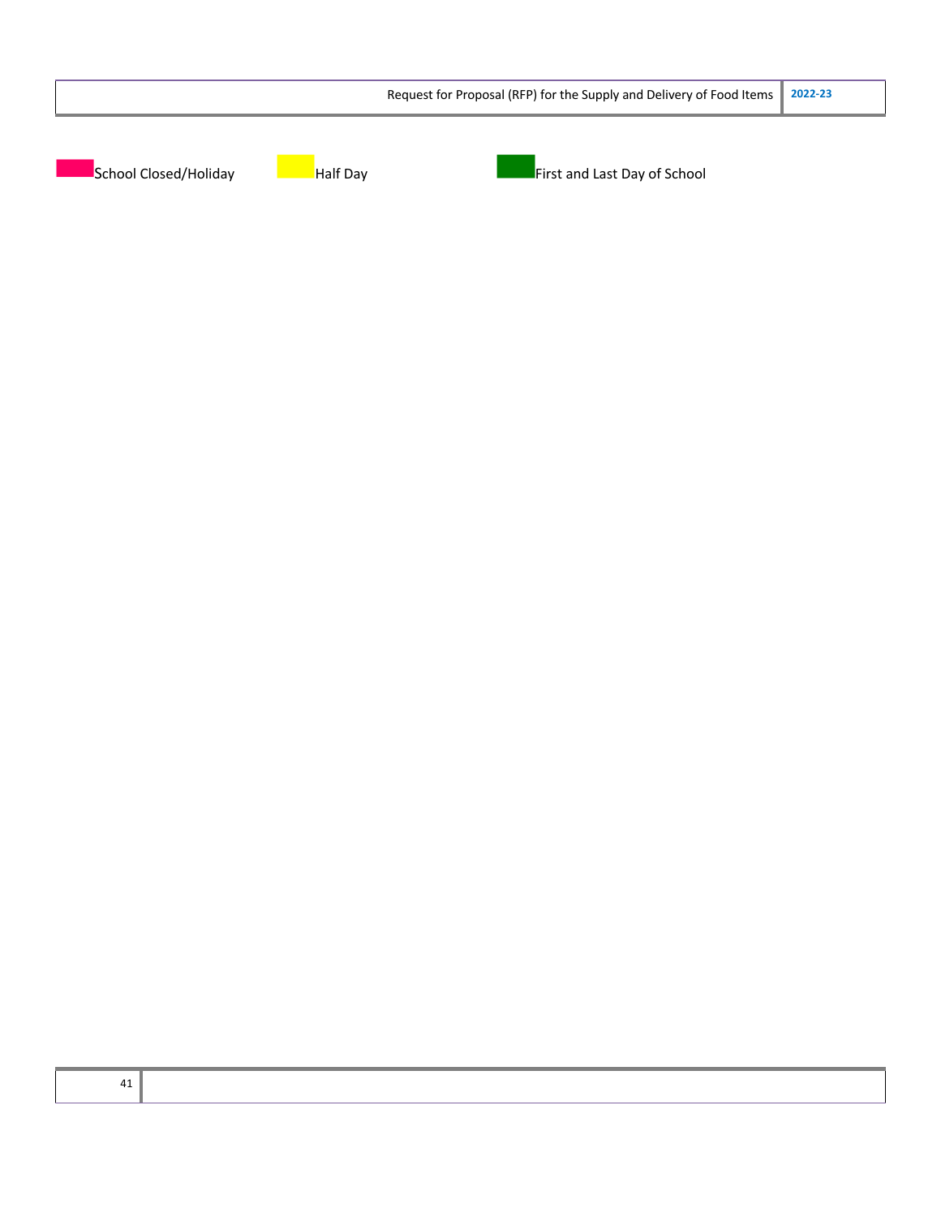School Closed/Holiday Half Day First and Last Day of School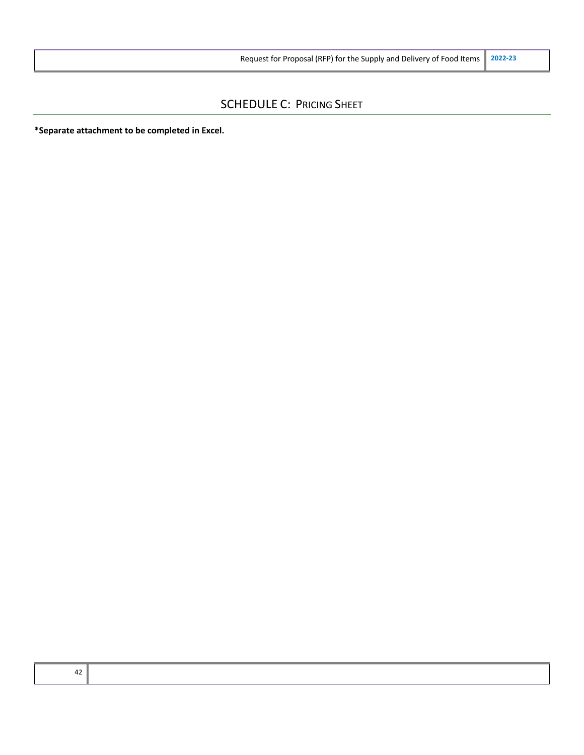# SCHEDULE C: PRICING SHEET

**\*Separate attachment to be completed in Excel.**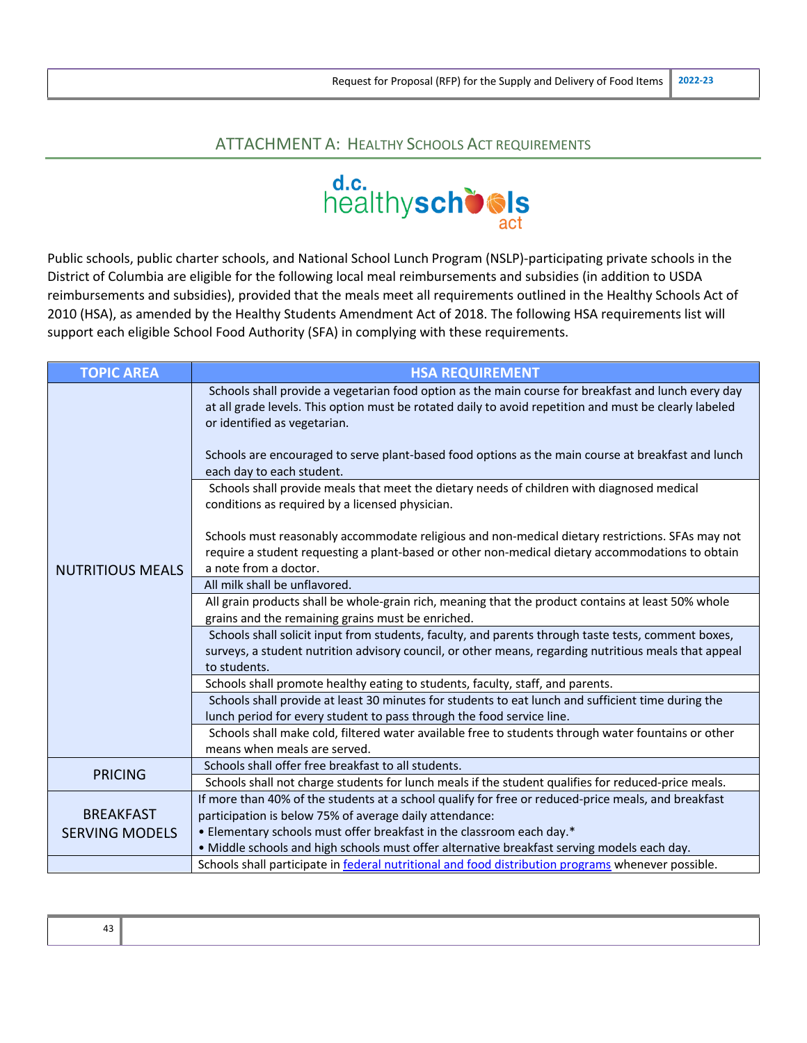## ATTACHMENT A: HEALTHY SCHOOLS ACT REQUIREMENTS

d.c. healthyschools act

Public schools, public charter schools, and National School Lunch Program (NSLP)-participating private schools in the District of Columbia are eligible for the following local meal reimbursements and subsidies (in addition to USDA reimbursements and subsidies), provided that the meals meet all requirements outlined in the Healthy Schools Act of 2010 (HSA), as amended by the Healthy Students Amendment Act of 2018. The following HSA requirements list will support each eligible School Food Authority (SFA) in complying with these requirements.

| TOPIC AREA | HSA REQUIREMENT |
|---|---|
| NUTRITIOUS MEALS | Schools shall provide a vegetarian food option as the main course for breakfast and lunch every day at all grade levels. This option must be rotated daily to avoid repetition and must be clearly labeled or identified as vegetarian.<br><br>Schools are encouraged to serve plant-based food options as the main course at breakfast and lunch each day to each student. |
| | Schools shall provide meals that meet the dietary needs of children with diagnosed medical conditions as required by a licensed physician.<br><br>Schools must reasonably accommodate religious and non-medical dietary restrictions. SFAs may not require a student requesting a plant-based or other non-medical dietary accommodations to obtain a note from a doctor. |
| | All milk shall be unflavored. |
| | All grain products shall be whole-grain rich, meaning that the product contains at least 50% whole grains and the remaining grains must be enriched. |
| | Schools shall solicit input from students, faculty, and parents through taste tests, comment boxes, surveys, a student nutrition advisory council, or other means, regarding nutritious meals that appeal to students. |
| | Schools shall promote healthy eating to students, faculty, staff, and parents. |
| | Schools shall provide at least 30 minutes for students to eat lunch and sufficient time during the lunch period for every student to pass through the food service line. |
| | Schools shall make cold, filtered water available free to students through water fountains or other means when meals are served. |
| PRICING | Schools shall offer free breakfast to all students. |
| | Schools shall not charge students for lunch meals if the student qualifies for reduced-price meals. |
| BREAKFAST SERVING MODELS | If more than 40% of the students at a school qualify for free or reduced-price meals, and breakfast participation is below 75% of average daily attendance:<br>• Elementary schools must offer breakfast in the classroom each day.*<br>• Middle schools and high schools must offer alternative breakfast serving models each day. |
| | Schools shall participate in federal nutritional and food distribution programs whenever possible. |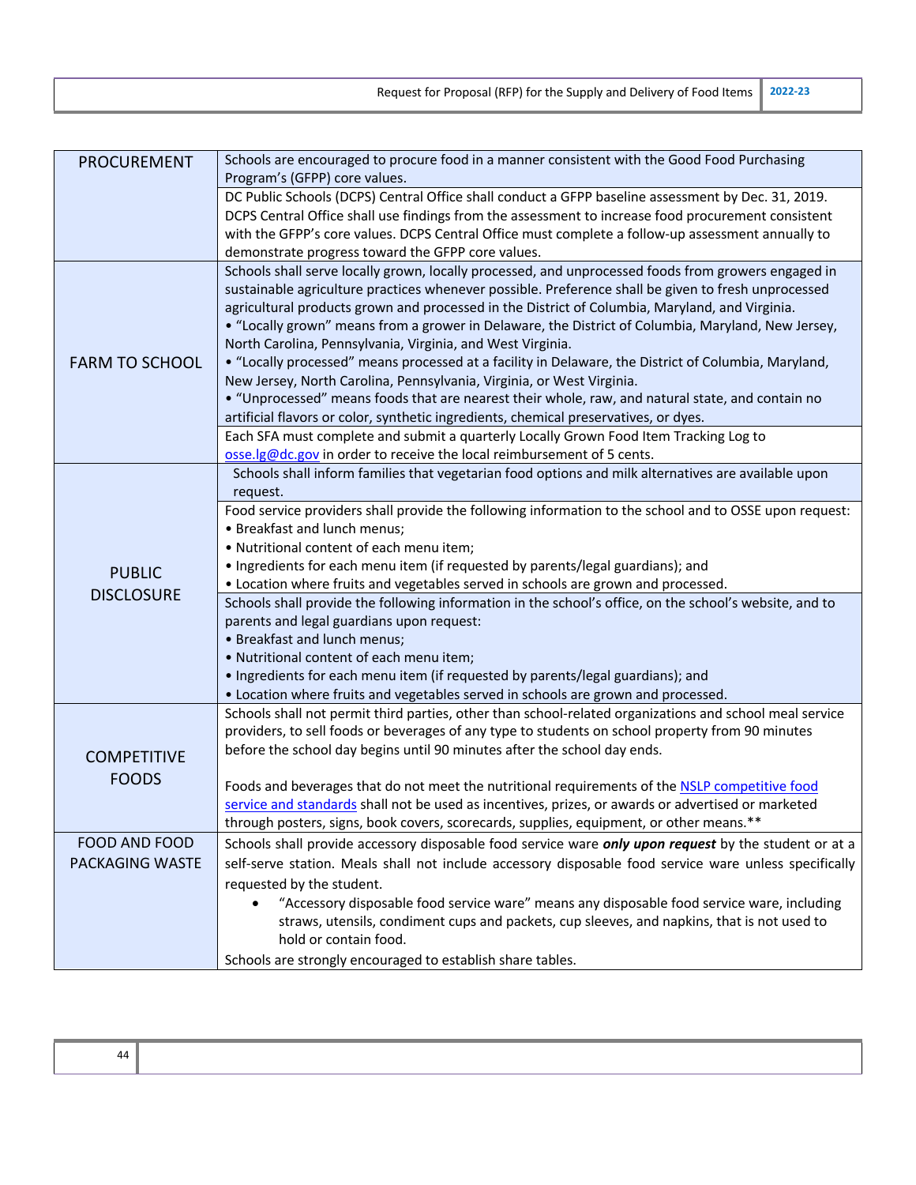| | |
|---|---|
| PROCUREMENT | Schools are encouraged to procure food in a manner consistent with the Good Food Purchasing Program's (GFPP) core values. |
| | DC Public Schools (DCPS) Central Office shall conduct a GFPP baseline assessment by Dec. 31, 2019. DCPS Central Office shall use findings from the assessment to increase food procurement consistent with the GFPP's core values. DCPS Central Office must complete a follow-up assessment annually to demonstrate progress toward the GFPP core values. |
| FARM TO SCHOOL | Schools shall serve locally grown, locally processed, and unprocessed foods from growers engaged in sustainable agriculture practices whenever possible. Preference shall be given to fresh unprocessed agricultural products grown and processed in the District of Columbia, Maryland, and Virginia.<br>• "Locally grown" means from a grower in Delaware, the District of Columbia, Maryland, New Jersey, North Carolina, Pennsylvania, Virginia, and West Virginia.<br>• "Locally processed" means processed at a facility in Delaware, the District of Columbia, Maryland, New Jersey, North Carolina, Pennsylvania, Virginia, or West Virginia.<br>• "Unprocessed" means foods that are nearest their whole, raw, and natural state, and contain no artificial flavors or color, synthetic ingredients, chemical preservatives, or dyes. |
| | Each SFA must complete and submit a quarterly Locally Grown Food Item Tracking Log to osse.lg@dc.gov in order to receive the local reimbursement of 5 cents. |
| PUBLIC DISCLOSURE | Schools shall inform families that vegetarian food options and milk alternatives are available upon request. |
| | Food service providers shall provide the following information to the school and to OSSE upon request:<br>• Breakfast and lunch menus;<br>• Nutritional content of each menu item;<br>• Ingredients for each menu item (if requested by parents/legal guardians); and<br>• Location where fruits and vegetables served in schools are grown and processed. |
| | Schools shall provide the following information in the school's office, on the school's website, and to parents and legal guardians upon request:<br>• Breakfast and lunch menus;<br>• Nutritional content of each menu item;<br>• Ingredients for each menu item (if requested by parents/legal guardians); and<br>• Location where fruits and vegetables served in schools are grown and processed. |
| COMPETITIVE FOODS | Schools shall not permit third parties, other than school-related organizations and school meal service providers, to sell foods or beverages of any type to students on school property from 90 minutes before the school day begins until 90 minutes after the school day ends.<br><br>Foods and beverages that do not meet the nutritional requirements of the NSLP competitive food service and standards shall not be used as incentives, prizes, or awards or advertised or marketed through posters, signs, book covers, scorecards, supplies, equipment, or other means.** |
| FOOD AND FOOD PACKAGING WASTE | Schools shall provide accessory disposable food service ware ***only upon request*** by the student or at a self-serve station. Meals shall not include accessory disposable food service ware unless specifically requested by the student.<br>• "Accessory disposable food service ware" means any disposable food service ware, including straws, utensils, condiment cups and packets, cup sleeves, and napkins, that is not used to hold or contain food.<br>Schools are strongly encouraged to establish share tables. |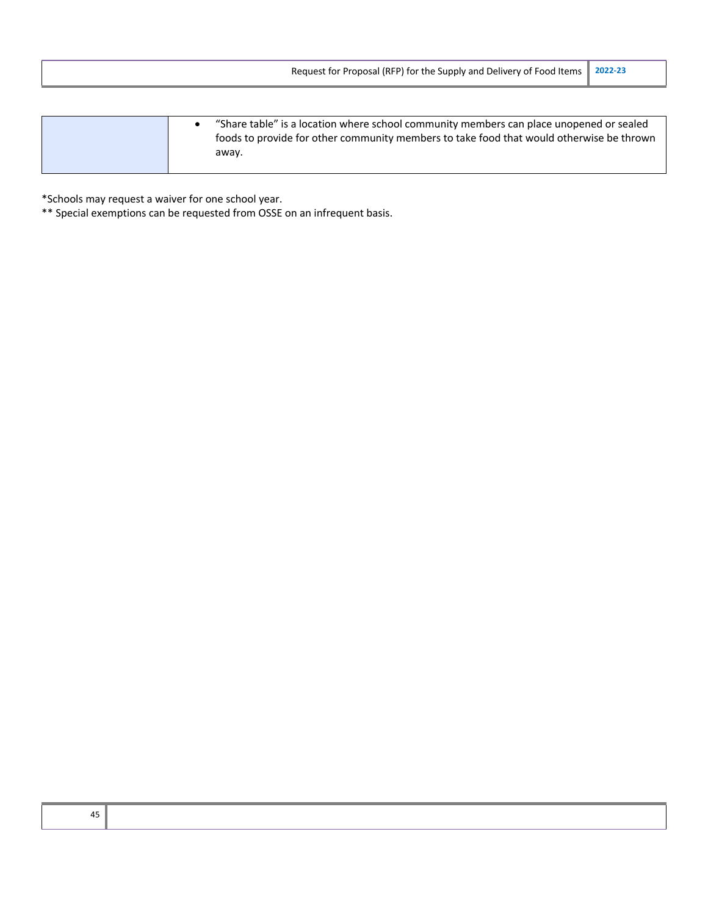| | |
|---|---|
| | • "Share table" is a location where school community members can place unopened or sealed foods to provide for other community members to take food that would otherwise be thrown away. |

*Schools may request a waiver for one school year.

** Special exemptions can be requested from OSSE on an infrequent basis.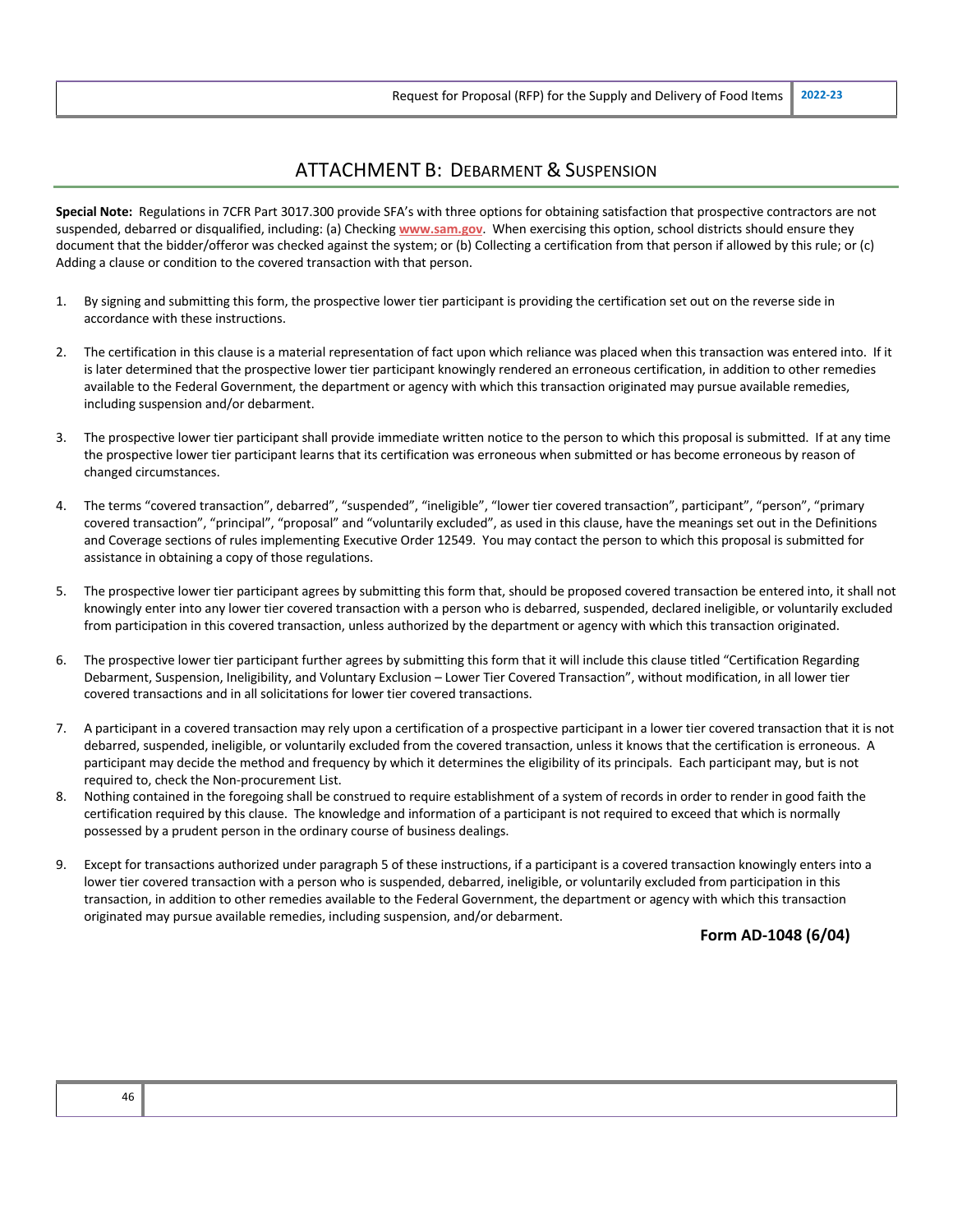# ATTACHMENT B: DEBARMENT & SUSPENSION

**Special Note:** Regulations in 7CFR Part 3017.300 provide SFA's with three options for obtaining satisfaction that prospective contractors are not suspended, debarred or disqualified, including: (a) Checking **www.sam.gov**. When exercising this option, school districts should ensure they document that the bidder/offeror was checked against the system; or (b) Collecting a certification from that person if allowed by this rule; or (c) Adding a clause or condition to the covered transaction with that person.

1. By signing and submitting this form, the prospective lower tier participant is providing the certification set out on the reverse side in accordance with these instructions.

2. The certification in this clause is a material representation of fact upon which reliance was placed when this transaction was entered into. If it is later determined that the prospective lower tier participant knowingly rendered an erroneous certification, in addition to other remedies available to the Federal Government, the department or agency with which this transaction originated may pursue available remedies, including suspension and/or debarment.

3. The prospective lower tier participant shall provide immediate written notice to the person to which this proposal is submitted. If at any time the prospective lower tier participant learns that its certification was erroneous when submitted or has become erroneous by reason of changed circumstances.

4. The terms "covered transaction", debarred", "suspended", "ineligible", "lower tier covered transaction", participant", "person", "primary covered transaction", "principal", "proposal" and "voluntarily excluded", as used in this clause, have the meanings set out in the Definitions and Coverage sections of rules implementing Executive Order 12549. You may contact the person to which this proposal is submitted for assistance in obtaining a copy of those regulations.

5. The prospective lower tier participant agrees by submitting this form that, should be proposed covered transaction be entered into, it shall not knowingly enter into any lower tier covered transaction with a person who is debarred, suspended, declared ineligible, or voluntarily excluded from participation in this covered transaction, unless authorized by the department or agency with which this transaction originated.

6. The prospective lower tier participant further agrees by submitting this form that it will include this clause titled "Certification Regarding Debarment, Suspension, Ineligibility, and Voluntary Exclusion – Lower Tier Covered Transaction", without modification, in all lower tier covered transactions and in all solicitations for lower tier covered transactions.

7. A participant in a covered transaction may rely upon a certification of a prospective participant in a lower tier covered transaction that it is not debarred, suspended, ineligible, or voluntarily excluded from the covered transaction, unless it knows that the certification is erroneous. A participant may decide the method and frequency by which it determines the eligibility of its principals. Each participant may, but is not required to, check the Non-procurement List.

8. Nothing contained in the foregoing shall be construed to require establishment of a system of records in order to render in good faith the certification required by this clause. The knowledge and information of a participant is not required to exceed that which is normally possessed by a prudent person in the ordinary course of business dealings.

9. Except for transactions authorized under paragraph 5 of these instructions, if a participant is a covered transaction knowingly enters into a lower tier covered transaction with a person who is suspended, debarred, ineligible, or voluntarily excluded from participation in this transaction, in addition to other remedies available to the Federal Government, the department or agency with which this transaction originated may pursue available remedies, including suspension, and/or debarment.

**Form AD-1048 (6/04)**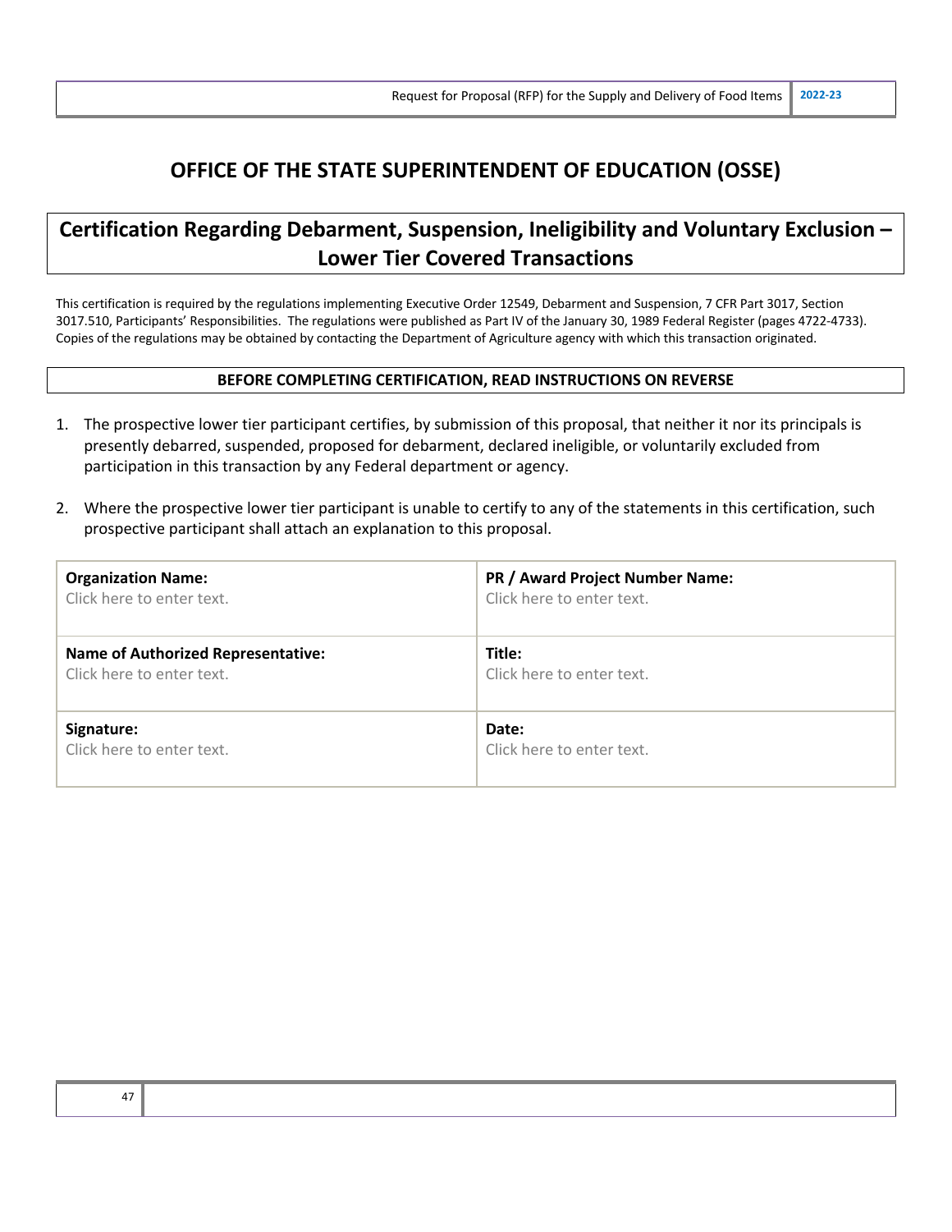# OFFICE OF THE STATE SUPERINTENDENT OF EDUCATION (OSSE)

## Certification Regarding Debarment, Suspension, Ineligibility and Voluntary Exclusion – Lower Tier Covered Transactions

This certification is required by the regulations implementing Executive Order 12549, Debarment and Suspension, 7 CFR Part 3017, Section 3017.510, Participants' Responsibilities. The regulations were published as Part IV of the January 30, 1989 Federal Register (pages 4722-4733). Copies of the regulations may be obtained by contacting the Department of Agriculture agency with which this transaction originated.

**BEFORE COMPLETING CERTIFICATION, READ INSTRUCTIONS ON REVERSE**

1. The prospective lower tier participant certifies, by submission of this proposal, that neither it nor its principals is presently debarred, suspended, proposed for debarment, declared ineligible, or voluntarily excluded from participation in this transaction by any Federal department or agency.

2. Where the prospective lower tier participant is unable to certify to any of the statements in this certification, such prospective participant shall attach an explanation to this proposal.

| | |
|---|---|
| **Organization Name:**<br>Click here to enter text. | **PR / Award Project Number Name:**<br>Click here to enter text. |
| **Name of Authorized Representative:**<br>Click here to enter text. | **Title:**<br>Click here to enter text. |
| **Signature:**<br>Click here to enter text. | **Date:**<br>Click here to enter text. |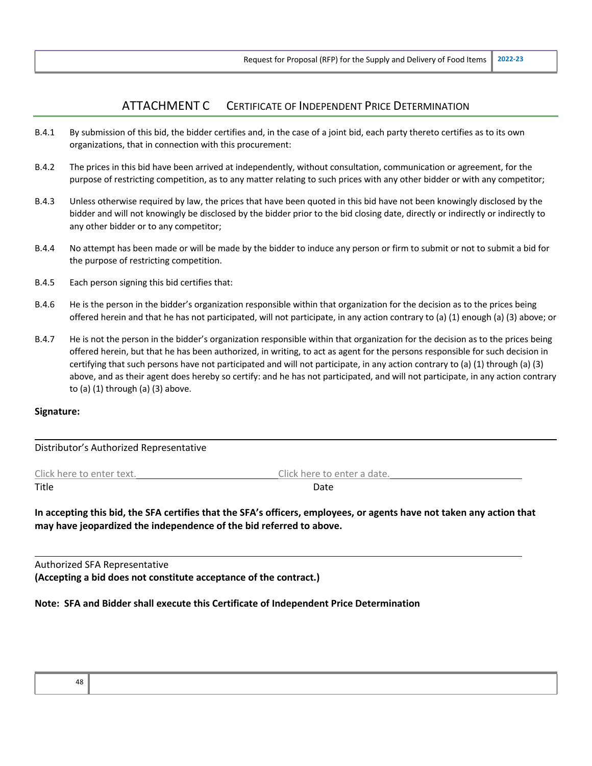## ATTACHMENT C Certificate of Independent Price Determination

B.4.1 By submission of this bid, the bidder certifies and, in the case of a joint bid, each party thereto certifies as to its own organizations, that in connection with this procurement:

B.4.2 The prices in this bid have been arrived at independently, without consultation, communication or agreement, for the purpose of restricting competition, as to any matter relating to such prices with any other bidder or with any competitor;

B.4.3 Unless otherwise required by law, the prices that have been quoted in this bid have not been knowingly disclosed by the bidder and will not knowingly be disclosed by the bidder prior to the bid closing date, directly or indirectly or indirectly to any other bidder or to any competitor;

B.4.4 No attempt has been made or will be made by the bidder to induce any person or firm to submit or not to submit a bid for the purpose of restricting competition.

B.4.5 Each person signing this bid certifies that:

B.4.6 He is the person in the bidder's organization responsible within that organization for the decision as to the prices being offered herein and that he has not participated, will not participate, in any action contrary to (a) (1) enough (a) (3) above; or

B.4.7 He is not the person in the bidder's organization responsible within that organization for the decision as to the prices being offered herein, but that he has been authorized, in writing, to act as agent for the persons responsible for such decision in certifying that such persons have not participated and will not participate, in any action contrary to (a) (1) through (a) (3) above, and as their agent does hereby so certify: and he has not participated, and will not participate, in any action contrary to (a) (1) through (a) (3) above.

**Signature:**

_______________________________________________

Distributor's Authorized Representative

Click here to enter text.______________________ Click here to enter a date.______________________

Title Date

**In accepting this bid, the SFA certifies that the SFA's officers, employees, or agents have not taken any action that may have jeopardized the independence of the bid referred to above.**

_______________________________________________

Authorized SFA Representative

**(Accepting a bid does not constitute acceptance of the contract.)**

**Note: SFA and Bidder shall execute this Certificate of Independent Price Determination**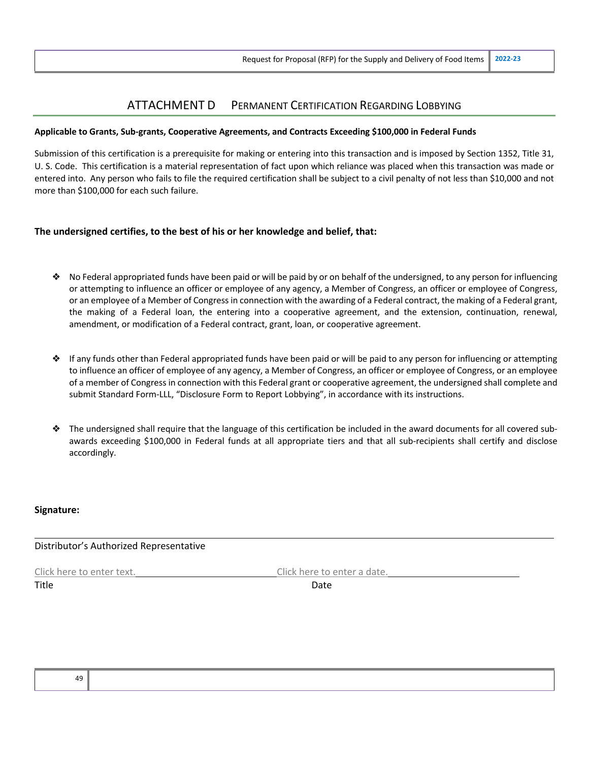# ATTACHMENT D PERMANENT CERTIFICATION REGARDING LOBBYING

**Applicable to Grants, Sub-grants, Cooperative Agreements, and Contracts Exceeding $100,000 in Federal Funds**

Submission of this certification is a prerequisite for making or entering into this transaction and is imposed by Section 1352, Title 31, U. S. Code. This certification is a material representation of fact upon which reliance was placed when this transaction was made or entered into. Any person who fails to file the required certification shall be subject to a civil penalty of not less than $10,000 and not more than $100,000 for each such failure.

**The undersigned certifies, to the best of his or her knowledge and belief, that:**

- No Federal appropriated funds have been paid or will be paid by or on behalf of the undersigned, to any person for influencing or attempting to influence an officer or employee of any agency, a Member of Congress, an officer or employee of Congress, or an employee of a Member of Congress in connection with the awarding of a Federal contract, the making of a Federal grant, the making of a Federal loan, the entering into a cooperative agreement, and the extension, continuation, renewal, amendment, or modification of a Federal contract, grant, loan, or cooperative agreement.

- If any funds other than Federal appropriated funds have been paid or will be paid to any person for influencing or attempting to influence an officer of employee of any agency, a Member of Congress, an officer or employee of Congress, or an employee of a member of Congress in connection with this Federal grant or cooperative agreement, the undersigned shall complete and submit Standard Form-LLL, "Disclosure Form to Report Lobbying", in accordance with its instructions.

- The undersigned shall require that the language of this certification be included in the award documents for all covered sub-awards exceeding $100,000 in Federal funds at all appropriate tiers and that all sub-recipients shall certify and disclose accordingly.

**Signature:**

______________________________________________

Distributor's Authorized Representative

Click here to enter text.______________________ Click here to enter a date.______________________

Title Date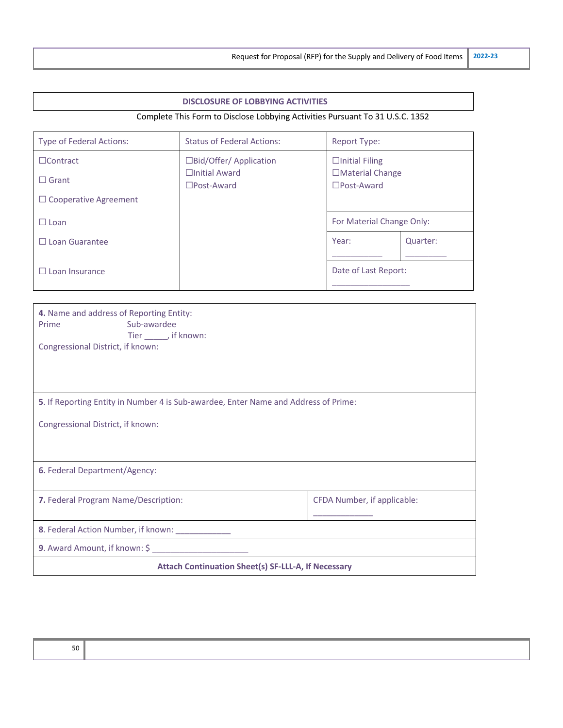## DISCLOSURE OF LOBBYING ACTIVITIES

Complete This Form to Disclose Lobbying Activities Pursuant To 31 U.S.C. 1352

| Type of Federal Actions: | Status of Federal Actions: | Report Type: | |
|---|---|---|---|
| ☐Contract<br>☐ Grant<br>☐ Cooperative Agreement<br>☐ Loan<br>☐ Loan Guarantee<br>☐ Loan Insurance | ☐Bid/Offer/ Application<br>☐Initial Award<br>☐Post-Award | ☐Initial Filing<br>☐Material Change<br>☐Post-Award | |
| | | For Material Change Only: | |
| | | Year: ___________ | Quarter: _________ |
| | | Date of Last Report: _________________ | |

| | |
|---|---|
| **4.** Name and address of Reporting Entity:<br>Prime Sub-awardee<br>Tier _____, if known:<br>Congressional District, if known: | |
| **5**. If Reporting Entity in Number 4 is Sub-awardee, Enter Name and Address of Prime:<br><br>Congressional District, if known: | |
| **6.** Federal Department/Agency: | |
| **7.** Federal Program Name/Description: | CFDA Number, if applicable: _____________ |
| **8**. Federal Action Number, if known: ____________ | |
| **9**. Award Amount, if known: $ _____________________ | |
| **Attach Continuation Sheet(s) SF-LLL-A, If Necessary** | |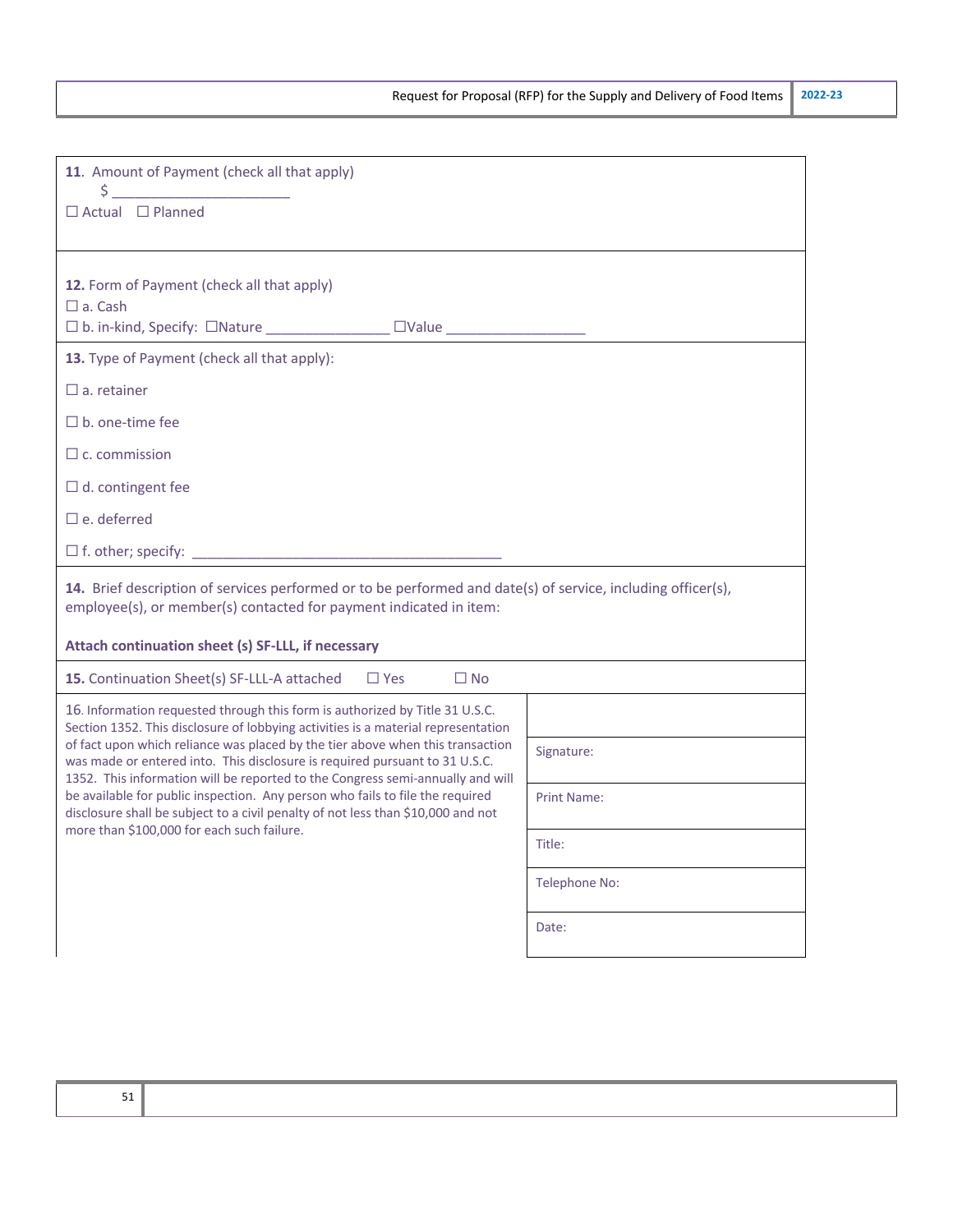**11**. Amount of Payment (check all that apply)

$ ______________________

☐ Actual ☐ Planned

**12.** Form of Payment (check all that apply)

☐ a. Cash

☐ b. in-kind, Specify: ☐Nature _______________ ☐Value _________________

**13.** Type of Payment (check all that apply):

☐ a. retainer

☐ b. one-time fee

☐ c. commission

☐ d. contingent fee

☐ e. deferred

☐ f. other; specify: ________________________________________

**14.** Brief description of services performed or to be performed and date(s) of service, including officer(s), employee(s), or member(s) contacted for payment indicated in item:

**Attach continuation sheet (s) SF-LLL, if necessary**

**15.** Continuation Sheet(s) SF-LLL-A attached ☐ Yes ☐ No

| 16. Information requested through this form is authorized by Title 31 U.S.C. Section 1352. This disclosure of lobbying activities is a material representation of fact upon which reliance was placed by the tier above when this transaction was made or entered into. This disclosure is required pursuant to 31 U.S.C. 1352. This information will be reported to the Congress semi-annually and will be available for public inspection. Any person who fails to file the required disclosure shall be subject to a civil penalty of not less than $10,000 and not more than $100,000 for each such failure. | |
|---|---|
| | Signature: |
| | Print Name: |
| | Title: |
| | Telephone No: |
| | Date: |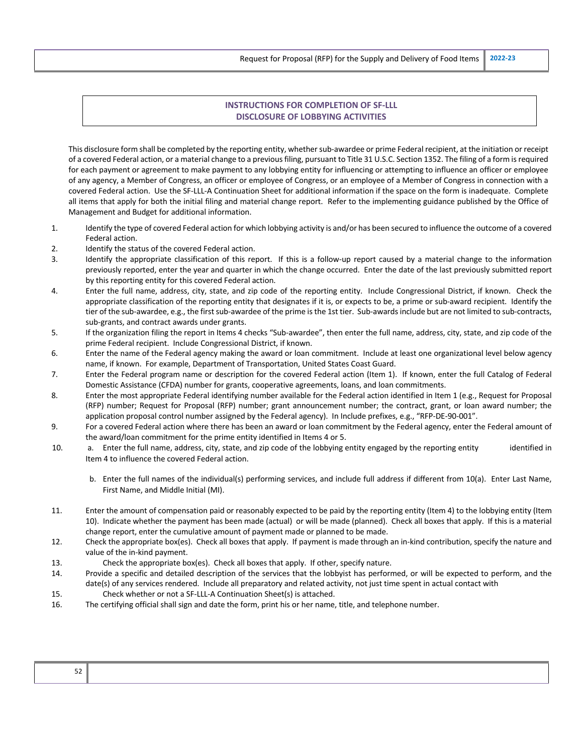## INSTRUCTIONS FOR COMPLETION OF SF-LLL DISCLOSURE OF LOBBYING ACTIVITIES

This disclosure form shall be completed by the reporting entity, whether sub-awardee or prime Federal recipient, at the initiation or receipt of a covered Federal action, or a material change to a previous filing, pursuant to Title 31 U.S.C. Section 1352. The filing of a form is required for each payment or agreement to make payment to any lobbying entity for influencing or attempting to influence an officer or employee of any agency, a Member of Congress, an officer or employee of Congress, or an employee of a Member of Congress in connection with a covered Federal action. Use the SF-LLL-A Continuation Sheet for additional information if the space on the form is inadequate. Complete all items that apply for both the initial filing and material change report. Refer to the implementing guidance published by the Office of Management and Budget for additional information.

1. Identify the type of covered Federal action for which lobbying activity is and/or has been secured to influence the outcome of a covered Federal action.
2. Identify the status of the covered Federal action.
3. Identify the appropriate classification of this report. If this is a follow-up report caused by a material change to the information previously reported, enter the year and quarter in which the change occurred. Enter the date of the last previously submitted report by this reporting entity for this covered Federal action.
4. Enter the full name, address, city, state, and zip code of the reporting entity. Include Congressional District, if known. Check the appropriate classification of the reporting entity that designates if it is, or expects to be, a prime or sub-award recipient. Identify the tier of the sub-awardee, e.g., the first sub-awardee of the prime is the 1st tier. Sub-awards include but are not limited to sub-contracts, sub-grants, and contract awards under grants.
5. If the organization filing the report in Items 4 checks "Sub-awardee", then enter the full name, address, city, state, and zip code of the prime Federal recipient. Include Congressional District, if known.
6. Enter the name of the Federal agency making the award or loan commitment. Include at least one organizational level below agency name, if known. For example, Department of Transportation, United States Coast Guard.
7. Enter the Federal program name or description for the covered Federal action (Item 1). If known, enter the full Catalog of Federal Domestic Assistance (CFDA) number for grants, cooperative agreements, loans, and loan commitments.
8. Enter the most appropriate Federal identifying number available for the Federal action identified in Item 1 (e.g., Request for Proposal (RFP) number; Request for Proposal (RFP) number; grant announcement number; the contract, grant, or loan award number; the application proposal control number assigned by the Federal agency). In Include prefixes, e.g., "RFP-DE-90-001".
9. For a covered Federal action where there has been an award or loan commitment by the Federal agency, enter the Federal amount of the award/loan commitment for the prime entity identified in Items 4 or 5.
10. a. Enter the full name, address, city, state, and zip code of the lobbying entity engaged by the reporting entity identified in Item 4 to influence the covered Federal action.

    b. Enter the full names of the individual(s) performing services, and include full address if different from 10(a). Enter Last Name, First Name, and Middle Initial (MI).

11. Enter the amount of compensation paid or reasonably expected to be paid by the reporting entity (Item 4) to the lobbying entity (Item 10). Indicate whether the payment has been made (actual) or will be made (planned). Check all boxes that apply. If this is a material change report, enter the cumulative amount of payment made or planned to be made.
12. Check the appropriate box(es). Check all boxes that apply. If payment is made through an in-kind contribution, specify the nature and value of the in-kind payment.
13. Check the appropriate box(es). Check all boxes that apply. If other, specify nature.
14. Provide a specific and detailed description of the services that the lobbyist has performed, or will be expected to perform, and the date(s) of any services rendered. Include all preparatory and related activity, not just time spent in actual contact with
15. Check whether or not a SF-LLL-A Continuation Sheet(s) is attached.
16. The certifying official shall sign and date the form, print his or her name, title, and telephone number.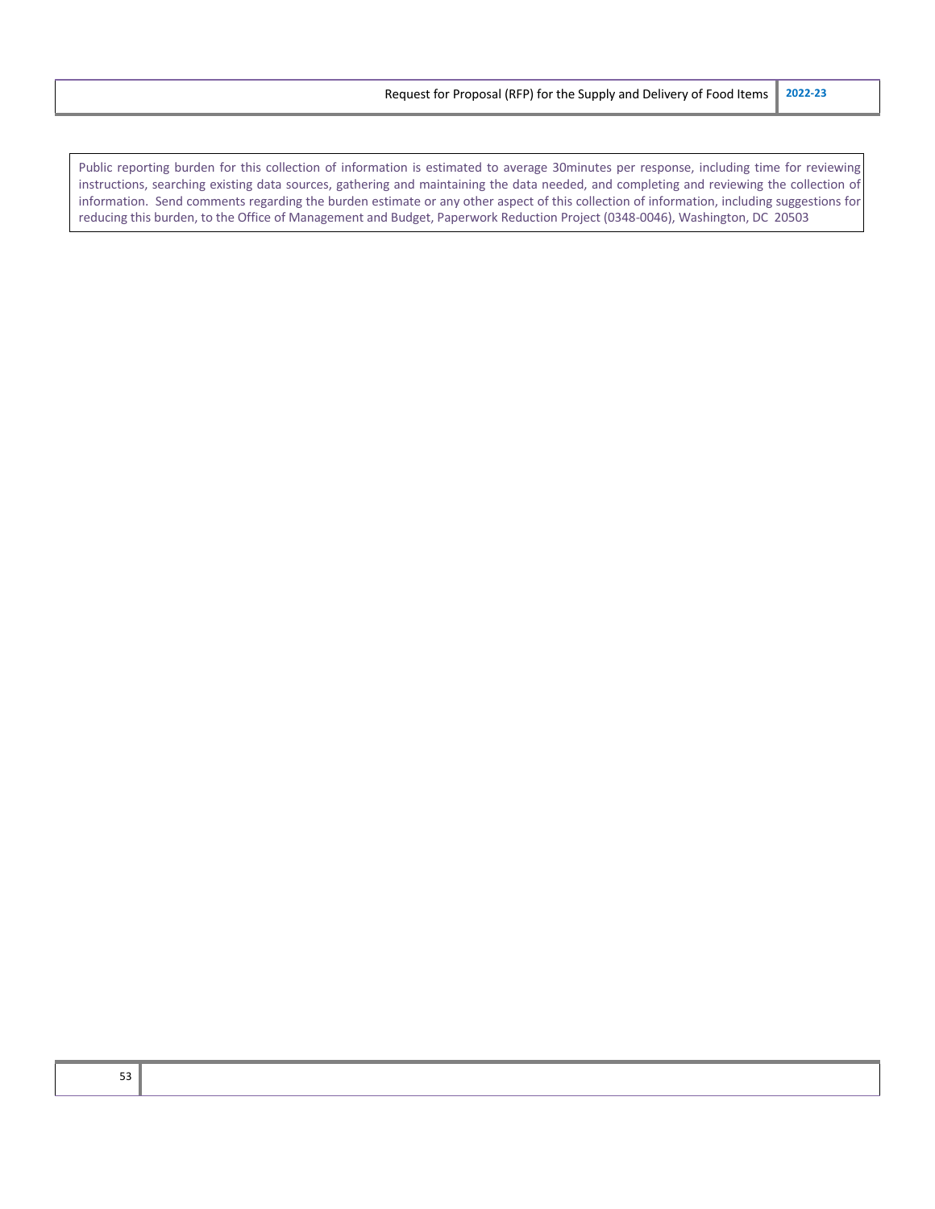Public reporting burden for this collection of information is estimated to average 30minutes per response, including time for reviewing instructions, searching existing data sources, gathering and maintaining the data needed, and completing and reviewing the collection of information. Send comments regarding the burden estimate or any other aspect of this collection of information, including suggestions for reducing this burden, to the Office of Management and Budget, Paperwork Reduction Project (0348-0046), Washington, DC 20503